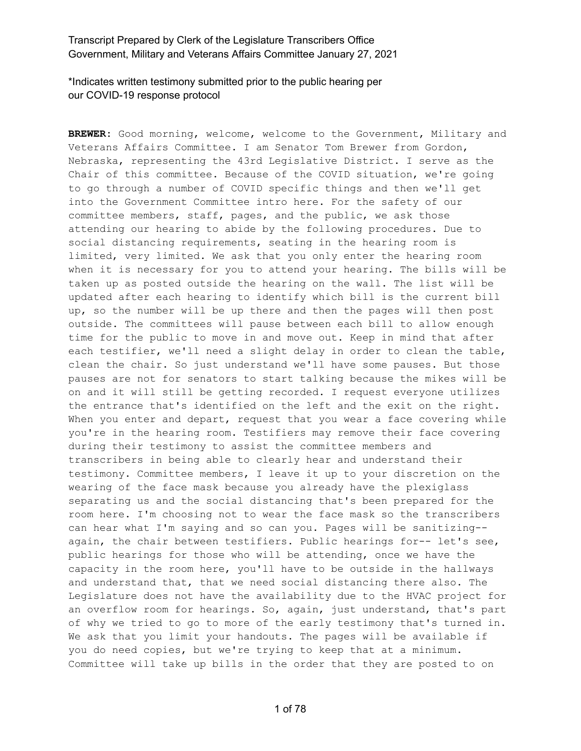*Indicates written testimony submitted prior to the public hearing per our COVID-19 response protocol

**BREWER:** Good morning, welcome, welcome to the Government, Military and Veterans Affairs Committee. I am Senator Tom Brewer from Gordon, Nebraska, representing the 43rd Legislative District. I serve as the Chair of this committee. Because of the COVID situation, we're going to go through a number of COVID specific things and then we'll get into the Government Committee intro here. For the safety of our committee members, staff, pages, and the public, we ask those attending our hearing to abide by the following procedures. Due to social distancing requirements, seating in the hearing room is limited, very limited. We ask that you only enter the hearing room when it is necessary for you to attend your hearing. The bills will be taken up as posted outside the hearing on the wall. The list will be updated after each hearing to identify which bill is the current bill up, so the number will be up there and then the pages will then post outside. The committees will pause between each bill to allow enough time for the public to move in and move out. Keep in mind that after each testifier, we'll need a slight delay in order to clean the table, clean the chair. So just understand we'll have some pauses. But those pauses are not for senators to start talking because the mikes will be on and it will still be getting recorded. I request everyone utilizes the entrance that's identified on the left and the exit on the right. When you enter and depart, request that you wear a face covering while you're in the hearing room. Testifiers may remove their face covering during their testimony to assist the committee members and transcribers in being able to clearly hear and understand their testimony. Committee members, I leave it up to your discretion on the wearing of the face mask because you already have the plexiglass separating us and the social distancing that's been prepared for the room here. I'm choosing not to wear the face mask so the transcribers can hear what I'm saying and so can you. Pages will be sanitizing-- again, the chair between testifiers. Public hearings for-- let's see, public hearings for those who will be attending, once we have the capacity in the room here, you'll have to be outside in the hallways and understand that, that we need social distancing there also. The Legislature does not have the availability due to the HVAC project for an overflow room for hearings. So, again, just understand, that's part of why we tried to go to more of the early testimony that's turned in. We ask that you limit your handouts. The pages will be available if you do need copies, but we're trying to keep that at a minimum. Committee will take up bills in the order that they are posted to on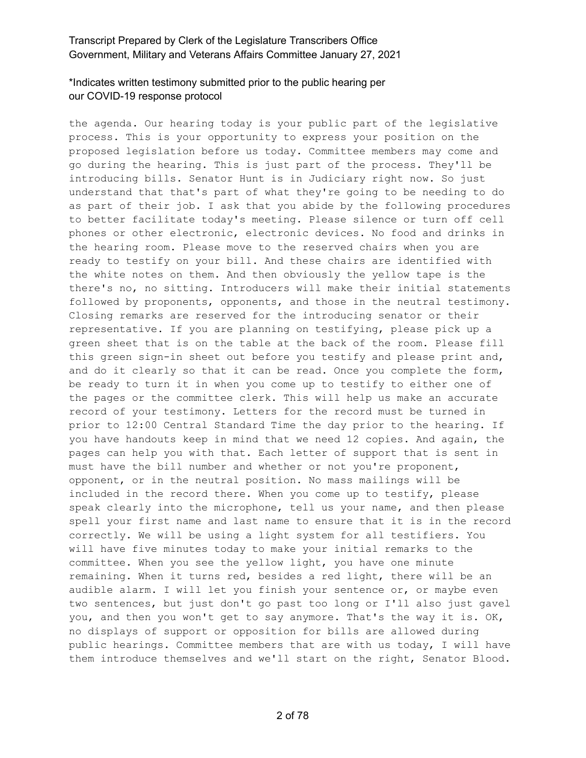the agenda. Our hearing today is your public part of the legislative process. This is your opportunity to express your position on the proposed legislation before us today. Committee members may come and go during the hearing. This is just part of the process. They'll be introducing bills. Senator Hunt is in Judiciary right now. So just understand that that's part of what they're going to be needing to do as part of their job. I ask that you abide by the following procedures to better facilitate today's meeting. Please silence or turn off cell phones or other electronic, electronic devices. No food and drinks in the hearing room. Please move to the reserved chairs when you are ready to testify on your bill. And these chairs are identified with the white notes on them. And then obviously the yellow tape is the there's no, no sitting. Introducers will make their initial statements followed by proponents, opponents, and those in the neutral testimony. Closing remarks are reserved for the introducing senator or their representative. If you are planning on testifying, please pick up a green sheet that is on the table at the back of the room. Please fill this green sign-in sheet out before you testify and please print and, and do it clearly so that it can be read. Once you complete the form, be ready to turn it in when you come up to testify to either one of the pages or the committee clerk. This will help us make an accurate record of your testimony. Letters for the record must be turned in prior to 12:00 Central Standard Time the day prior to the hearing. If you have handouts keep in mind that we need 12 copies. And again, the pages can help you with that. Each letter of support that is sent in must have the bill number and whether or not you're proponent, opponent, or in the neutral position. No mass mailings will be included in the record there. When you come up to testify, please speak clearly into the microphone, tell us your name, and then please spell your first name and last name to ensure that it is in the record correctly. We will be using a light system for all testifiers. You will have five minutes today to make your initial remarks to the committee. When you see the yellow light, you have one minute remaining. When it turns red, besides a red light, there will be an audible alarm. I will let you finish your sentence or, or maybe even two sentences, but just don't go past too long or I'll also just gavel you, and then you won't get to say anymore. That's the way it is. OK, no displays of support or opposition for bills are allowed during public hearings. Committee members that are with us today, I will have them introduce themselves and we'll start on the right, Senator Blood.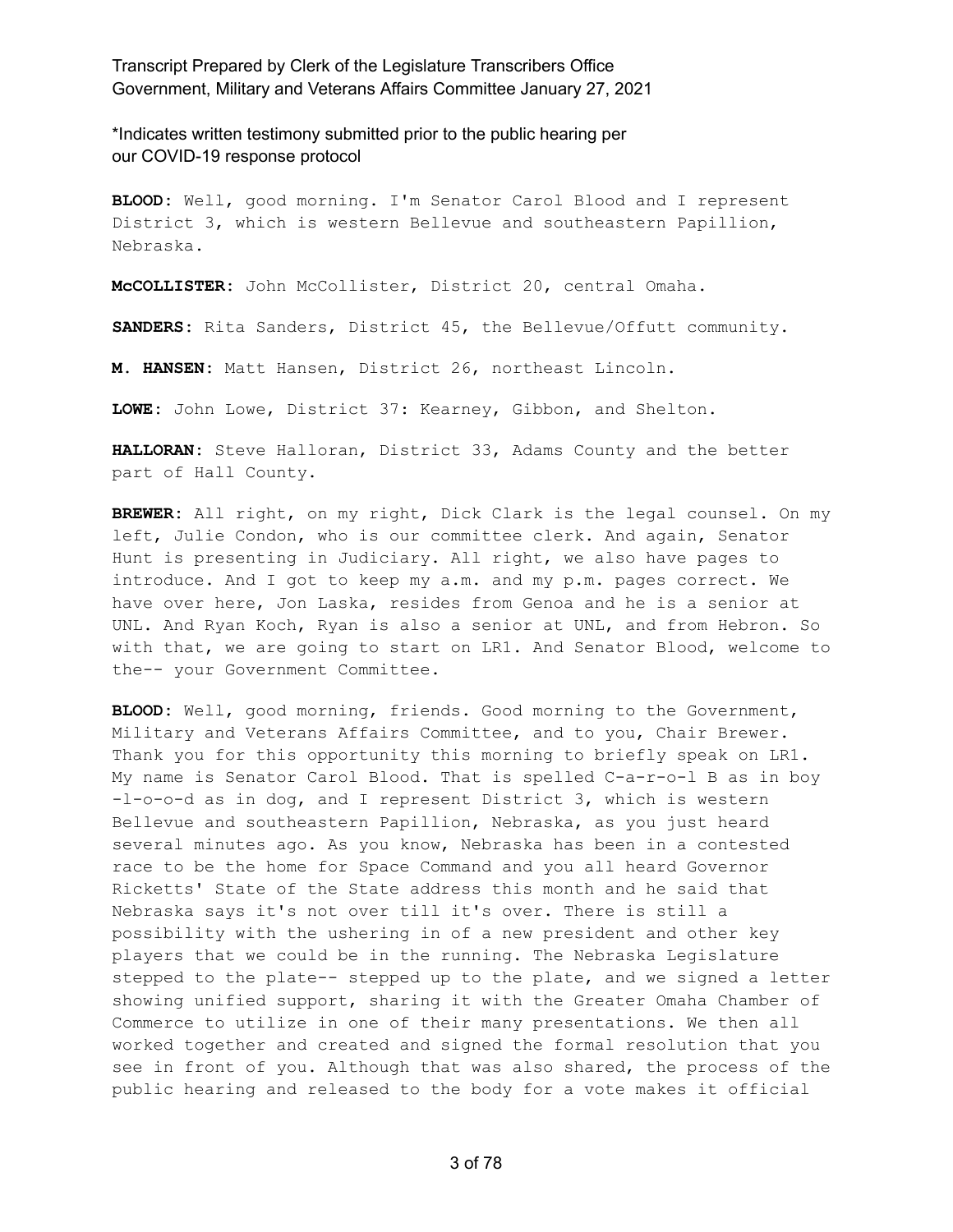*Indicates written testimony submitted prior to the public hearing per our COVID-19 response protocol

**BLOOD:** Well, good morning. I'm Senator Carol Blood and I represent District 3, which is western Bellevue and southeastern Papillion, Nebraska.

**McCOLLISTER:** John McCollister, District 20, central Omaha.

**SANDERS:** Rita Sanders, District 45, the Bellevue/Offutt community.

**M. HANSEN:** Matt Hansen, District 26, northeast Lincoln.

**LOWE:** John Lowe, District 37: Kearney, Gibbon, and Shelton.

**HALLORAN:** Steve Halloran, District 33, Adams County and the better part of Hall County.

**BREWER:** All right, on my right, Dick Clark is the legal counsel. On my left, Julie Condon, who is our committee clerk. And again, Senator Hunt is presenting in Judiciary. All right, we also have pages to introduce. And I got to keep my a.m. and my p.m. pages correct. We have over here, Jon Laska, resides from Genoa and he is a senior at UNL. And Ryan Koch, Ryan is also a senior at UNL, and from Hebron. So with that, we are going to start on LR1. And Senator Blood, welcome to the-- your Government Committee.

**BLOOD:** Well, good morning, friends. Good morning to the Government, Military and Veterans Affairs Committee, and to you, Chair Brewer. Thank you for this opportunity this morning to briefly speak on LR1. My name is Senator Carol Blood. That is spelled C-a-r-o-l B as in boy -l-o-o-d as in dog, and I represent District 3, which is western Bellevue and southeastern Papillion, Nebraska, as you just heard several minutes ago. As you know, Nebraska has been in a contested race to be the home for Space Command and you all heard Governor Ricketts' State of the State address this month and he said that Nebraska says it's not over till it's over. There is still a possibility with the ushering in of a new president and other key players that we could be in the running. The Nebraska Legislature stepped to the plate-- stepped up to the plate, and we signed a letter showing unified support, sharing it with the Greater Omaha Chamber of Commerce to utilize in one of their many presentations. We then all worked together and created and signed the formal resolution that you see in front of you. Although that was also shared, the process of the public hearing and released to the body for a vote makes it official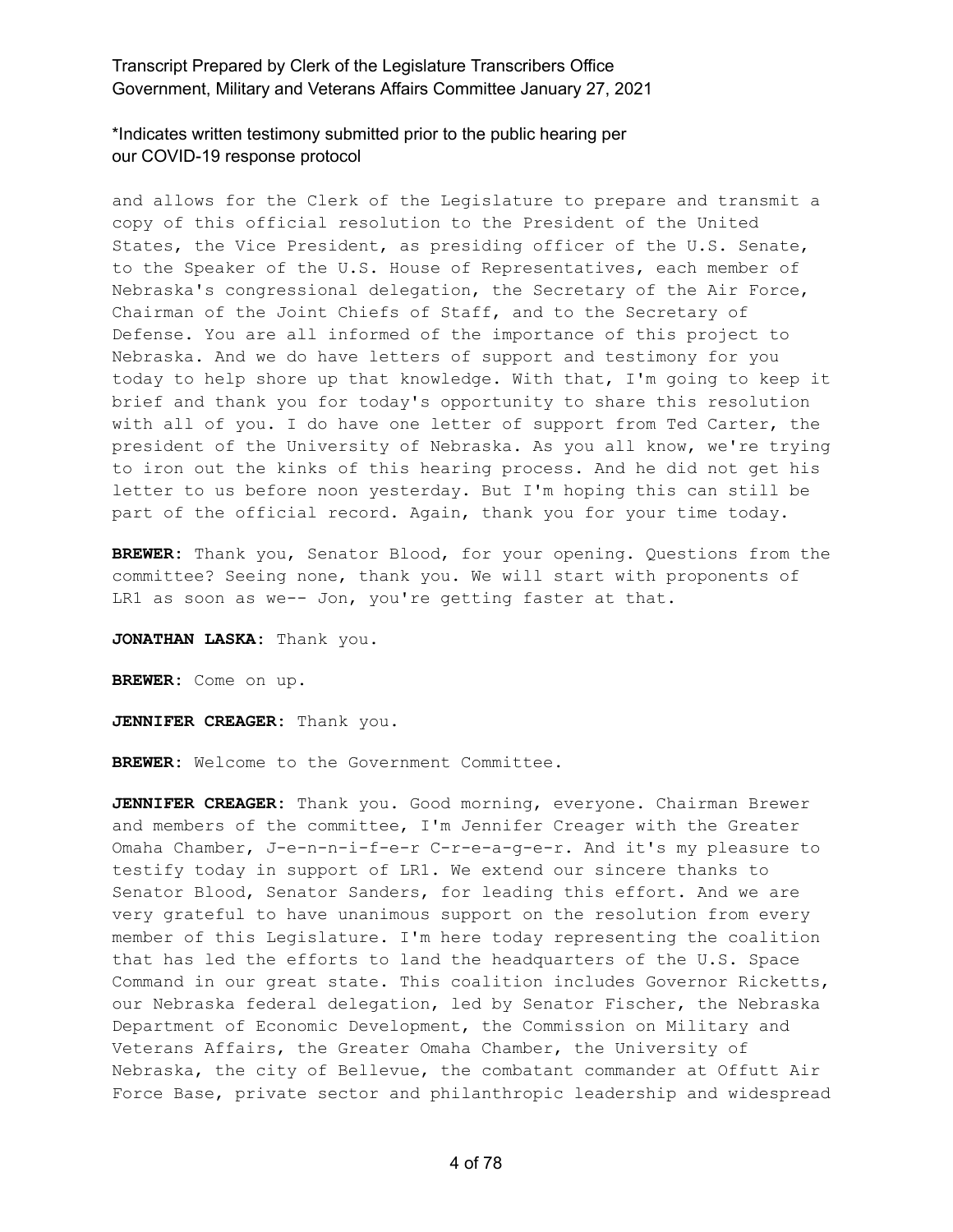and allows for the Clerk of the Legislature to prepare and transmit a copy of this official resolution to the President of the United States, the Vice President, as presiding officer of the U.S. Senate, to the Speaker of the U.S. House of Representatives, each member of Nebraska's congressional delegation, the Secretary of the Air Force, Chairman of the Joint Chiefs of Staff, and to the Secretary of Defense. You are all informed of the importance of this project to Nebraska. And we do have letters of support and testimony for you today to help shore up that knowledge. With that, I'm going to keep it brief and thank you for today's opportunity to share this resolution with all of you. I do have one letter of support from Ted Carter, the president of the University of Nebraska. As you all know, we're trying to iron out the kinks of this hearing process. And he did not get his letter to us before noon yesterday. But I'm hoping this can still be part of the official record. Again, thank you for your time today.

**BREWER:** Thank you, Senator Blood, for your opening. Questions from the committee? Seeing none, thank you. We will start with proponents of LR1 as soon as we-- Jon, you're getting faster at that.

**JONATHAN LASKA:** Thank you.

**BREWER:** Come on up.

**JENNIFER CREAGER:** Thank you.

**BREWER:** Welcome to the Government Committee.

**JENNIFER CREAGER:** Thank you. Good morning, everyone. Chairman Brewer and members of the committee, I'm Jennifer Creager with the Greater Omaha Chamber, J-e-n-n-i-f-e-r C-r-e-a-g-e-r. And it's my pleasure to testify today in support of LR1. We extend our sincere thanks to Senator Blood, Senator Sanders, for leading this effort. And we are very grateful to have unanimous support on the resolution from every member of this Legislature. I'm here today representing the coalition that has led the efforts to land the headquarters of the U.S. Space Command in our great state. This coalition includes Governor Ricketts, our Nebraska federal delegation, led by Senator Fischer, the Nebraska Department of Economic Development, the Commission on Military and Veterans Affairs, the Greater Omaha Chamber, the University of Nebraska, the city of Bellevue, the combatant commander at Offutt Air Force Base, private sector and philanthropic leadership and widespread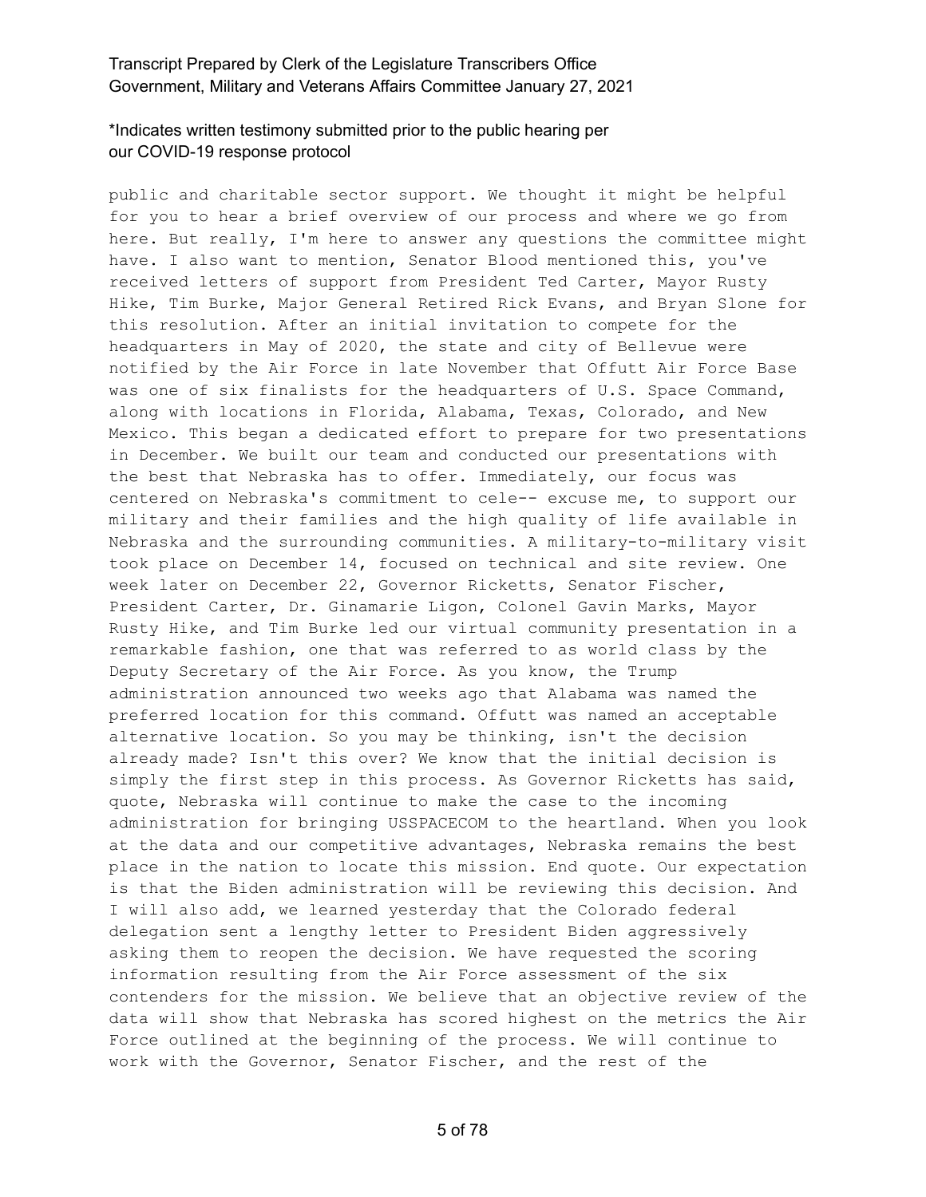public and charitable sector support. We thought it might be helpful for you to hear a brief overview of our process and where we go from here. But really, I'm here to answer any questions the committee might have. I also want to mention, Senator Blood mentioned this, you've received letters of support from President Ted Carter, Mayor Rusty Hike, Tim Burke, Major General Retired Rick Evans, and Bryan Slone for this resolution. After an initial invitation to compete for the headquarters in May of 2020, the state and city of Bellevue were notified by the Air Force in late November that Offutt Air Force Base was one of six finalists for the headquarters of U.S. Space Command, along with locations in Florida, Alabama, Texas, Colorado, and New Mexico. This began a dedicated effort to prepare for two presentations in December. We built our team and conducted our presentations with the best that Nebraska has to offer. Immediately, our focus was centered on Nebraska's commitment to cele-- excuse me, to support our military and their families and the high quality of life available in Nebraska and the surrounding communities. A military-to-military visit took place on December 14, focused on technical and site review. One week later on December 22, Governor Ricketts, Senator Fischer, President Carter, Dr. Ginamarie Ligon, Colonel Gavin Marks, Mayor Rusty Hike, and Tim Burke led our virtual community presentation in a remarkable fashion, one that was referred to as world class by the Deputy Secretary of the Air Force. As you know, the Trump administration announced two weeks ago that Alabama was named the preferred location for this command. Offutt was named an acceptable alternative location. So you may be thinking, isn't the decision already made? Isn't this over? We know that the initial decision is simply the first step in this process. As Governor Ricketts has said, quote, Nebraska will continue to make the case to the incoming administration for bringing USSPACECOM to the heartland. When you look at the data and our competitive advantages, Nebraska remains the best place in the nation to locate this mission. End quote. Our expectation is that the Biden administration will be reviewing this decision. And I will also add, we learned yesterday that the Colorado federal delegation sent a lengthy letter to President Biden aggressively asking them to reopen the decision. We have requested the scoring information resulting from the Air Force assessment of the six contenders for the mission. We believe that an objective review of the data will show that Nebraska has scored highest on the metrics the Air Force outlined at the beginning of the process. We will continue to work with the Governor, Senator Fischer, and the rest of the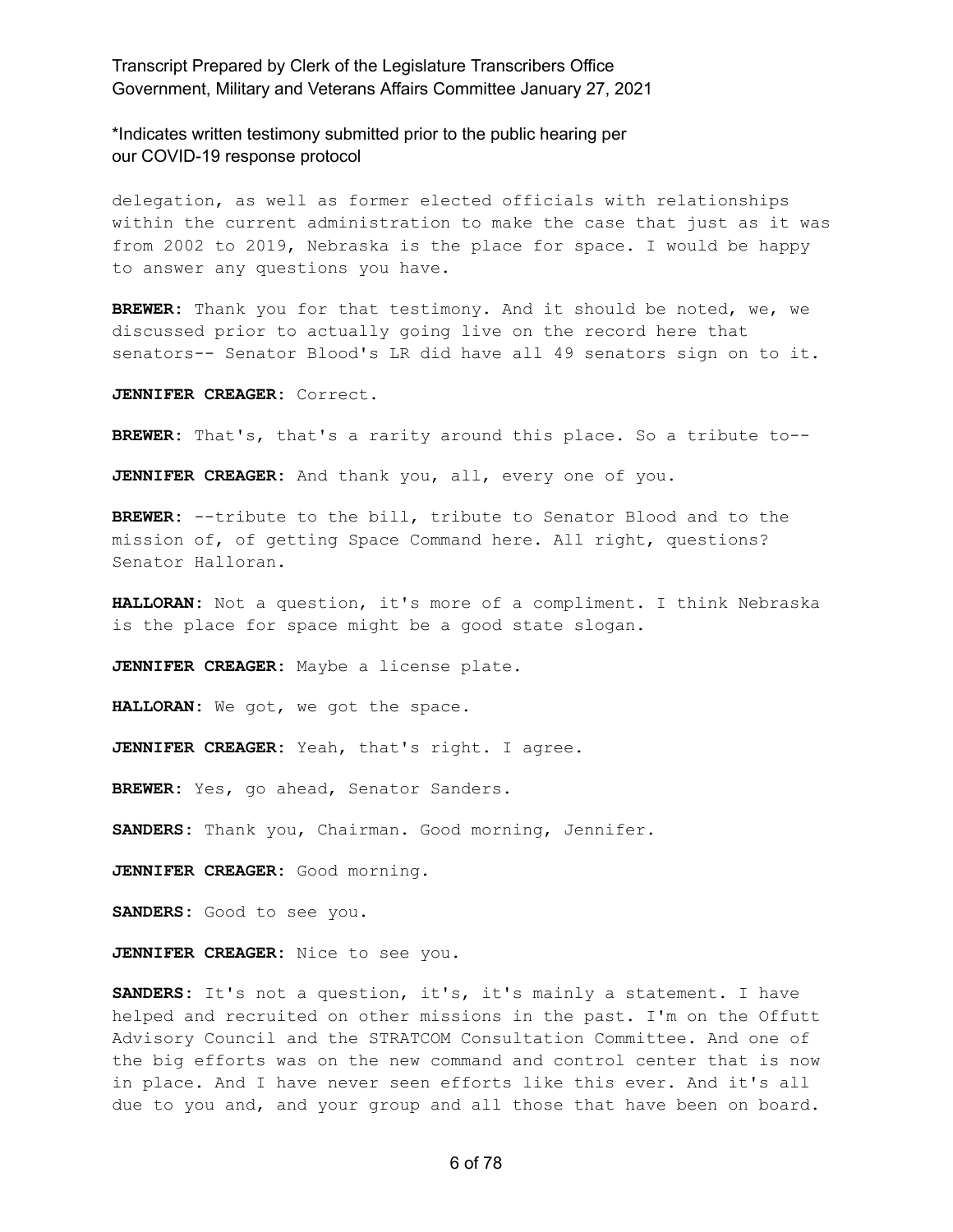delegation, as well as former elected officials with relationships within the current administration to make the case that just as it was from 2002 to 2019, Nebraska is the place for space. I would be happy to answer any questions you have.

**BREWER:** Thank you for that testimony. And it should be noted, we, we discussed prior to actually going live on the record here that senators-- Senator Blood's LR did have all 49 senators sign on to it.

**JENNIFER CREAGER:** Correct.

**BREWER:** That's, that's a rarity around this place. So a tribute to--

**JENNIFER CREAGER:** And thank you, all, every one of you.

**BREWER:** --tribute to the bill, tribute to Senator Blood and to the mission of, of getting Space Command here. All right, questions? Senator Halloran.

**HALLORAN:** Not a question, it's more of a compliment. I think Nebraska is the place for space might be a good state slogan.

**JENNIFER CREAGER:** Maybe a license plate.

**HALLORAN:** We got, we got the space.

**JENNIFER CREAGER:** Yeah, that's right. I agree.

**BREWER:** Yes, go ahead, Senator Sanders.

**SANDERS:** Thank you, Chairman. Good morning, Jennifer.

**JENNIFER CREAGER:** Good morning.

**SANDERS:** Good to see you.

**JENNIFER CREAGER:** Nice to see you.

**SANDERS:** It's not a question, it's, it's mainly a statement. I have helped and recruited on other missions in the past. I'm on the Offutt Advisory Council and the STRATCOM Consultation Committee. And one of the big efforts was on the new command and control center that is now in place. And I have never seen efforts like this ever. And it's all due to you and, and your group and all those that have been on board.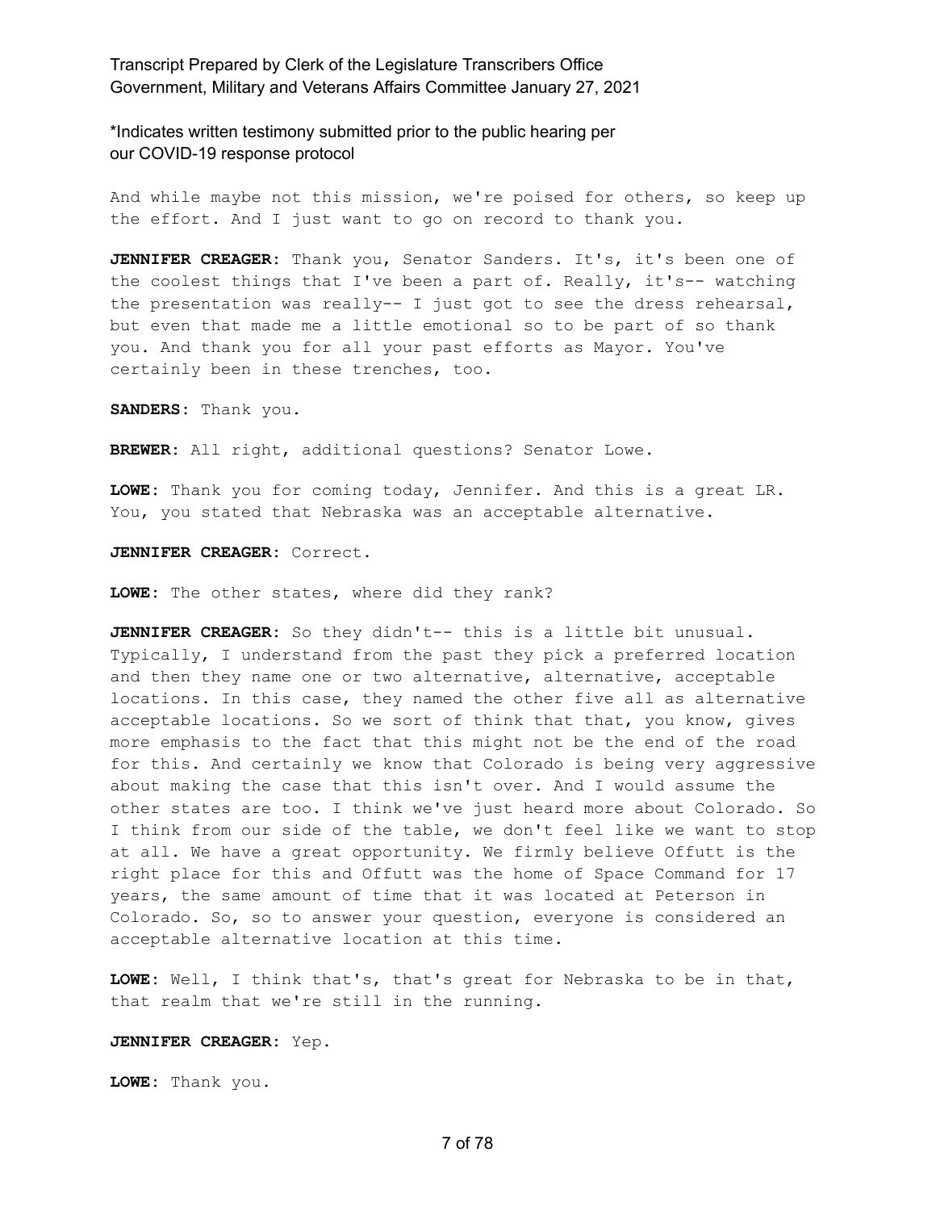\*Indicates written testimony submitted prior to the public hearing per our COVID-19 response protocol

And while maybe not this mission, we're poised for others, so keep up the effort. And I just want to go on record to thank you.

**JENNIFER CREAGER:** Thank you, Senator Sanders. It's, it's been one of the coolest things that I've been a part of. Really, it's-- watching the presentation was really-- I just got to see the dress rehearsal, but even that made me a little emotional so to be part of so thank you. And thank you for all your past efforts as Mayor. You've certainly been in these trenches, too.

**SANDERS:** Thank you.

**BREWER:** All right, additional questions? Senator Lowe.

**LOWE:** Thank you for coming today, Jennifer. And this is a great LR. You, you stated that Nebraska was an acceptable alternative.

**JENNIFER CREAGER:** Correct.

**LOWE:** The other states, where did they rank?

**JENNIFER CREAGER:** So they didn't-- this is a little bit unusual. Typically, I understand from the past they pick a preferred location and then they name one or two alternative, alternative, acceptable locations. In this case, they named the other five all as alternative acceptable locations. So we sort of think that that, you know, gives more emphasis to the fact that this might not be the end of the road for this. And certainly we know that Colorado is being very aggressive about making the case that this isn't over. And I would assume the other states are too. I think we've just heard more about Colorado. So I think from our side of the table, we don't feel like we want to stop at all. We have a great opportunity. We firmly believe Offutt is the right place for this and Offutt was the home of Space Command for 17 years, the same amount of time that it was located at Peterson in Colorado. So, so to answer your question, everyone is considered an acceptable alternative location at this time.

**LOWE:** Well, I think that's, that's great for Nebraska to be in that, that realm that we're still in the running.

**JENNIFER CREAGER:** Yep.

**LOWE:** Thank you.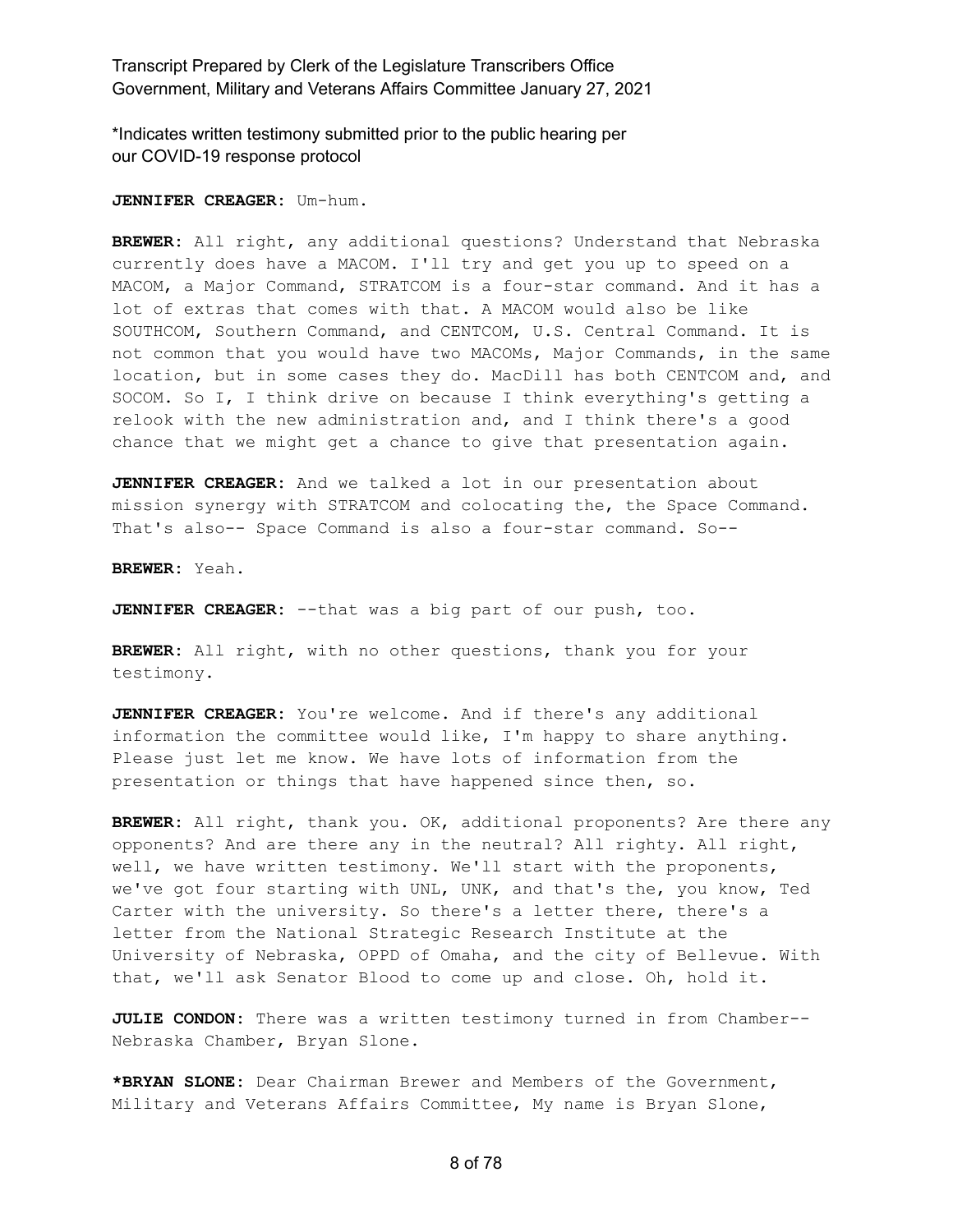*Indicates written testimony submitted prior to the public hearing per our COVID-19 response protocol

**JENNIFER CREAGER:** Um-hum.

**BREWER:** All right, any additional questions? Understand that Nebraska currently does have a MACOM. I'll try and get you up to speed on a MACOM, a Major Command, STRATCOM is a four-star command. And it has a lot of extras that comes with that. A MACOM would also be like SOUTHCOM, Southern Command, and CENTCOM, U.S. Central Command. It is not common that you would have two MACOMs, Major Commands, in the same location, but in some cases they do. MacDill has both CENTCOM and, and SOCOM. So I, I think drive on because I think everything's getting a relook with the new administration and, and I think there's a good chance that we might get a chance to give that presentation again.

**JENNIFER CREAGER:** And we talked a lot in our presentation about mission synergy with STRATCOM and colocating the, the Space Command. That's also-- Space Command is also a four-star command. So--

**BREWER:** Yeah.

**JENNIFER CREAGER:** --that was a big part of our push, too.

**BREWER:** All right, with no other questions, thank you for your testimony.

**JENNIFER CREAGER:** You're welcome. And if there's any additional information the committee would like, I'm happy to share anything. Please just let me know. We have lots of information from the presentation or things that have happened since then, so.

**BREWER:** All right, thank you. OK, additional proponents? Are there any opponents? And are there any in the neutral? All righty. All right, well, we have written testimony. We'll start with the proponents, we've got four starting with UNL, UNK, and that's the, you know, Ted Carter with the university. So there's a letter there, there's a letter from the National Strategic Research Institute at the University of Nebraska, OPPD of Omaha, and the city of Bellevue. With that, we'll ask Senator Blood to come up and close. Oh, hold it.

**JULIE CONDON:** There was a written testimony turned in from Chamber-- Nebraska Chamber, Bryan Slone.

***BRYAN SLONE:** Dear Chairman Brewer and Members of the Government, Military and Veterans Affairs Committee, My name is Bryan Slone,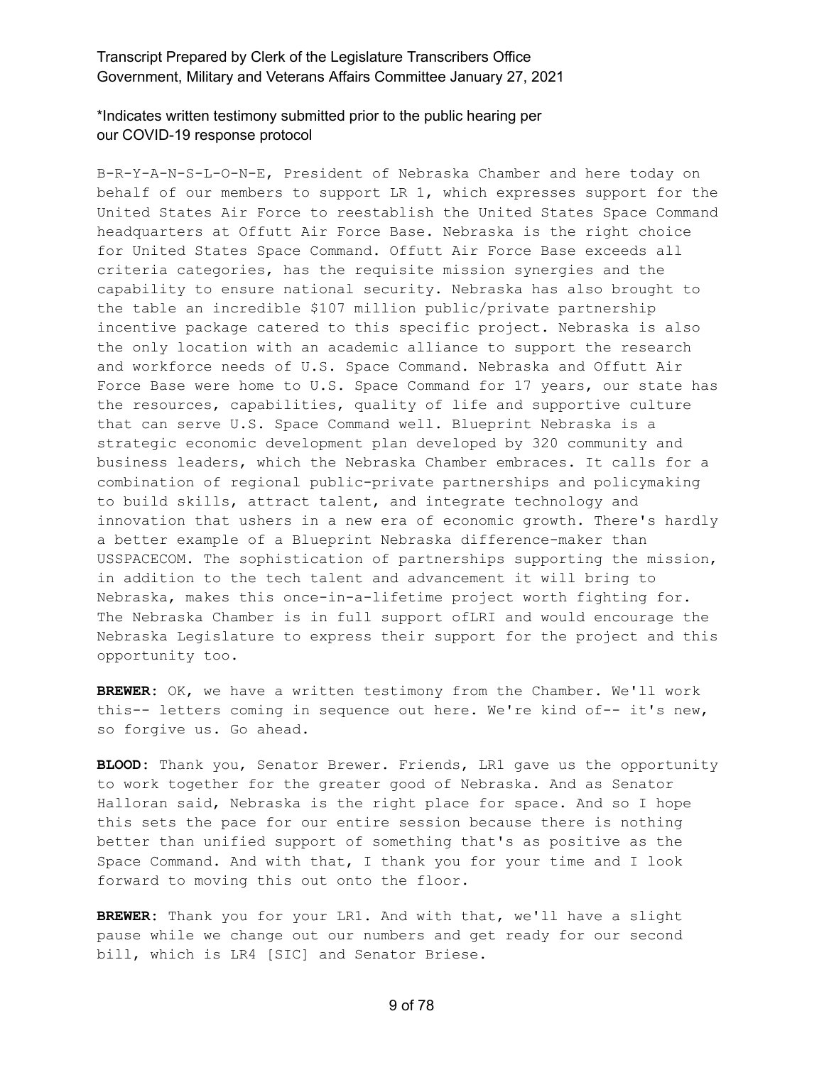B-R-Y-A-N-S-L-O-N-E, President of Nebraska Chamber and here today on behalf of our members to support LR 1, which expresses support for the United States Air Force to reestablish the United States Space Command headquarters at Offutt Air Force Base. Nebraska is the right choice for United States Space Command. Offutt Air Force Base exceeds all criteria categories, has the requisite mission synergies and the capability to ensure national security. Nebraska has also brought to the table an incredible $107 million public/private partnership incentive package catered to this specific project. Nebraska is also the only location with an academic alliance to support the research and workforce needs of U.S. Space Command. Nebraska and Offutt Air Force Base were home to U.S. Space Command for 17 years, our state has the resources, capabilities, quality of life and supportive culture that can serve U.S. Space Command well. Blueprint Nebraska is a strategic economic development plan developed by 320 community and business leaders, which the Nebraska Chamber embraces. It calls for a combination of regional public-private partnerships and policymaking to build skills, attract talent, and integrate technology and innovation that ushers in a new era of economic growth. There's hardly a better example of a Blueprint Nebraska difference-maker than USSPACECOM. The sophistication of partnerships supporting the mission, in addition to the tech talent and advancement it will bring to Nebraska, makes this once-in-a-lifetime project worth fighting for. The Nebraska Chamber is in full support ofLRI and would encourage the Nebraska Legislature to express their support for the project and this opportunity too.

**BREWER:** OK, we have a written testimony from the Chamber. We'll work this-- letters coming in sequence out here. We're kind of-- it's new, so forgive us. Go ahead.

**BLOOD:** Thank you, Senator Brewer. Friends, LR1 gave us the opportunity to work together for the greater good of Nebraska. And as Senator Halloran said, Nebraska is the right place for space. And so I hope this sets the pace for our entire session because there is nothing better than unified support of something that's as positive as the Space Command. And with that, I thank you for your time and I look forward to moving this out onto the floor.

**BREWER:** Thank you for your LR1. And with that, we'll have a slight pause while we change out our numbers and get ready for our second bill, which is LR4 [SIC] and Senator Briese.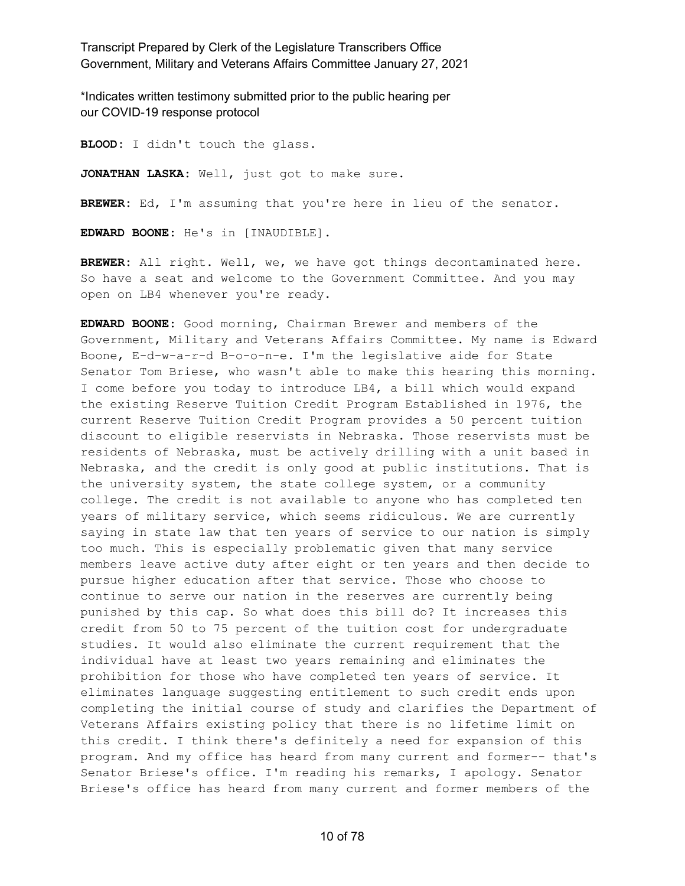\*Indicates written testimony submitted prior to the public hearing per our COVID-19 response protocol

**BLOOD:** I didn't touch the glass.

**JONATHAN LASKA:** Well, just got to make sure.

**BREWER:** Ed, I'm assuming that you're here in lieu of the senator.

**EDWARD BOONE:** He's in [INAUDIBLE].

**BREWER:** All right. Well, we, we have got things decontaminated here. So have a seat and welcome to the Government Committee. And you may open on LB4 whenever you're ready.

**EDWARD BOONE:** Good morning, Chairman Brewer and members of the Government, Military and Veterans Affairs Committee. My name is Edward Boone, E-d-w-a-r-d B-o-o-n-e. I'm the legislative aide for State Senator Tom Briese, who wasn't able to make this hearing this morning. I come before you today to introduce LB4, a bill which would expand the existing Reserve Tuition Credit Program Established in 1976, the current Reserve Tuition Credit Program provides a 50 percent tuition discount to eligible reservists in Nebraska. Those reservists must be residents of Nebraska, must be actively drilling with a unit based in Nebraska, and the credit is only good at public institutions. That is the university system, the state college system, or a community college. The credit is not available to anyone who has completed ten years of military service, which seems ridiculous. We are currently saying in state law that ten years of service to our nation is simply too much. This is especially problematic given that many service members leave active duty after eight or ten years and then decide to pursue higher education after that service. Those who choose to continue to serve our nation in the reserves are currently being punished by this cap. So what does this bill do? It increases this credit from 50 to 75 percent of the tuition cost for undergraduate studies. It would also eliminate the current requirement that the individual have at least two years remaining and eliminates the prohibition for those who have completed ten years of service. It eliminates language suggesting entitlement to such credit ends upon completing the initial course of study and clarifies the Department of Veterans Affairs existing policy that there is no lifetime limit on this credit. I think there's definitely a need for expansion of this program. And my office has heard from many current and former-- that's Senator Briese's office. I'm reading his remarks, I apology. Senator Briese's office has heard from many current and former members of the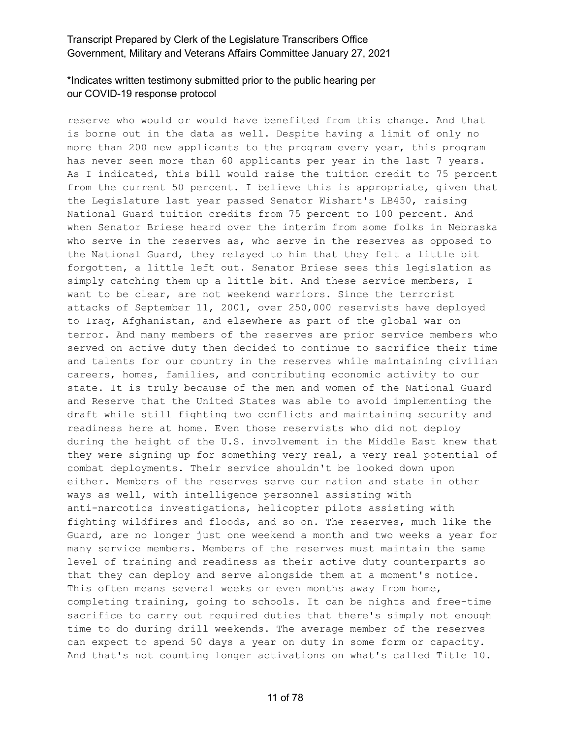reserve who would or would have benefited from this change. And that is borne out in the data as well. Despite having a limit of only no more than 200 new applicants to the program every year, this program has never seen more than 60 applicants per year in the last 7 years. As I indicated, this bill would raise the tuition credit to 75 percent from the current 50 percent. I believe this is appropriate, given that the Legislature last year passed Senator Wishart's LB450, raising National Guard tuition credits from 75 percent to 100 percent. And when Senator Briese heard over the interim from some folks in Nebraska who serve in the reserves as, who serve in the reserves as opposed to the National Guard, they relayed to him that they felt a little bit forgotten, a little left out. Senator Briese sees this legislation as simply catching them up a little bit. And these service members, I want to be clear, are not weekend warriors. Since the terrorist attacks of September 11, 2001, over 250,000 reservists have deployed to Iraq, Afghanistan, and elsewhere as part of the global war on terror. And many members of the reserves are prior service members who served on active duty then decided to continue to sacrifice their time and talents for our country in the reserves while maintaining civilian careers, homes, families, and contributing economic activity to our state. It is truly because of the men and women of the National Guard and Reserve that the United States was able to avoid implementing the draft while still fighting two conflicts and maintaining security and readiness here at home. Even those reservists who did not deploy during the height of the U.S. involvement in the Middle East knew that they were signing up for something very real, a very real potential of combat deployments. Their service shouldn't be looked down upon either. Members of the reserves serve our nation and state in other ways as well, with intelligence personnel assisting with anti-narcotics investigations, helicopter pilots assisting with fighting wildfires and floods, and so on. The reserves, much like the Guard, are no longer just one weekend a month and two weeks a year for many service members. Members of the reserves must maintain the same level of training and readiness as their active duty counterparts so that they can deploy and serve alongside them at a moment's notice. This often means several weeks or even months away from home, completing training, going to schools. It can be nights and free-time sacrifice to carry out required duties that there's simply not enough time to do during drill weekends. The average member of the reserves can expect to spend 50 days a year on duty in some form or capacity. And that's not counting longer activations on what's called Title 10.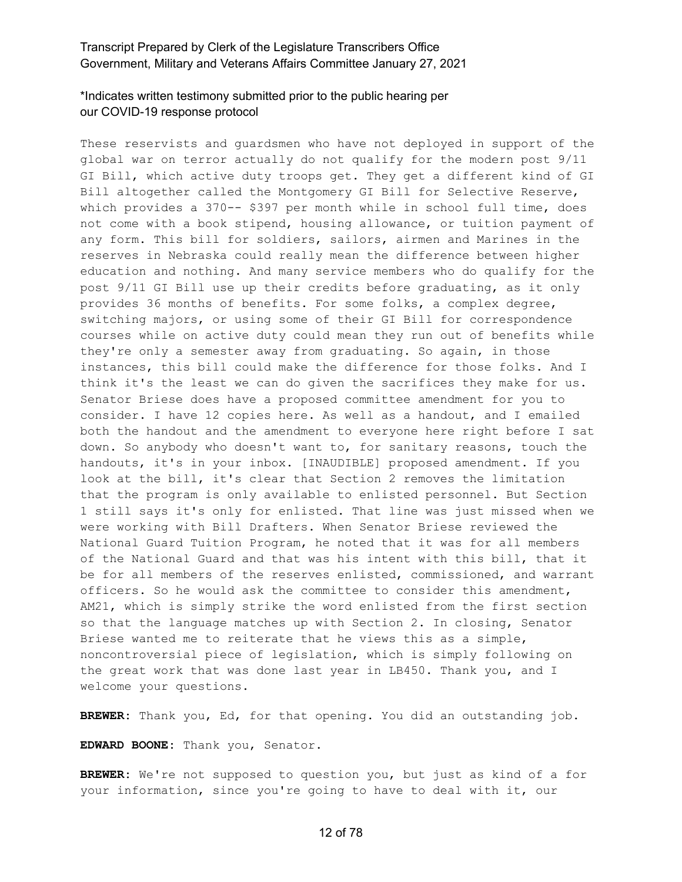\*Indicates written testimony submitted prior to the public hearing per our COVID-19 response protocol

These reservists and guardsmen who have not deployed in support of the global war on terror actually do not qualify for the modern post 9/11 GI Bill, which active duty troops get. They get a different kind of GI Bill altogether called the Montgomery GI Bill for Selective Reserve, which provides a 370-- $397 per month while in school full time, does not come with a book stipend, housing allowance, or tuition payment of any form. This bill for soldiers, sailors, airmen and Marines in the reserves in Nebraska could really mean the difference between higher education and nothing. And many service members who do qualify for the post 9/11 GI Bill use up their credits before graduating, as it only provides 36 months of benefits. For some folks, a complex degree, switching majors, or using some of their GI Bill for correspondence courses while on active duty could mean they run out of benefits while they're only a semester away from graduating. So again, in those instances, this bill could make the difference for those folks. And I think it's the least we can do given the sacrifices they make for us. Senator Briese does have a proposed committee amendment for you to consider. I have 12 copies here. As well as a handout, and I emailed both the handout and the amendment to everyone here right before I sat down. So anybody who doesn't want to, for sanitary reasons, touch the handouts, it's in your inbox. [INAUDIBLE] proposed amendment. If you look at the bill, it's clear that Section 2 removes the limitation that the program is only available to enlisted personnel. But Section 1 still says it's only for enlisted. That line was just missed when we were working with Bill Drafters. When Senator Briese reviewed the National Guard Tuition Program, he noted that it was for all members of the National Guard and that was his intent with this bill, that it be for all members of the reserves enlisted, commissioned, and warrant officers. So he would ask the committee to consider this amendment, AM21, which is simply strike the word enlisted from the first section so that the language matches up with Section 2. In closing, Senator Briese wanted me to reiterate that he views this as a simple, noncontroversial piece of legislation, which is simply following on the great work that was done last year in LB450. Thank you, and I welcome your questions.

**BREWER:** Thank you, Ed, for that opening. You did an outstanding job.

**EDWARD BOONE:** Thank you, Senator.

**BREWER:** We're not supposed to question you, but just as kind of a for your information, since you're going to have to deal with it, our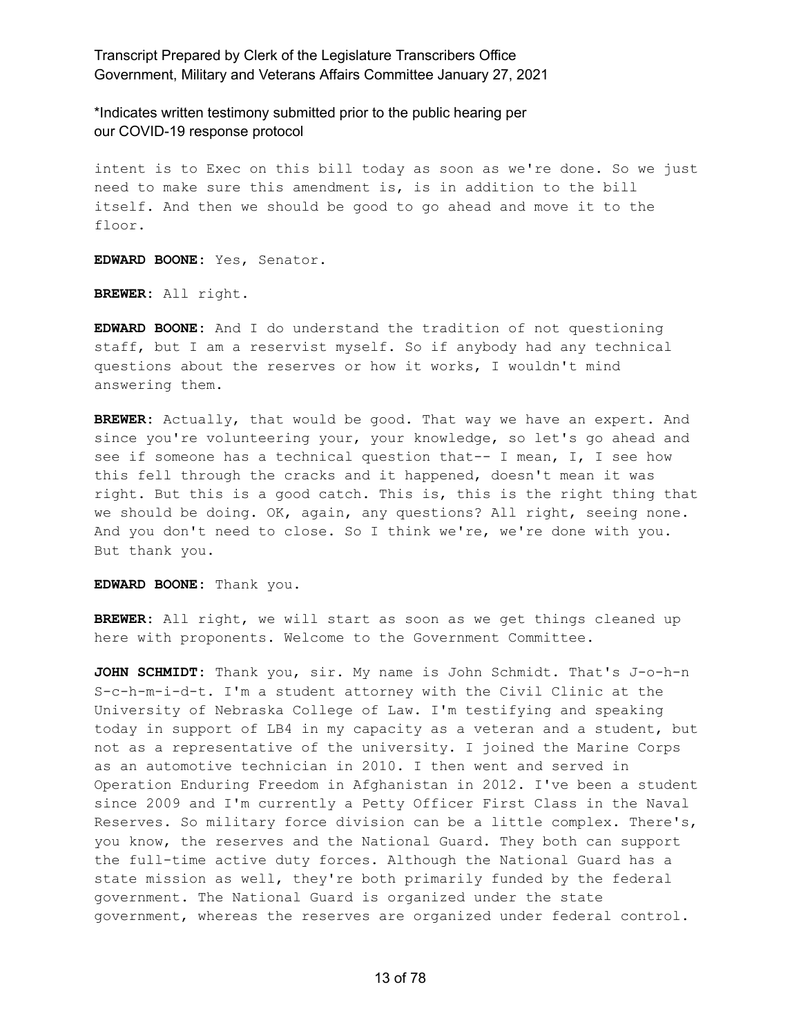intent is to Exec on this bill today as soon as we're done. So we just need to make sure this amendment is, is in addition to the bill itself. And then we should be good to go ahead and move it to the floor.

**EDWARD BOONE:** Yes, Senator.

**BREWER:** All right.

**EDWARD BOONE:** And I do understand the tradition of not questioning staff, but I am a reservist myself. So if anybody had any technical questions about the reserves or how it works, I wouldn't mind answering them.

**BREWER:** Actually, that would be good. That way we have an expert. And since you're volunteering your, your knowledge, so let's go ahead and see if someone has a technical question that-- I mean, I, I see how this fell through the cracks and it happened, doesn't mean it was right. But this is a good catch. This is, this is the right thing that we should be doing. OK, again, any questions? All right, seeing none. And you don't need to close. So I think we're, we're done with you. But thank you.

**EDWARD BOONE:** Thank you.

**BREWER:** All right, we will start as soon as we get things cleaned up here with proponents. Welcome to the Government Committee.

**JOHN SCHMIDT:** Thank you, sir. My name is John Schmidt. That's J-o-h-n S-c-h-m-i-d-t. I'm a student attorney with the Civil Clinic at the University of Nebraska College of Law. I'm testifying and speaking today in support of LB4 in my capacity as a veteran and a student, but not as a representative of the university. I joined the Marine Corps as an automotive technician in 2010. I then went and served in Operation Enduring Freedom in Afghanistan in 2012. I've been a student since 2009 and I'm currently a Petty Officer First Class in the Naval Reserves. So military force division can be a little complex. There's, you know, the reserves and the National Guard. They both can support the full-time active duty forces. Although the National Guard has a state mission as well, they're both primarily funded by the federal government. The National Guard is organized under the state government, whereas the reserves are organized under federal control.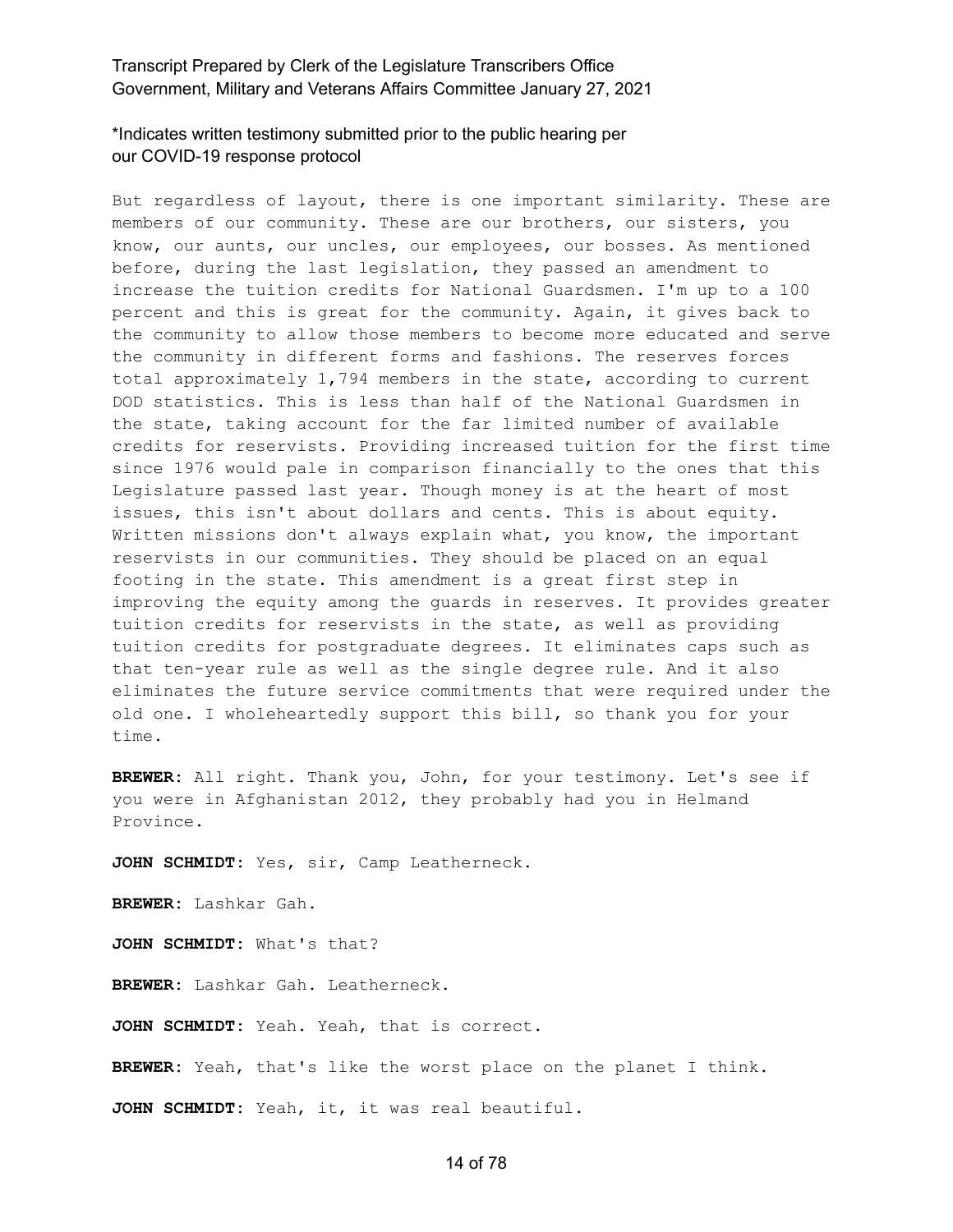But regardless of layout, there is one important similarity. These are members of our community. These are our brothers, our sisters, you know, our aunts, our uncles, our employees, our bosses. As mentioned before, during the last legislation, they passed an amendment to increase the tuition credits for National Guardsmen. I'm up to a 100 percent and this is great for the community. Again, it gives back to the community to allow those members to become more educated and serve the community in different forms and fashions. The reserves forces total approximately 1,794 members in the state, according to current DOD statistics. This is less than half of the National Guardsmen in the state, taking account for the far limited number of available credits for reservists. Providing increased tuition for the first time since 1976 would pale in comparison financially to the ones that this Legislature passed last year. Though money is at the heart of most issues, this isn't about dollars and cents. This is about equity. Written missions don't always explain what, you know, the important reservists in our communities. They should be placed on an equal footing in the state. This amendment is a great first step in improving the equity among the guards in reserves. It provides greater tuition credits for reservists in the state, as well as providing tuition credits for postgraduate degrees. It eliminates caps such as that ten-year rule as well as the single degree rule. And it also eliminates the future service commitments that were required under the old one. I wholeheartedly support this bill, so thank you for your time.

**BREWER:** All right. Thank you, John, for your testimony. Let's see if you were in Afghanistan 2012, they probably had you in Helmand Province.

**JOHN SCHMIDT:** Yes, sir, Camp Leatherneck.

**BREWER:** Lashkar Gah.

**JOHN SCHMIDT:** What's that?

**BREWER:** Lashkar Gah. Leatherneck.

**JOHN SCHMIDT:** Yeah. Yeah, that is correct.

**BREWER:** Yeah, that's like the worst place on the planet I think.

**JOHN SCHMIDT:** Yeah, it, it was real beautiful.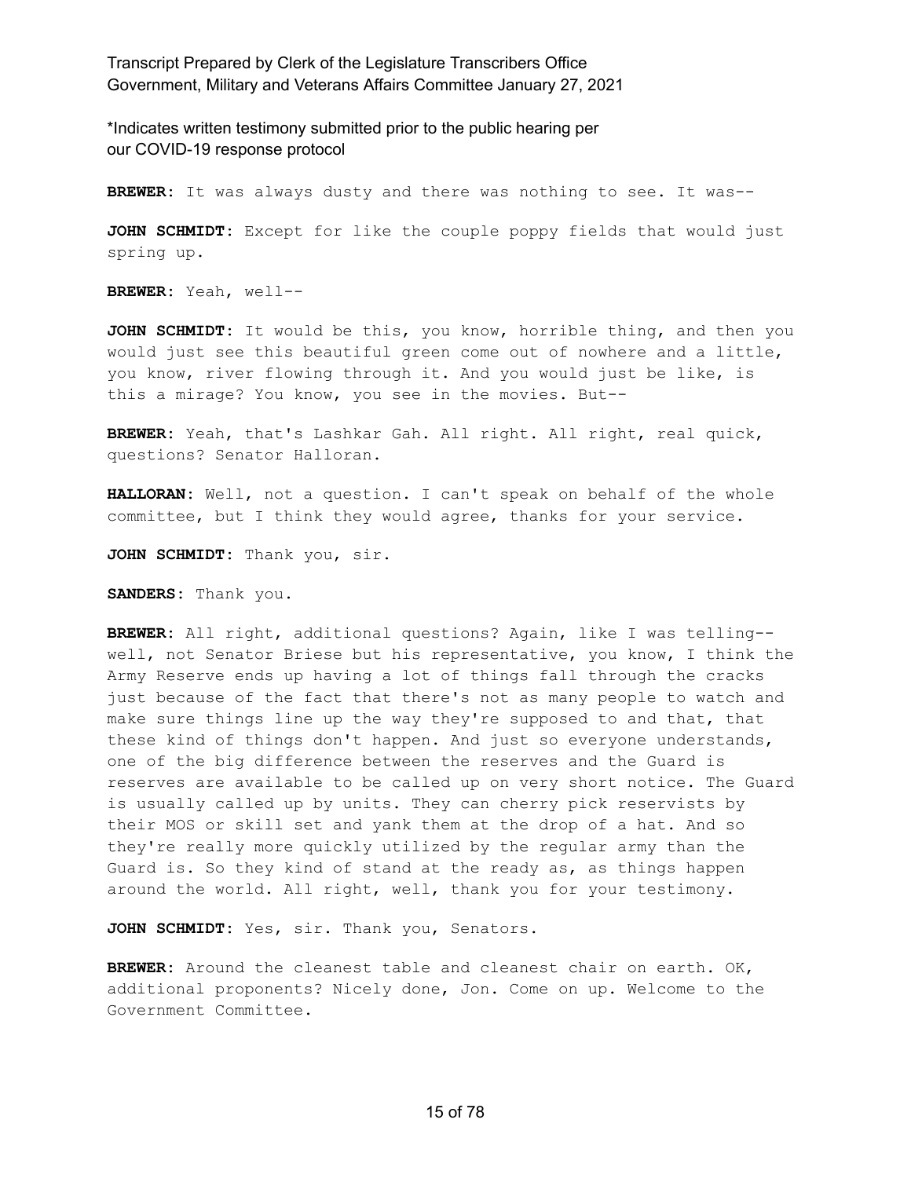\*Indicates written testimony submitted prior to the public hearing per our COVID-19 response protocol

**BREWER:** It was always dusty and there was nothing to see. It was--

**JOHN SCHMIDT:** Except for like the couple poppy fields that would just spring up.

**BREWER:** Yeah, well--

**JOHN SCHMIDT:** It would be this, you know, horrible thing, and then you would just see this beautiful green come out of nowhere and a little, you know, river flowing through it. And you would just be like, is this a mirage? You know, you see in the movies. But--

**BREWER:** Yeah, that's Lashkar Gah. All right. All right, real quick, questions? Senator Halloran.

**HALLORAN:** Well, not a question. I can't speak on behalf of the whole committee, but I think they would agree, thanks for your service.

**JOHN SCHMIDT:** Thank you, sir.

**SANDERS:** Thank you.

**BREWER:** All right, additional questions? Again, like I was telling-- well, not Senator Briese but his representative, you know, I think the Army Reserve ends up having a lot of things fall through the cracks just because of the fact that there's not as many people to watch and make sure things line up the way they're supposed to and that, that these kind of things don't happen. And just so everyone understands, one of the big difference between the reserves and the Guard is reserves are available to be called up on very short notice. The Guard is usually called up by units. They can cherry pick reservists by their MOS or skill set and yank them at the drop of a hat. And so they're really more quickly utilized by the regular army than the Guard is. So they kind of stand at the ready as, as things happen around the world. All right, well, thank you for your testimony.

**JOHN SCHMIDT:** Yes, sir. Thank you, Senators.

**BREWER:** Around the cleanest table and cleanest chair on earth. OK, additional proponents? Nicely done, Jon. Come on up. Welcome to the Government Committee.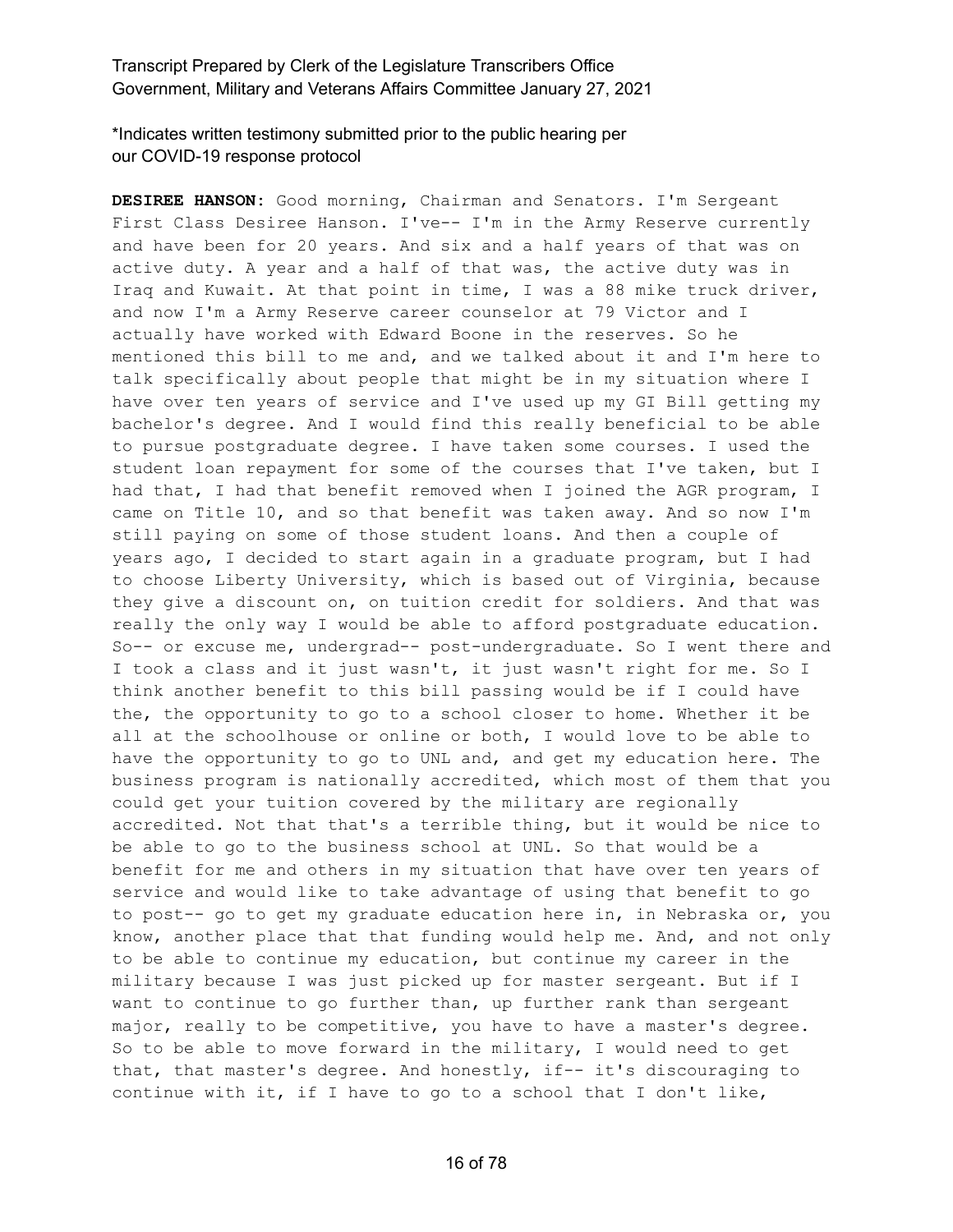*Indicates written testimony submitted prior to the public hearing per our COVID-19 response protocol

**DESIREE HANSON:** Good morning, Chairman and Senators. I'm Sergeant First Class Desiree Hanson. I've-- I'm in the Army Reserve currently and have been for 20 years. And six and a half years of that was on active duty. A year and a half of that was, the active duty was in Iraq and Kuwait. At that point in time, I was a 88 mike truck driver, and now I'm a Army Reserve career counselor at 79 Victor and I actually have worked with Edward Boone in the reserves. So he mentioned this bill to me and, and we talked about it and I'm here to talk specifically about people that might be in my situation where I have over ten years of service and I've used up my GI Bill getting my bachelor's degree. And I would find this really beneficial to be able to pursue postgraduate degree. I have taken some courses. I used the student loan repayment for some of the courses that I've taken, but I had that, I had that benefit removed when I joined the AGR program, I came on Title 10, and so that benefit was taken away. And so now I'm still paying on some of those student loans. And then a couple of years ago, I decided to start again in a graduate program, but I had to choose Liberty University, which is based out of Virginia, because they give a discount on, on tuition credit for soldiers. And that was really the only way I would be able to afford postgraduate education. So-- or excuse me, undergrad-- post-undergraduate. So I went there and I took a class and it just wasn't, it just wasn't right for me. So I think another benefit to this bill passing would be if I could have the, the opportunity to go to a school closer to home. Whether it be all at the schoolhouse or online or both, I would love to be able to have the opportunity to go to UNL and, and get my education here. The business program is nationally accredited, which most of them that you could get your tuition covered by the military are regionally accredited. Not that that's a terrible thing, but it would be nice to be able to go to the business school at UNL. So that would be a benefit for me and others in my situation that have over ten years of service and would like to take advantage of using that benefit to go to post-- go to get my graduate education here in, in Nebraska or, you know, another place that that funding would help me. And, and not only to be able to continue my education, but continue my career in the military because I was just picked up for master sergeant. But if I want to continue to go further than, up further rank than sergeant major, really to be competitive, you have to have a master's degree. So to be able to move forward in the military, I would need to get that, that master's degree. And honestly, if-- it's discouraging to continue with it, if I have to go to a school that I don't like,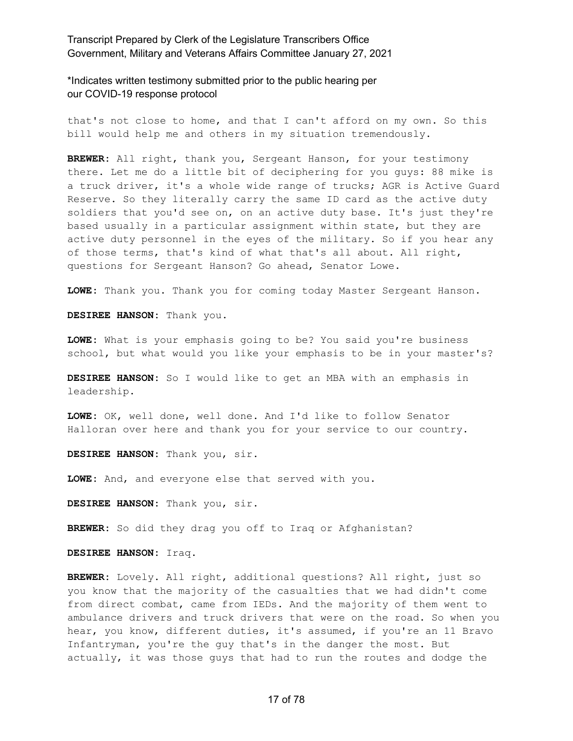that's not close to home, and that I can't afford on my own. So this bill would help me and others in my situation tremendously.

**BREWER:** All right, thank you, Sergeant Hanson, for your testimony there. Let me do a little bit of deciphering for you guys: 88 mike is a truck driver, it's a whole wide range of trucks; AGR is Active Guard Reserve. So they literally carry the same ID card as the active duty soldiers that you'd see on, on an active duty base. It's just they're based usually in a particular assignment within state, but they are active duty personnel in the eyes of the military. So if you hear any of those terms, that's kind of what that's all about. All right, questions for Sergeant Hanson? Go ahead, Senator Lowe.

**LOWE:** Thank you. Thank you for coming today Master Sergeant Hanson.

**DESIREE HANSON:** Thank you.

**LOWE:** What is your emphasis going to be? You said you're business school, but what would you like your emphasis to be in your master's?

**DESIREE HANSON:** So I would like to get an MBA with an emphasis in leadership.

**LOWE:** OK, well done, well done. And I'd like to follow Senator Halloran over here and thank you for your service to our country.

**DESIREE HANSON:** Thank you, sir.

**LOWE:** And, and everyone else that served with you.

**DESIREE HANSON:** Thank you, sir.

**BREWER:** So did they drag you off to Iraq or Afghanistan?

**DESIREE HANSON:** Iraq.

**BREWER:** Lovely. All right, additional questions? All right, just so you know that the majority of the casualties that we had didn't come from direct combat, came from IEDs. And the majority of them went to ambulance drivers and truck drivers that were on the road. So when you hear, you know, different duties, it's assumed, if you're an 11 Bravo Infantryman, you're the guy that's in the danger the most. But actually, it was those guys that had to run the routes and dodge the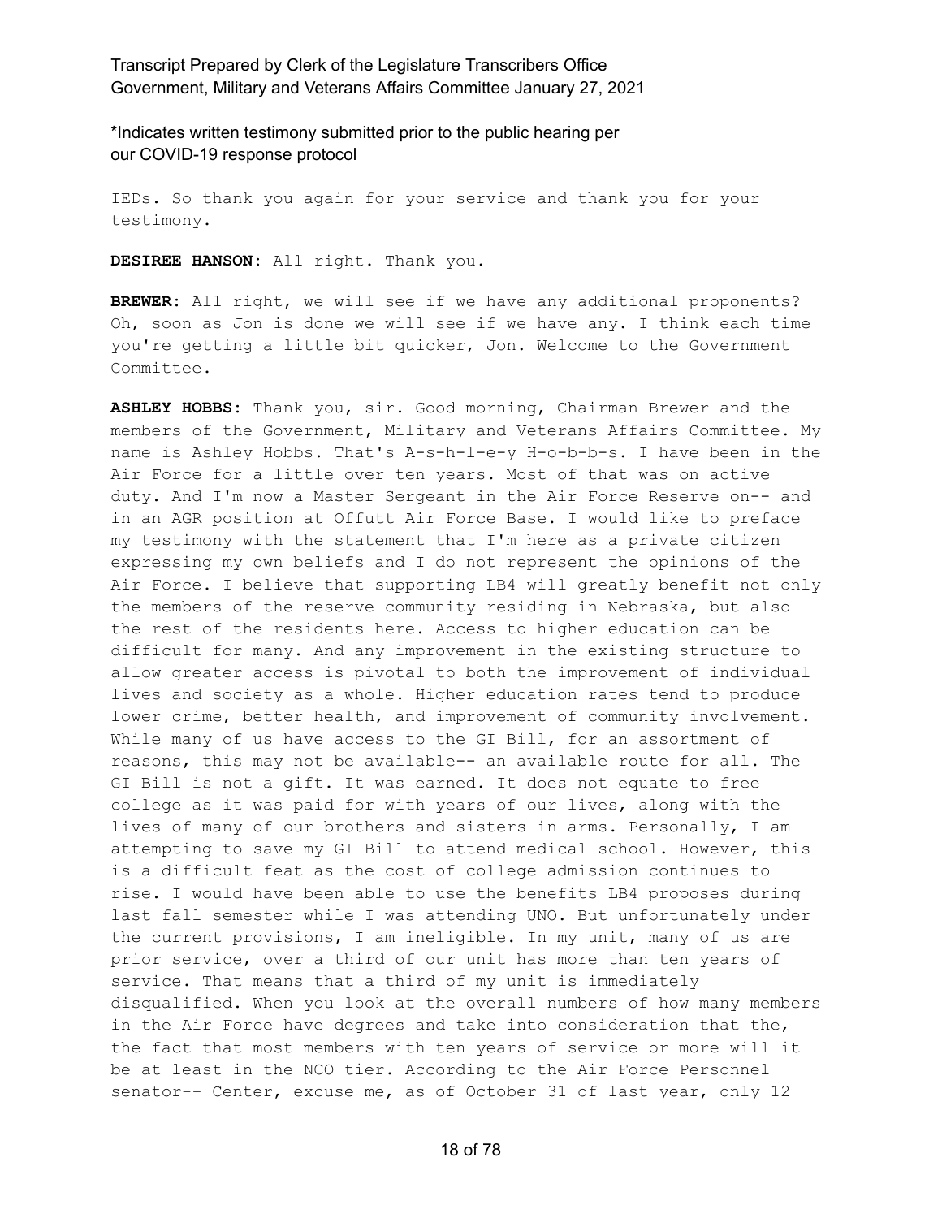\*Indicates written testimony submitted prior to the public hearing per our COVID-19 response protocol

IEDs. So thank you again for your service and thank you for your testimony.

**DESIREE HANSON:** All right. Thank you.

**BREWER:** All right, we will see if we have any additional proponents? Oh, soon as Jon is done we will see if we have any. I think each time you're getting a little bit quicker, Jon. Welcome to the Government Committee.

**ASHLEY HOBBS:** Thank you, sir. Good morning, Chairman Brewer and the members of the Government, Military and Veterans Affairs Committee. My name is Ashley Hobbs. That's A-s-h-l-e-y H-o-b-b-s. I have been in the Air Force for a little over ten years. Most of that was on active duty. And I'm now a Master Sergeant in the Air Force Reserve on-- and in an AGR position at Offutt Air Force Base. I would like to preface my testimony with the statement that I'm here as a private citizen expressing my own beliefs and I do not represent the opinions of the Air Force. I believe that supporting LB4 will greatly benefit not only the members of the reserve community residing in Nebraska, but also the rest of the residents here. Access to higher education can be difficult for many. And any improvement in the existing structure to allow greater access is pivotal to both the improvement of individual lives and society as a whole. Higher education rates tend to produce lower crime, better health, and improvement of community involvement. While many of us have access to the GI Bill, for an assortment of reasons, this may not be available-- an available route for all. The GI Bill is not a gift. It was earned. It does not equate to free college as it was paid for with years of our lives, along with the lives of many of our brothers and sisters in arms. Personally, I am attempting to save my GI Bill to attend medical school. However, this is a difficult feat as the cost of college admission continues to rise. I would have been able to use the benefits LB4 proposes during last fall semester while I was attending UNO. But unfortunately under the current provisions, I am ineligible. In my unit, many of us are prior service, over a third of our unit has more than ten years of service. That means that a third of my unit is immediately disqualified. When you look at the overall numbers of how many members in the Air Force have degrees and take into consideration that the, the fact that most members with ten years of service or more will it be at least in the NCO tier. According to the Air Force Personnel senator-- Center, excuse me, as of October 31 of last year, only 12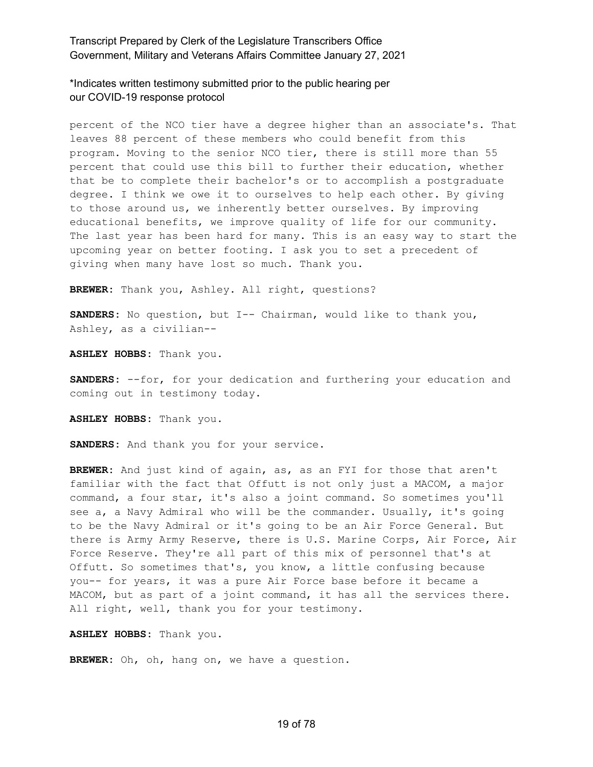*Indicates written testimony submitted prior to the public hearing per our COVID-19 response protocol

percent of the NCO tier have a degree higher than an associate's. That leaves 88 percent of these members who could benefit from this program. Moving to the senior NCO tier, there is still more than 55 percent that could use this bill to further their education, whether that be to complete their bachelor's or to accomplish a postgraduate degree. I think we owe it to ourselves to help each other. By giving to those around us, we inherently better ourselves. By improving educational benefits, we improve quality of life for our community. The last year has been hard for many. This is an easy way to start the upcoming year on better footing. I ask you to set a precedent of giving when many have lost so much. Thank you.

**BREWER:** Thank you, Ashley. All right, questions?

**SANDERS:** No question, but I-- Chairman, would like to thank you, Ashley, as a civilian--

**ASHLEY HOBBS:** Thank you.

**SANDERS:** --for, for your dedication and furthering your education and coming out in testimony today.

**ASHLEY HOBBS:** Thank you.

**SANDERS:** And thank you for your service.

**BREWER:** And just kind of again, as, as an FYI for those that aren't familiar with the fact that Offutt is not only just a MACOM, a major command, a four star, it's also a joint command. So sometimes you'll see a, a Navy Admiral who will be the commander. Usually, it's going to be the Navy Admiral or it's going to be an Air Force General. But there is Army Army Reserve, there is U.S. Marine Corps, Air Force, Air Force Reserve. They're all part of this mix of personnel that's at Offutt. So sometimes that's, you know, a little confusing because you-- for years, it was a pure Air Force base before it became a MACOM, but as part of a joint command, it has all the services there. All right, well, thank you for your testimony.

**ASHLEY HOBBS:** Thank you.

**BREWER:** Oh, oh, hang on, we have a question.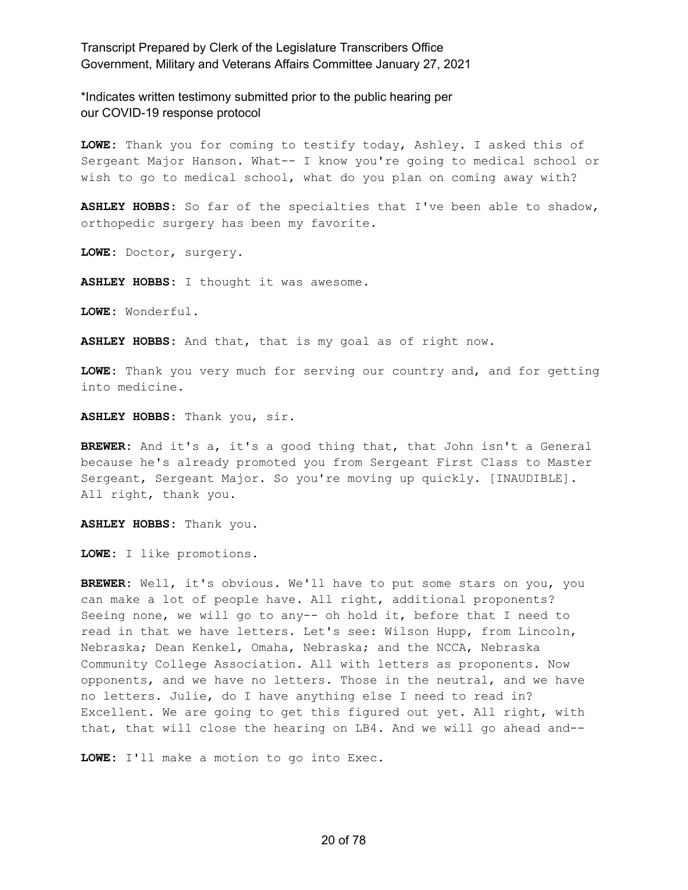\*Indicates written testimony submitted prior to the public hearing per our COVID-19 response protocol

**LOWE:** Thank you for coming to testify today, Ashley. I asked this of Sergeant Major Hanson. What-- I know you're going to medical school or wish to go to medical school, what do you plan on coming away with?

**ASHLEY HOBBS:** So far of the specialties that I've been able to shadow, orthopedic surgery has been my favorite.

**LOWE:** Doctor, surgery.

**ASHLEY HOBBS:** I thought it was awesome.

**LOWE:** Wonderful.

**ASHLEY HOBBS:** And that, that is my goal as of right now.

**LOWE:** Thank you very much for serving our country and, and for getting into medicine.

**ASHLEY HOBBS:** Thank you, sir.

**BREWER:** And it's a, it's a good thing that, that John isn't a General because he's already promoted you from Sergeant First Class to Master Sergeant, Sergeant Major. So you're moving up quickly. [INAUDIBLE]. All right, thank you.

**ASHLEY HOBBS:** Thank you.

**LOWE:** I like promotions.

**BREWER:** Well, it's obvious. We'll have to put some stars on you, you can make a lot of people have. All right, additional proponents? Seeing none, we will go to any-- oh hold it, before that I need to read in that we have letters. Let's see: Wilson Hupp, from Lincoln, Nebraska; Dean Kenkel, Omaha, Nebraska; and the NCCA, Nebraska Community College Association. All with letters as proponents. Now opponents, and we have no letters. Those in the neutral, and we have no letters. Julie, do I have anything else I need to read in? Excellent. We are going to get this figured out yet. All right, with that, that will close the hearing on LB4. And we will go ahead and--

**LOWE:** I'll make a motion to go into Exec.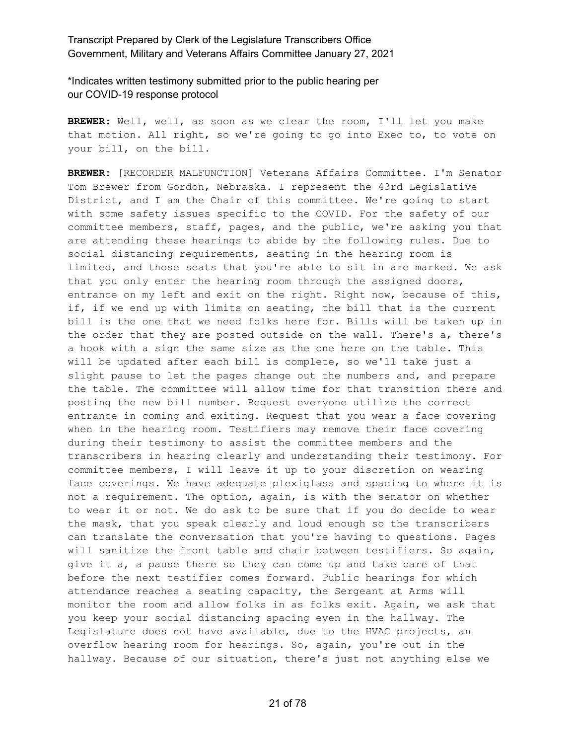\*Indicates written testimony submitted prior to the public hearing per our COVID-19 response protocol

**BREWER:** Well, well, as soon as we clear the room, I'll let you make that motion. All right, so we're going to go into Exec to, to vote on your bill, on the bill.

**BREWER:** [RECORDER MALFUNCTION] Veterans Affairs Committee. I'm Senator Tom Brewer from Gordon, Nebraska. I represent the 43rd Legislative District, and I am the Chair of this committee. We're going to start with some safety issues specific to the COVID. For the safety of our committee members, staff, pages, and the public, we're asking you that are attending these hearings to abide by the following rules. Due to social distancing requirements, seating in the hearing room is limited, and those seats that you're able to sit in are marked. We ask that you only enter the hearing room through the assigned doors, entrance on my left and exit on the right. Right now, because of this, if, if we end up with limits on seating, the bill that is the current bill is the one that we need folks here for. Bills will be taken up in the order that they are posted outside on the wall. There's a, there's a hook with a sign the same size as the one here on the table. This will be updated after each bill is complete, so we'll take just a slight pause to let the pages change out the numbers and, and prepare the table. The committee will allow time for that transition there and posting the new bill number. Request everyone utilize the correct entrance in coming and exiting. Request that you wear a face covering when in the hearing room. Testifiers may remove their face covering during their testimony to assist the committee members and the transcribers in hearing clearly and understanding their testimony. For committee members, I will leave it up to your discretion on wearing face coverings. We have adequate plexiglass and spacing to where it is not a requirement. The option, again, is with the senator on whether to wear it or not. We do ask to be sure that if you do decide to wear the mask, that you speak clearly and loud enough so the transcribers can translate the conversation that you're having to questions. Pages will sanitize the front table and chair between testifiers. So again, give it a, a pause there so they can come up and take care of that before the next testifier comes forward. Public hearings for which attendance reaches a seating capacity, the Sergeant at Arms will monitor the room and allow folks in as folks exit. Again, we ask that you keep your social distancing spacing even in the hallway. The Legislature does not have available, due to the HVAC projects, an overflow hearing room for hearings. So, again, you're out in the hallway. Because of our situation, there's just not anything else we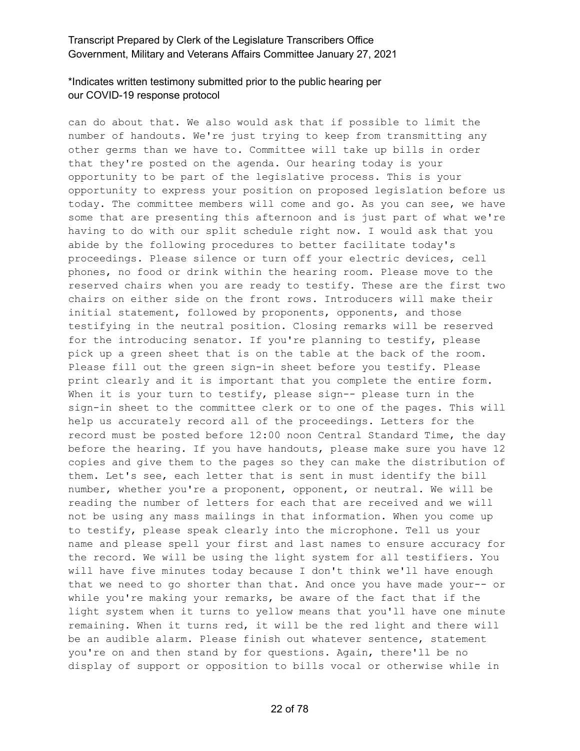can do about that. We also would ask that if possible to limit the number of handouts. We're just trying to keep from transmitting any other germs than we have to. Committee will take up bills in order that they're posted on the agenda. Our hearing today is your opportunity to be part of the legislative process. This is your opportunity to express your position on proposed legislation before us today. The committee members will come and go. As you can see, we have some that are presenting this afternoon and is just part of what we're having to do with our split schedule right now. I would ask that you abide by the following procedures to better facilitate today's proceedings. Please silence or turn off your electric devices, cell phones, no food or drink within the hearing room. Please move to the reserved chairs when you are ready to testify. These are the first two chairs on either side on the front rows. Introducers will make their initial statement, followed by proponents, opponents, and those testifying in the neutral position. Closing remarks will be reserved for the introducing senator. If you're planning to testify, please pick up a green sheet that is on the table at the back of the room. Please fill out the green sign-in sheet before you testify. Please print clearly and it is important that you complete the entire form. When it is your turn to testify, please sign-- please turn in the sign-in sheet to the committee clerk or to one of the pages. This will help us accurately record all of the proceedings. Letters for the record must be posted before 12:00 noon Central Standard Time, the day before the hearing. If you have handouts, please make sure you have 12 copies and give them to the pages so they can make the distribution of them. Let's see, each letter that is sent in must identify the bill number, whether you're a proponent, opponent, or neutral. We will be reading the number of letters for each that are received and we will not be using any mass mailings in that information. When you come up to testify, please speak clearly into the microphone. Tell us your name and please spell your first and last names to ensure accuracy for the record. We will be using the light system for all testifiers. You will have five minutes today because I don't think we'll have enough that we need to go shorter than that. And once you have made your-- or while you're making your remarks, be aware of the fact that if the light system when it turns to yellow means that you'll have one minute remaining. When it turns red, it will be the red light and there will be an audible alarm. Please finish out whatever sentence, statement you're on and then stand by for questions. Again, there'll be no display of support or opposition to bills vocal or otherwise while in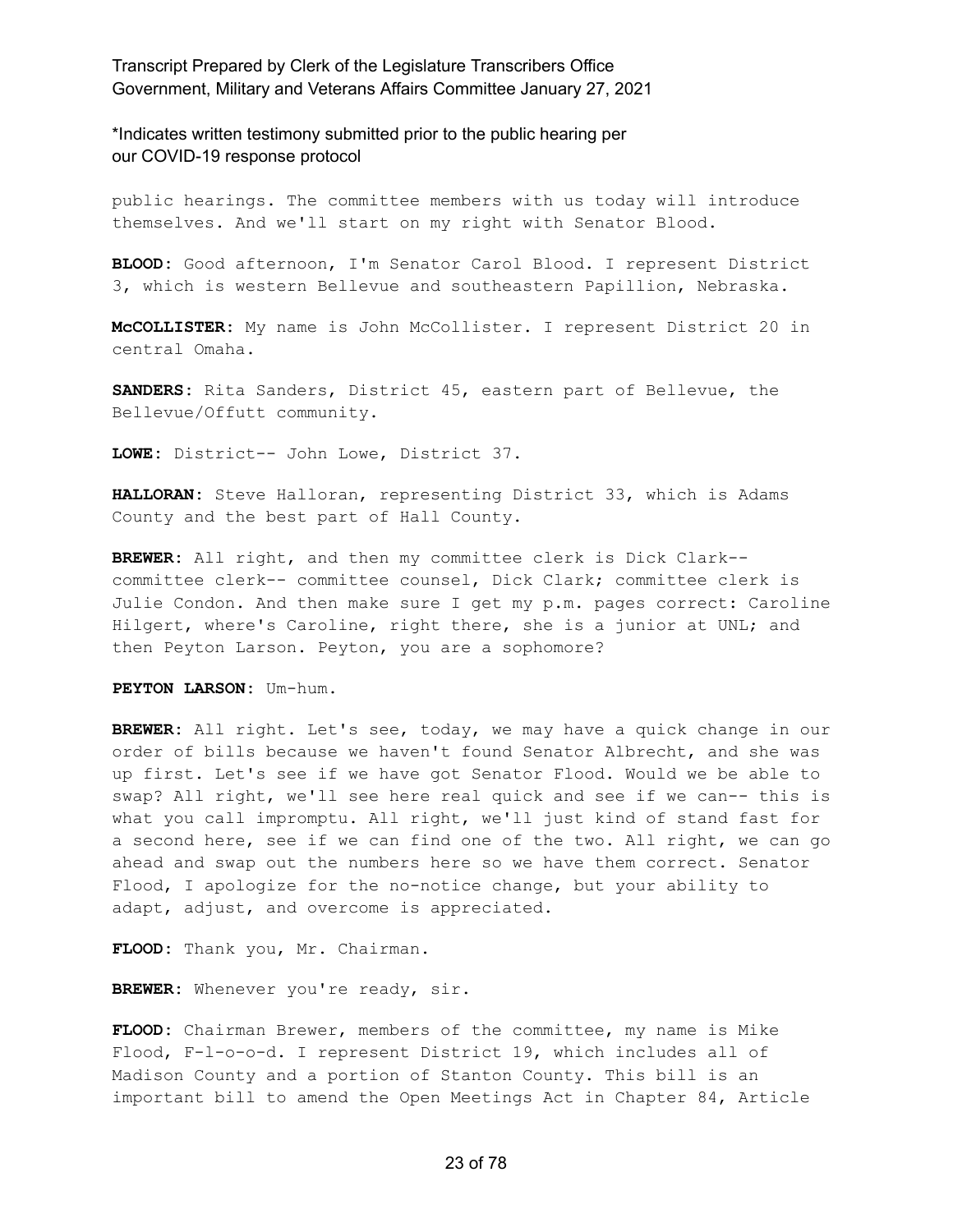public hearings. The committee members with us today will introduce themselves. And we'll start on my right with Senator Blood.

**BLOOD:** Good afternoon, I'm Senator Carol Blood. I represent District 3, which is western Bellevue and southeastern Papillion, Nebraska.

**McCOLLISTER:** My name is John McCollister. I represent District 20 in central Omaha.

**SANDERS:** Rita Sanders, District 45, eastern part of Bellevue, the Bellevue/Offutt community.

**LOWE:** District-- John Lowe, District 37.

**HALLORAN:** Steve Halloran, representing District 33, which is Adams County and the best part of Hall County.

**BREWER:** All right, and then my committee clerk is Dick Clark-- committee clerk-- committee counsel, Dick Clark; committee clerk is Julie Condon. And then make sure I get my p.m. pages correct: Caroline Hilgert, where's Caroline, right there, she is a junior at UNL; and then Peyton Larson. Peyton, you are a sophomore?

**PEYTON LARSON:** Um-hum.

**BREWER:** All right. Let's see, today, we may have a quick change in our order of bills because we haven't found Senator Albrecht, and she was up first. Let's see if we have got Senator Flood. Would we be able to swap? All right, we'll see here real quick and see if we can-- this is what you call impromptu. All right, we'll just kind of stand fast for a second here, see if we can find one of the two. All right, we can go ahead and swap out the numbers here so we have them correct. Senator Flood, I apologize for the no-notice change, but your ability to adapt, adjust, and overcome is appreciated.

**FLOOD:** Thank you, Mr. Chairman.

**BREWER:** Whenever you're ready, sir.

**FLOOD:** Chairman Brewer, members of the committee, my name is Mike Flood, F-l-o-o-d. I represent District 19, which includes all of Madison County and a portion of Stanton County. This bill is an important bill to amend the Open Meetings Act in Chapter 84, Article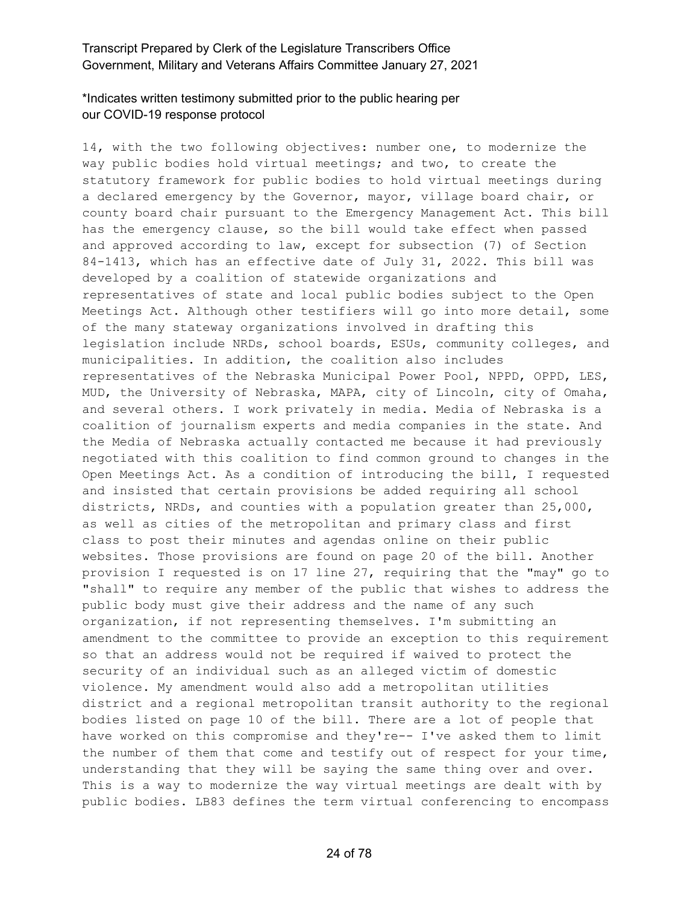14, with the two following objectives: number one, to modernize the way public bodies hold virtual meetings; and two, to create the statutory framework for public bodies to hold virtual meetings during a declared emergency by the Governor, mayor, village board chair, or county board chair pursuant to the Emergency Management Act. This bill has the emergency clause, so the bill would take effect when passed and approved according to law, except for subsection (7) of Section 84-1413, which has an effective date of July 31, 2022. This bill was developed by a coalition of statewide organizations and representatives of state and local public bodies subject to the Open Meetings Act. Although other testifiers will go into more detail, some of the many stateway organizations involved in drafting this legislation include NRDs, school boards, ESUs, community colleges, and municipalities. In addition, the coalition also includes representatives of the Nebraska Municipal Power Pool, NPPD, OPPD, LES, MUD, the University of Nebraska, MAPA, city of Lincoln, city of Omaha, and several others. I work privately in media. Media of Nebraska is a coalition of journalism experts and media companies in the state. And the Media of Nebraska actually contacted me because it had previously negotiated with this coalition to find common ground to changes in the Open Meetings Act. As a condition of introducing the bill, I requested and insisted that certain provisions be added requiring all school districts, NRDs, and counties with a population greater than 25,000, as well as cities of the metropolitan and primary class and first class to post their minutes and agendas online on their public websites. Those provisions are found on page 20 of the bill. Another provision I requested is on 17 line 27, requiring that the "may" go to "shall" to require any member of the public that wishes to address the public body must give their address and the name of any such organization, if not representing themselves. I'm submitting an amendment to the committee to provide an exception to this requirement so that an address would not be required if waived to protect the security of an individual such as an alleged victim of domestic violence. My amendment would also add a metropolitan utilities district and a regional metropolitan transit authority to the regional bodies listed on page 10 of the bill. There are a lot of people that have worked on this compromise and they're-- I've asked them to limit the number of them that come and testify out of respect for your time, understanding that they will be saying the same thing over and over. This is a way to modernize the way virtual meetings are dealt with by public bodies. LB83 defines the term virtual conferencing to encompass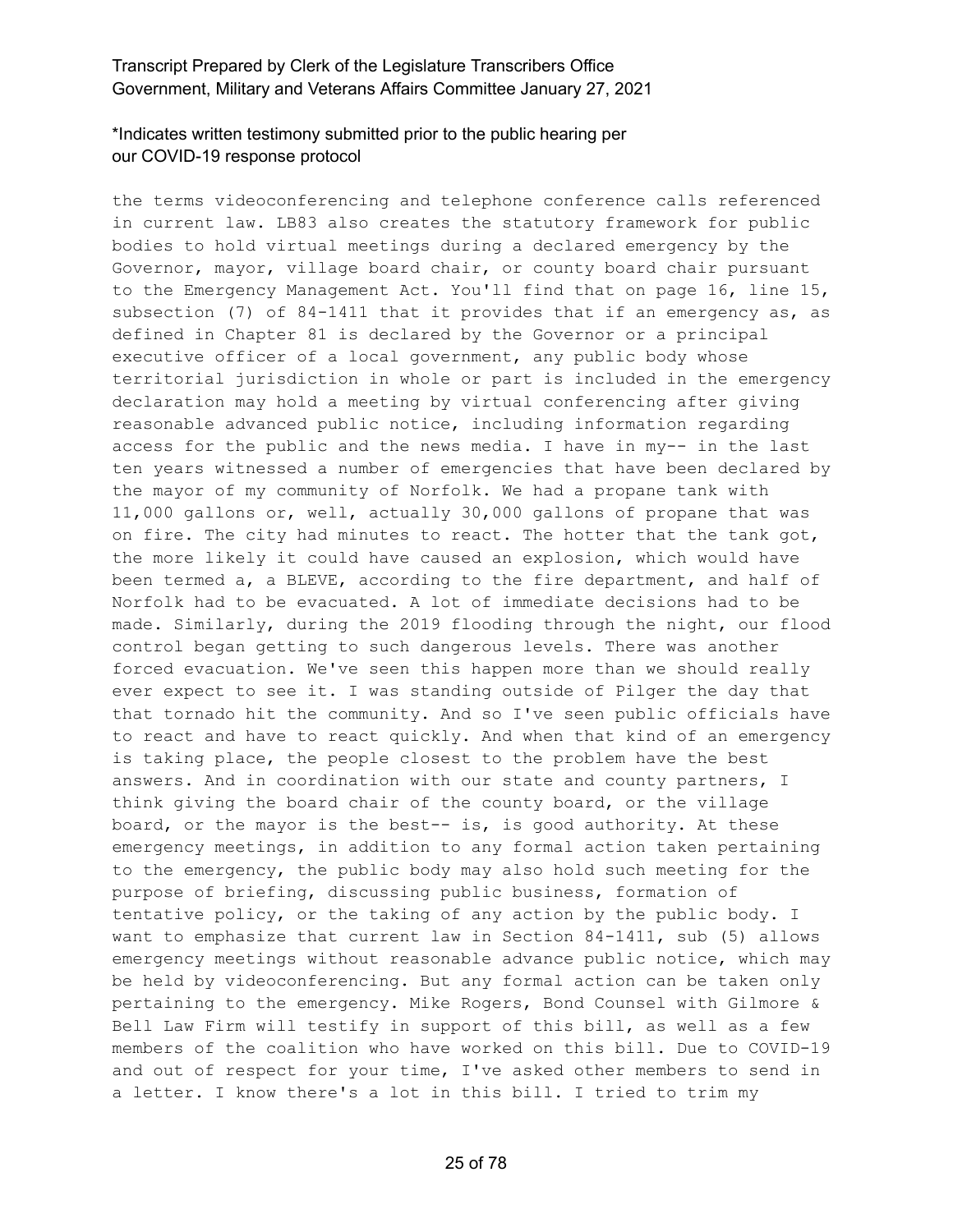the terms videoconferencing and telephone conference calls referenced in current law. LB83 also creates the statutory framework for public bodies to hold virtual meetings during a declared emergency by the Governor, mayor, village board chair, or county board chair pursuant to the Emergency Management Act. You'll find that on page 16, line 15, subsection (7) of 84-1411 that it provides that if an emergency as, as defined in Chapter 81 is declared by the Governor or a principal executive officer of a local government, any public body whose territorial jurisdiction in whole or part is included in the emergency declaration may hold a meeting by virtual conferencing after giving reasonable advanced public notice, including information regarding access for the public and the news media. I have in my-- in the last ten years witnessed a number of emergencies that have been declared by the mayor of my community of Norfolk. We had a propane tank with 11,000 gallons or, well, actually 30,000 gallons of propane that was on fire. The city had minutes to react. The hotter that the tank got, the more likely it could have caused an explosion, which would have been termed a, a BLEVE, according to the fire department, and half of Norfolk had to be evacuated. A lot of immediate decisions had to be made. Similarly, during the 2019 flooding through the night, our flood control began getting to such dangerous levels. There was another forced evacuation. We've seen this happen more than we should really ever expect to see it. I was standing outside of Pilger the day that that tornado hit the community. And so I've seen public officials have to react and have to react quickly. And when that kind of an emergency is taking place, the people closest to the problem have the best answers. And in coordination with our state and county partners, I think giving the board chair of the county board, or the village board, or the mayor is the best-- is, is good authority. At these emergency meetings, in addition to any formal action taken pertaining to the emergency, the public body may also hold such meeting for the purpose of briefing, discussing public business, formation of tentative policy, or the taking of any action by the public body. I want to emphasize that current law in Section 84-1411, sub (5) allows emergency meetings without reasonable advance public notice, which may be held by videoconferencing. But any formal action can be taken only pertaining to the emergency. Mike Rogers, Bond Counsel with Gilmore & Bell Law Firm will testify in support of this bill, as well as a few members of the coalition who have worked on this bill. Due to COVID-19 and out of respect for your time, I've asked other members to send in a letter. I know there's a lot in this bill. I tried to trim my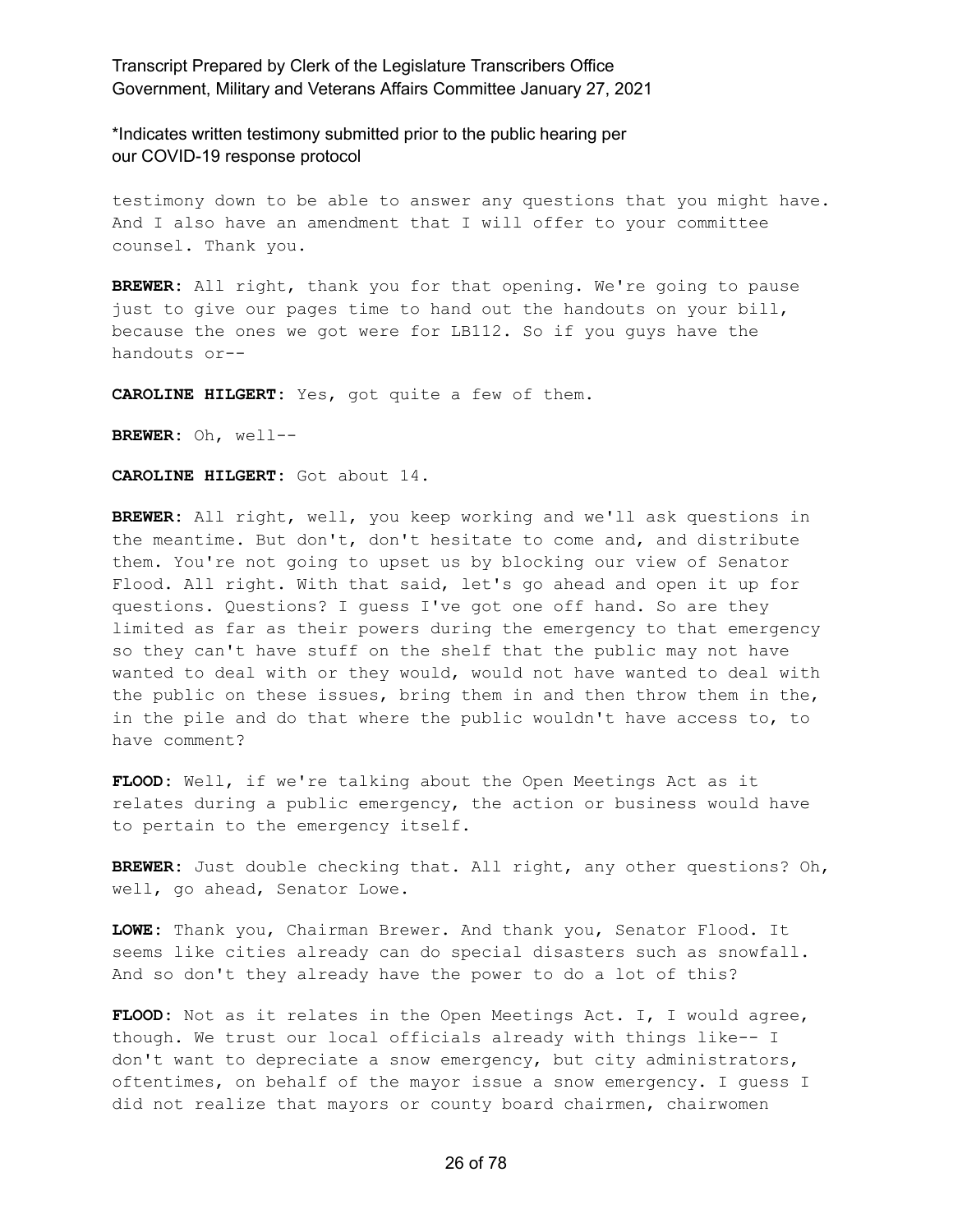\*Indicates written testimony submitted prior to the public hearing per our COVID-19 response protocol

testimony down to be able to answer any questions that you might have. And I also have an amendment that I will offer to your committee counsel. Thank you.

**BREWER**: All right, thank you for that opening. We're going to pause just to give our pages time to hand out the handouts on your bill, because the ones we got were for LB112. So if you guys have the handouts or--

**CAROLINE HILGERT**: Yes, got quite a few of them.

**BREWER**: Oh, well--

**CAROLINE HILGERT**: Got about 14.

**BREWER**: All right, well, you keep working and we'll ask questions in the meantime. But don't, don't hesitate to come and, and distribute them. You're not going to upset us by blocking our view of Senator Flood. All right. With that said, let's go ahead and open it up for questions. Questions? I guess I've got one off hand. So are they limited as far as their powers during the emergency to that emergency so they can't have stuff on the shelf that the public may not have wanted to deal with or they would, would not have wanted to deal with the public on these issues, bring them in and then throw them in the, in the pile and do that where the public wouldn't have access to, to have comment?

**FLOOD**: Well, if we're talking about the Open Meetings Act as it relates during a public emergency, the action or business would have to pertain to the emergency itself.

**BREWER**: Just double checking that. All right, any other questions? Oh, well, go ahead, Senator Lowe.

**LOWE**: Thank you, Chairman Brewer. And thank you, Senator Flood. It seems like cities already can do special disasters such as snowfall. And so don't they already have the power to do a lot of this?

**FLOOD**: Not as it relates in the Open Meetings Act. I, I would agree, though. We trust our local officials already with things like-- I don't want to depreciate a snow emergency, but city administrators, oftentimes, on behalf of the mayor issue a snow emergency. I guess I did not realize that mayors or county board chairmen, chairwomen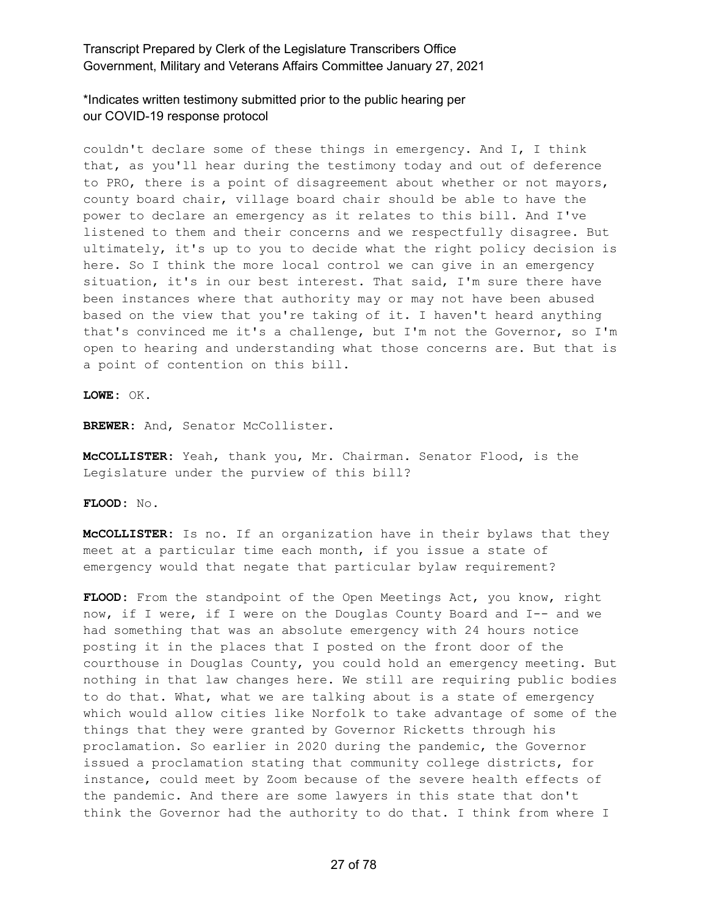couldn't declare some of these things in emergency. And I, I think that, as you'll hear during the testimony today and out of deference to PRO, there is a point of disagreement about whether or not mayors, county board chair, village board chair should be able to have the power to declare an emergency as it relates to this bill. And I've listened to them and their concerns and we respectfully disagree. But ultimately, it's up to you to decide what the right policy decision is here. So I think the more local control we can give in an emergency situation, it's in our best interest. That said, I'm sure there have been instances where that authority may or may not have been abused based on the view that you're taking of it. I haven't heard anything that's convinced me it's a challenge, but I'm not the Governor, so I'm open to hearing and understanding what those concerns are. But that is a point of contention on this bill.

**LOWE:** OK.

**BREWER:** And, Senator McCollister.

**McCOLLISTER:** Yeah, thank you, Mr. Chairman. Senator Flood, is the Legislature under the purview of this bill?

**FLOOD:** No.

**McCOLLISTER:** Is no. If an organization have in their bylaws that they meet at a particular time each month, if you issue a state of emergency would that negate that particular bylaw requirement?

**FLOOD:** From the standpoint of the Open Meetings Act, you know, right now, if I were, if I were on the Douglas County Board and I-- and we had something that was an absolute emergency with 24 hours notice posting it in the places that I posted on the front door of the courthouse in Douglas County, you could hold an emergency meeting. But nothing in that law changes here. We still are requiring public bodies to do that. What, what we are talking about is a state of emergency which would allow cities like Norfolk to take advantage of some of the things that they were granted by Governor Ricketts through his proclamation. So earlier in 2020 during the pandemic, the Governor issued a proclamation stating that community college districts, for instance, could meet by Zoom because of the severe health effects of the pandemic. And there are some lawyers in this state that don't think the Governor had the authority to do that. I think from where I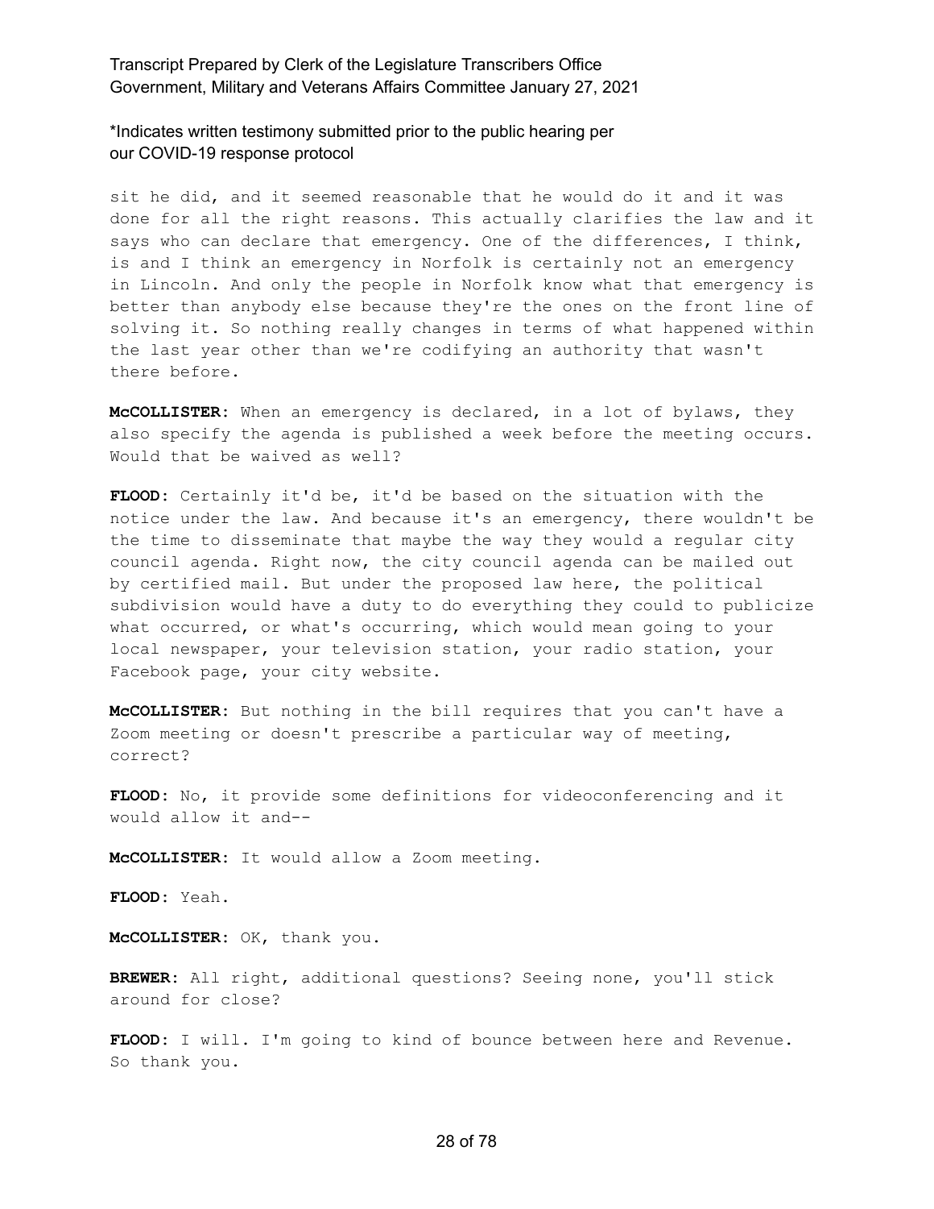sit he did, and it seemed reasonable that he would do it and it was done for all the right reasons. This actually clarifies the law and it says who can declare that emergency. One of the differences, I think, is and I think an emergency in Norfolk is certainly not an emergency in Lincoln. And only the people in Norfolk know what that emergency is better than anybody else because they're the ones on the front line of solving it. So nothing really changes in terms of what happened within the last year other than we're codifying an authority that wasn't there before.

**McCOLLISTER:** When an emergency is declared, in a lot of bylaws, they also specify the agenda is published a week before the meeting occurs. Would that be waived as well?

**FLOOD:** Certainly it'd be, it'd be based on the situation with the notice under the law. And because it's an emergency, there wouldn't be the time to disseminate that maybe the way they would a regular city council agenda. Right now, the city council agenda can be mailed out by certified mail. But under the proposed law here, the political subdivision would have a duty to do everything they could to publicize what occurred, or what's occurring, which would mean going to your local newspaper, your television station, your radio station, your Facebook page, your city website.

**McCOLLISTER:** But nothing in the bill requires that you can't have a Zoom meeting or doesn't prescribe a particular way of meeting, correct?

**FLOOD:** No, it provide some definitions for videoconferencing and it would allow it and--

**McCOLLISTER:** It would allow a Zoom meeting.

**FLOOD:** Yeah.

**McCOLLISTER:** OK, thank you.

**BREWER:** All right, additional questions? Seeing none, you'll stick around for close?

**FLOOD:** I will. I'm going to kind of bounce between here and Revenue. So thank you.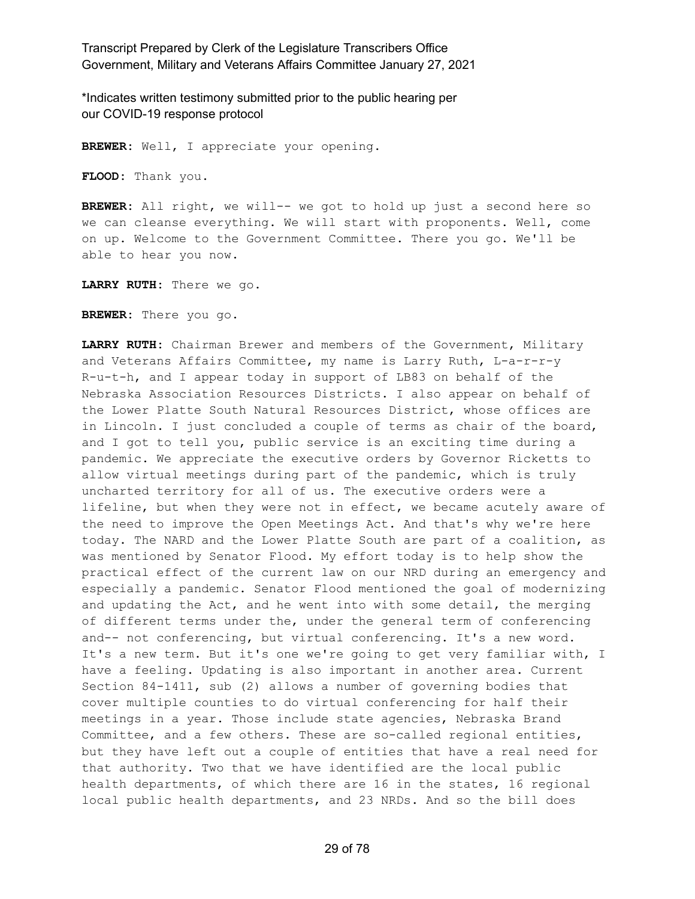*Indicates written testimony submitted prior to the public hearing per our COVID-19 response protocol

**BREWER:** Well, I appreciate your opening.

**FLOOD:** Thank you.

**BREWER:** All right, we will-- we got to hold up just a second here so we can cleanse everything. We will start with proponents. Well, come on up. Welcome to the Government Committee. There you go. We'll be able to hear you now.

**LARRY RUTH:** There we go.

**BREWER:** There you go.

**LARRY RUTH:** Chairman Brewer and members of the Government, Military and Veterans Affairs Committee, my name is Larry Ruth, L-a-r-r-y R-u-t-h, and I appear today in support of LB83 on behalf of the Nebraska Association Resources Districts. I also appear on behalf of the Lower Platte South Natural Resources District, whose offices are in Lincoln. I just concluded a couple of terms as chair of the board, and I got to tell you, public service is an exciting time during a pandemic. We appreciate the executive orders by Governor Ricketts to allow virtual meetings during part of the pandemic, which is truly uncharted territory for all of us. The executive orders were a lifeline, but when they were not in effect, we became acutely aware of the need to improve the Open Meetings Act. And that's why we're here today. The NARD and the Lower Platte South are part of a coalition, as was mentioned by Senator Flood. My effort today is to help show the practical effect of the current law on our NRD during an emergency and especially a pandemic. Senator Flood mentioned the goal of modernizing and updating the Act, and he went into with some detail, the merging of different terms under the, under the general term of conferencing and-- not conferencing, but virtual conferencing. It's a new word. It's a new term. But it's one we're going to get very familiar with, I have a feeling. Updating is also important in another area. Current Section 84-1411, sub (2) allows a number of governing bodies that cover multiple counties to do virtual conferencing for half their meetings in a year. Those include state agencies, Nebraska Brand Committee, and a few others. These are so-called regional entities, but they have left out a couple of entities that have a real need for that authority. Two that we have identified are the local public health departments, of which there are 16 in the states, 16 regional local public health departments, and 23 NRDs. And so the bill does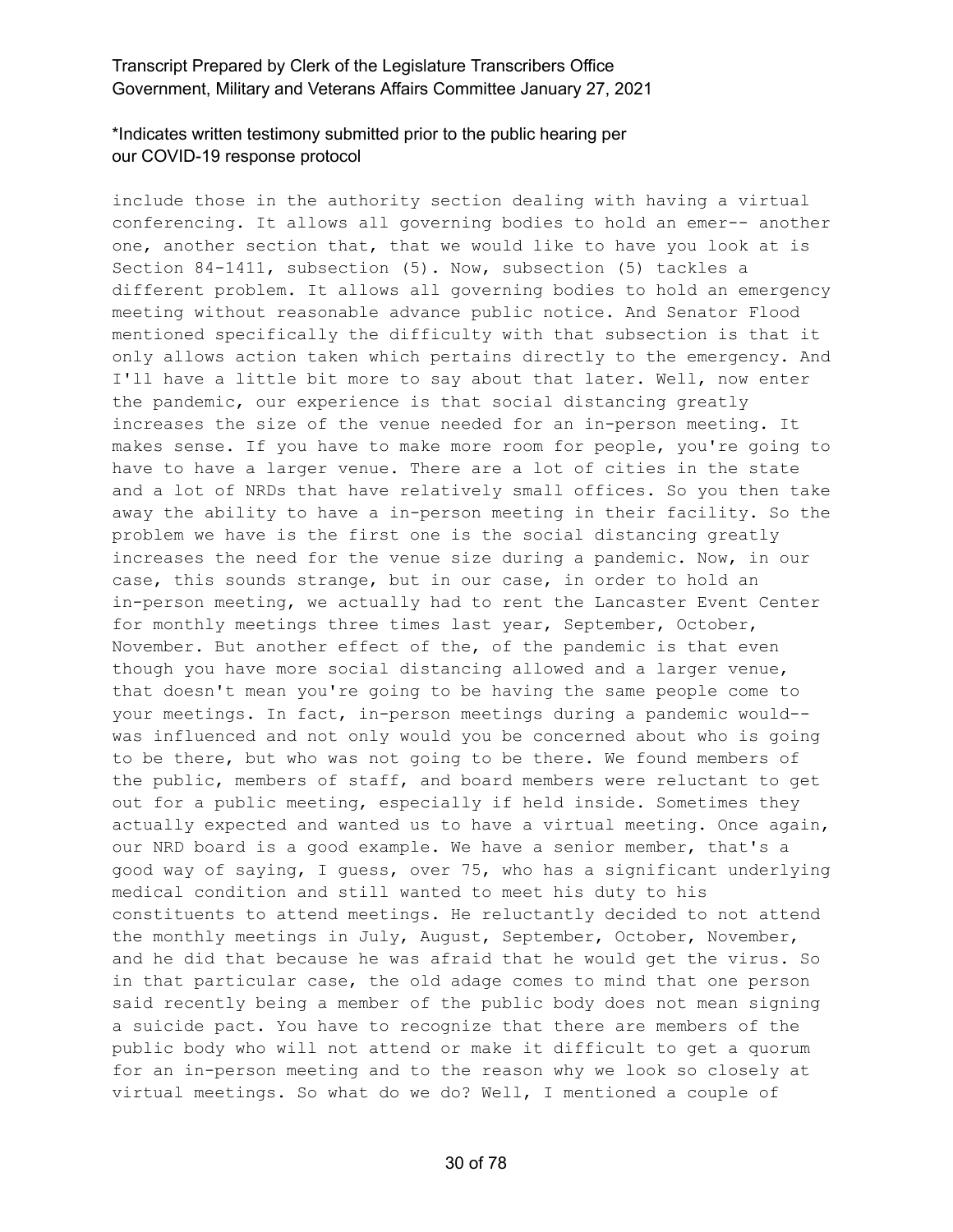include those in the authority section dealing with having a virtual conferencing. It allows all governing bodies to hold an emer-- another one, another section that, that we would like to have you look at is Section 84-1411, subsection (5). Now, subsection (5) tackles a different problem. It allows all governing bodies to hold an emergency meeting without reasonable advance public notice. And Senator Flood mentioned specifically the difficulty with that subsection is that it only allows action taken which pertains directly to the emergency. And I'll have a little bit more to say about that later. Well, now enter the pandemic, our experience is that social distancing greatly increases the size of the venue needed for an in-person meeting. It makes sense. If you have to make more room for people, you're going to have to have a larger venue. There are a lot of cities in the state and a lot of NRDs that have relatively small offices. So you then take away the ability to have a in-person meeting in their facility. So the problem we have is the first one is the social distancing greatly increases the need for the venue size during a pandemic. Now, in our case, this sounds strange, but in our case, in order to hold an in-person meeting, we actually had to rent the Lancaster Event Center for monthly meetings three times last year, September, October, November. But another effect of the, of the pandemic is that even though you have more social distancing allowed and a larger venue, that doesn't mean you're going to be having the same people come to your meetings. In fact, in-person meetings during a pandemic would-- was influenced and not only would you be concerned about who is going to be there, but who was not going to be there. We found members of the public, members of staff, and board members were reluctant to get out for a public meeting, especially if held inside. Sometimes they actually expected and wanted us to have a virtual meeting. Once again, our NRD board is a good example. We have a senior member, that's a good way of saying, I guess, over 75, who has a significant underlying medical condition and still wanted to meet his duty to his constituents to attend meetings. He reluctantly decided to not attend the monthly meetings in July, August, September, October, November, and he did that because he was afraid that he would get the virus. So in that particular case, the old adage comes to mind that one person said recently being a member of the public body does not mean signing a suicide pact. You have to recognize that there are members of the public body who will not attend or make it difficult to get a quorum for an in-person meeting and to the reason why we look so closely at virtual meetings. So what do we do? Well, I mentioned a couple of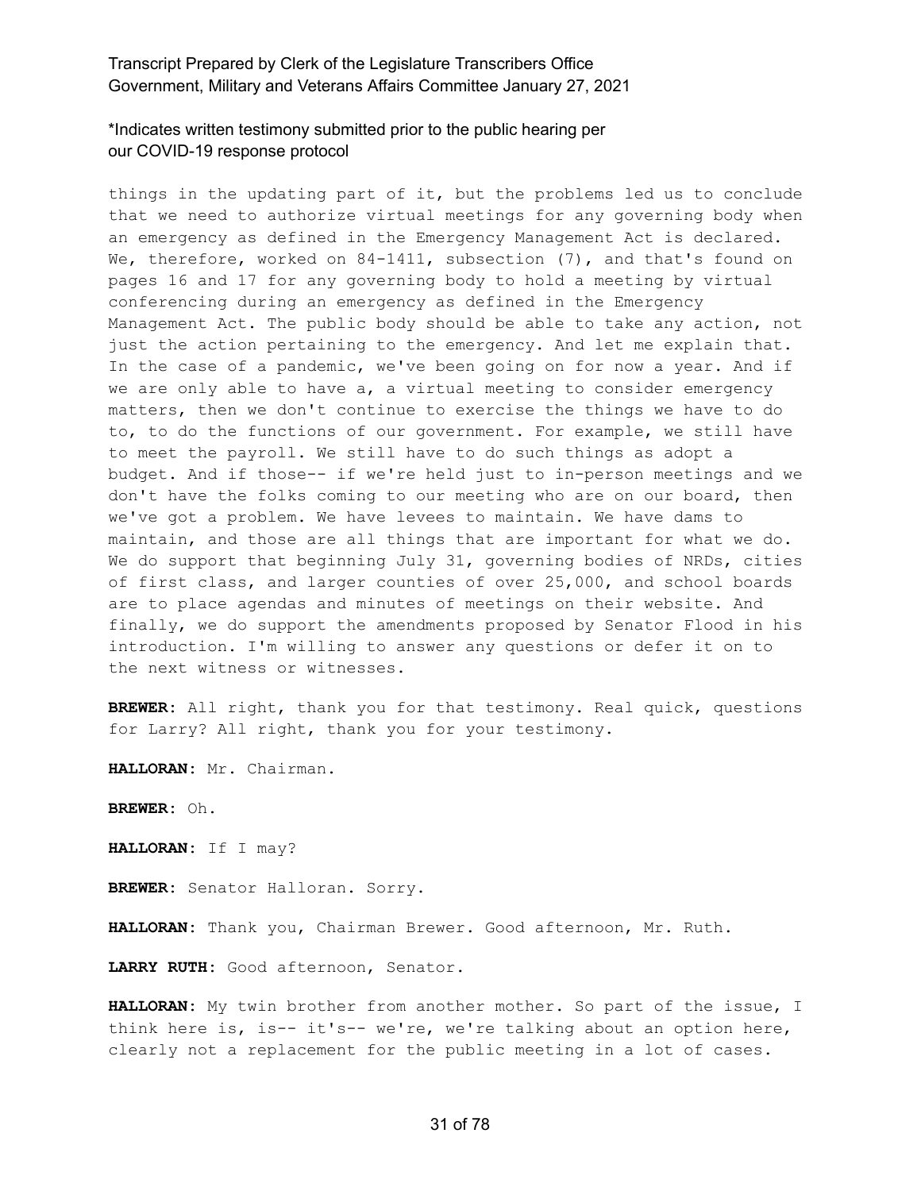things in the updating part of it, but the problems led us to conclude that we need to authorize virtual meetings for any governing body when an emergency as defined in the Emergency Management Act is declared. We, therefore, worked on 84-1411, subsection (7), and that's found on pages 16 and 17 for any governing body to hold a meeting by virtual conferencing during an emergency as defined in the Emergency Management Act. The public body should be able to take any action, not just the action pertaining to the emergency. And let me explain that. In the case of a pandemic, we've been going on for now a year. And if we are only able to have a, a virtual meeting to consider emergency matters, then we don't continue to exercise the things we have to do to, to do the functions of our government. For example, we still have to meet the payroll. We still have to do such things as adopt a budget. And if those-- if we're held just to in-person meetings and we don't have the folks coming to our meeting who are on our board, then we've got a problem. We have levees to maintain. We have dams to maintain, and those are all things that are important for what we do. We do support that beginning July 31, governing bodies of NRDs, cities of first class, and larger counties of over 25,000, and school boards are to place agendas and minutes of meetings on their website. And finally, we do support the amendments proposed by Senator Flood in his introduction. I'm willing to answer any questions or defer it on to the next witness or witnesses.

**BREWER:** All right, thank you for that testimony. Real quick, questions for Larry? All right, thank you for your testimony.

**HALLORAN:** Mr. Chairman.

**BREWER:** Oh.

**HALLORAN:** If I may?

**BREWER:** Senator Halloran. Sorry.

**HALLORAN:** Thank you, Chairman Brewer. Good afternoon, Mr. Ruth.

**LARRY RUTH:** Good afternoon, Senator.

**HALLORAN:** My twin brother from another mother. So part of the issue, I think here is, is-- it's-- we're, we're talking about an option here, clearly not a replacement for the public meeting in a lot of cases.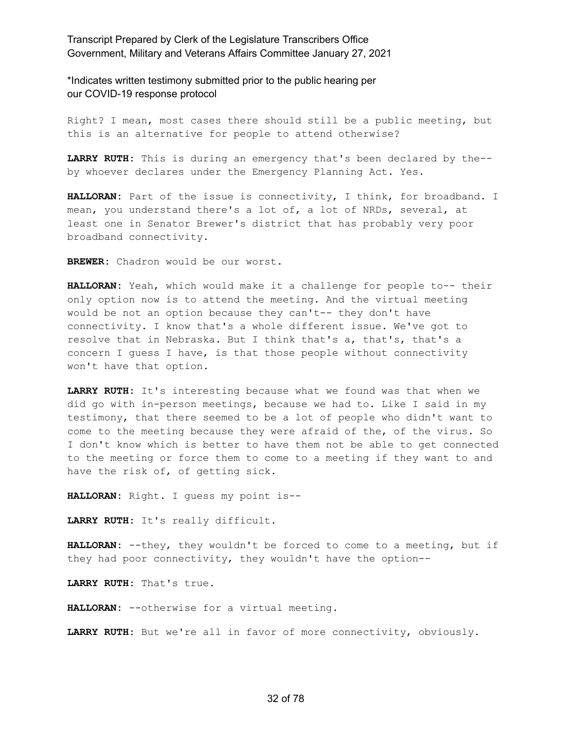Right? I mean, most cases there should still be a public meeting, but this is an alternative for people to attend otherwise?

**LARRY RUTH:** This is during an emergency that's been declared by the-- by whoever declares under the Emergency Planning Act. Yes.

**HALLORAN:** Part of the issue is connectivity, I think, for broadband. I mean, you understand there's a lot of, a lot of NRDs, several, at least one in Senator Brewer's district that has probably very poor broadband connectivity.

**BREWER:** Chadron would be our worst.

**HALLORAN:** Yeah, which would make it a challenge for people to-- their only option now is to attend the meeting. And the virtual meeting would be not an option because they can't-- they don't have connectivity. I know that's a whole different issue. We've got to resolve that in Nebraska. But I think that's a, that's, that's a concern I guess I have, is that those people without connectivity won't have that option.

**LARRY RUTH:** It's interesting because what we found was that when we did go with in-person meetings, because we had to. Like I said in my testimony, that there seemed to be a lot of people who didn't want to come to the meeting because they were afraid of the, of the virus. So I don't know which is better to have them not be able to get connected to the meeting or force them to come to a meeting if they want to and have the risk of, of getting sick.

**HALLORAN:** Right. I guess my point is--

**LARRY RUTH:** It's really difficult.

**HALLORAN:** --they, they wouldn't be forced to come to a meeting, but if they had poor connectivity, they wouldn't have the option--

**LARRY RUTH:** That's true.

**HALLORAN:** --otherwise for a virtual meeting.

**LARRY RUTH:** But we're all in favor of more connectivity, obviously.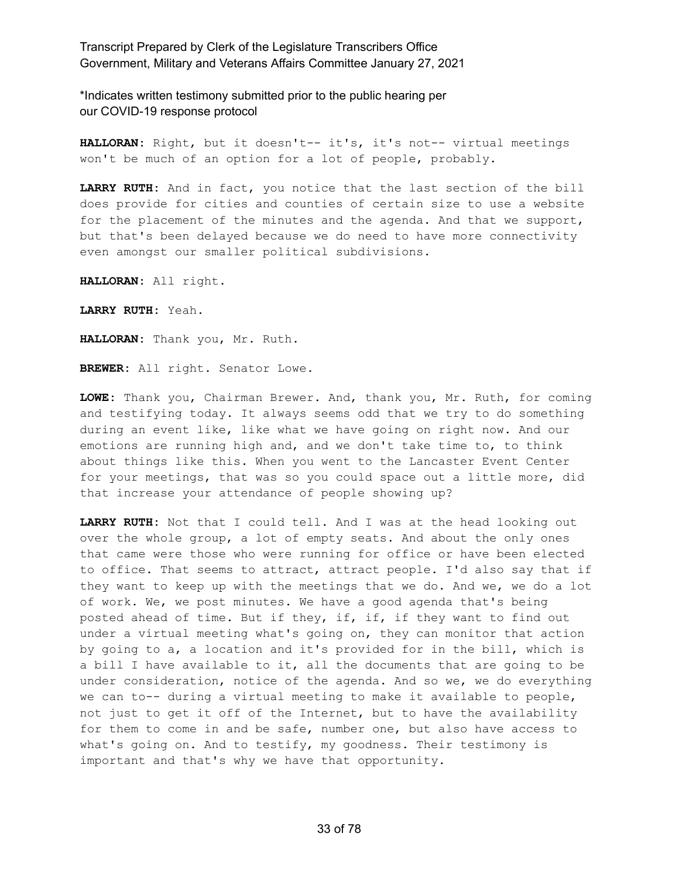*Indicates written testimony submitted prior to the public hearing per our COVID-19 response protocol

**HALLORAN:** Right, but it doesn't-- it's, it's not-- virtual meetings won't be much of an option for a lot of people, probably.

**LARRY RUTH:** And in fact, you notice that the last section of the bill does provide for cities and counties of certain size to use a website for the placement of the minutes and the agenda. And that we support, but that's been delayed because we do need to have more connectivity even amongst our smaller political subdivisions.

**HALLORAN:** All right.

**LARRY RUTH:** Yeah.

**HALLORAN:** Thank you, Mr. Ruth.

**BREWER:** All right. Senator Lowe.

**LOWE:** Thank you, Chairman Brewer. And, thank you, Mr. Ruth, for coming and testifying today. It always seems odd that we try to do something during an event like, like what we have going on right now. And our emotions are running high and, and we don't take time to, to think about things like this. When you went to the Lancaster Event Center for your meetings, that was so you could space out a little more, did that increase your attendance of people showing up?

**LARRY RUTH:** Not that I could tell. And I was at the head looking out over the whole group, a lot of empty seats. And about the only ones that came were those who were running for office or have been elected to office. That seems to attract, attract people. I'd also say that if they want to keep up with the meetings that we do. And we, we do a lot of work. We, we post minutes. We have a good agenda that's being posted ahead of time. But if they, if, if, if they want to find out under a virtual meeting what's going on, they can monitor that action by going to a, a location and it's provided for in the bill, which is a bill I have available to it, all the documents that are going to be under consideration, notice of the agenda. And so we, we do everything we can to-- during a virtual meeting to make it available to people, not just to get it off of the Internet, but to have the availability for them to come in and be safe, number one, but also have access to what's going on. And to testify, my goodness. Their testimony is important and that's why we have that opportunity.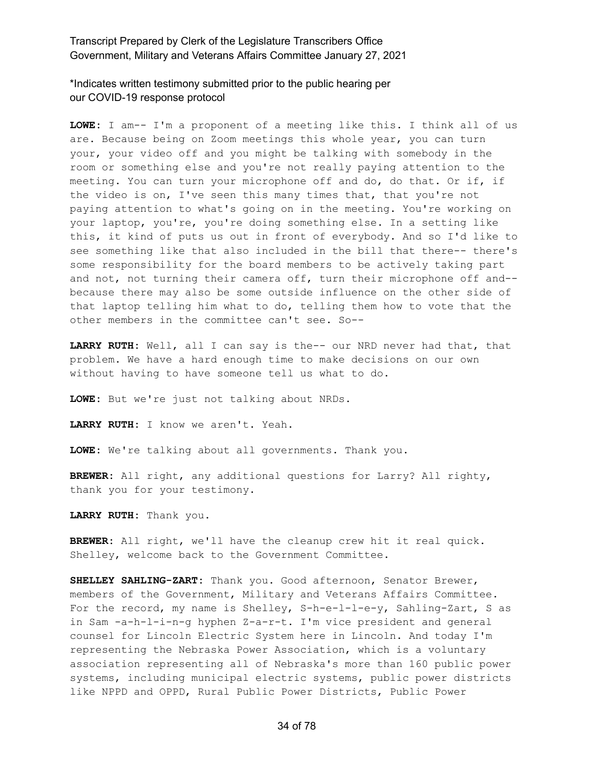*Indicates written testimony submitted prior to the public hearing per our COVID-19 response protocol

**LOWE:** I am-- I'm a proponent of a meeting like this. I think all of us are. Because being on Zoom meetings this whole year, you can turn your, your video off and you might be talking with somebody in the room or something else and you're not really paying attention to the meeting. You can turn your microphone off and do, do that. Or if, if the video is on, I've seen this many times that, that you're not paying attention to what's going on in the meeting. You're working on your laptop, you're, you're doing something else. In a setting like this, it kind of puts us out in front of everybody. And so I'd like to see something like that also included in the bill that there-- there's some responsibility for the board members to be actively taking part and not, not turning their camera off, turn their microphone off and-- because there may also be some outside influence on the other side of that laptop telling him what to do, telling them how to vote that the other members in the committee can't see. So--

**LARRY RUTH:** Well, all I can say is the-- our NRD never had that, that problem. We have a hard enough time to make decisions on our own without having to have someone tell us what to do.

**LOWE:** But we're just not talking about NRDs.

**LARRY RUTH:** I know we aren't. Yeah.

**LOWE:** We're talking about all governments. Thank you.

**BREWER:** All right, any additional questions for Larry? All righty, thank you for your testimony.

**LARRY RUTH:** Thank you.

**BREWER:** All right, we'll have the cleanup crew hit it real quick. Shelley, welcome back to the Government Committee.

**SHELLEY SAHLING-ZART:** Thank you. Good afternoon, Senator Brewer, members of the Government, Military and Veterans Affairs Committee. For the record, my name is Shelley, S-h-e-l-l-e-y, Sahling-Zart, S as in Sam -a-h-l-i-n-g hyphen Z-a-r-t. I'm vice president and general counsel for Lincoln Electric System here in Lincoln. And today I'm representing the Nebraska Power Association, which is a voluntary association representing all of Nebraska's more than 160 public power systems, including municipal electric systems, public power districts like NPPD and OPPD, Rural Public Power Districts, Public Power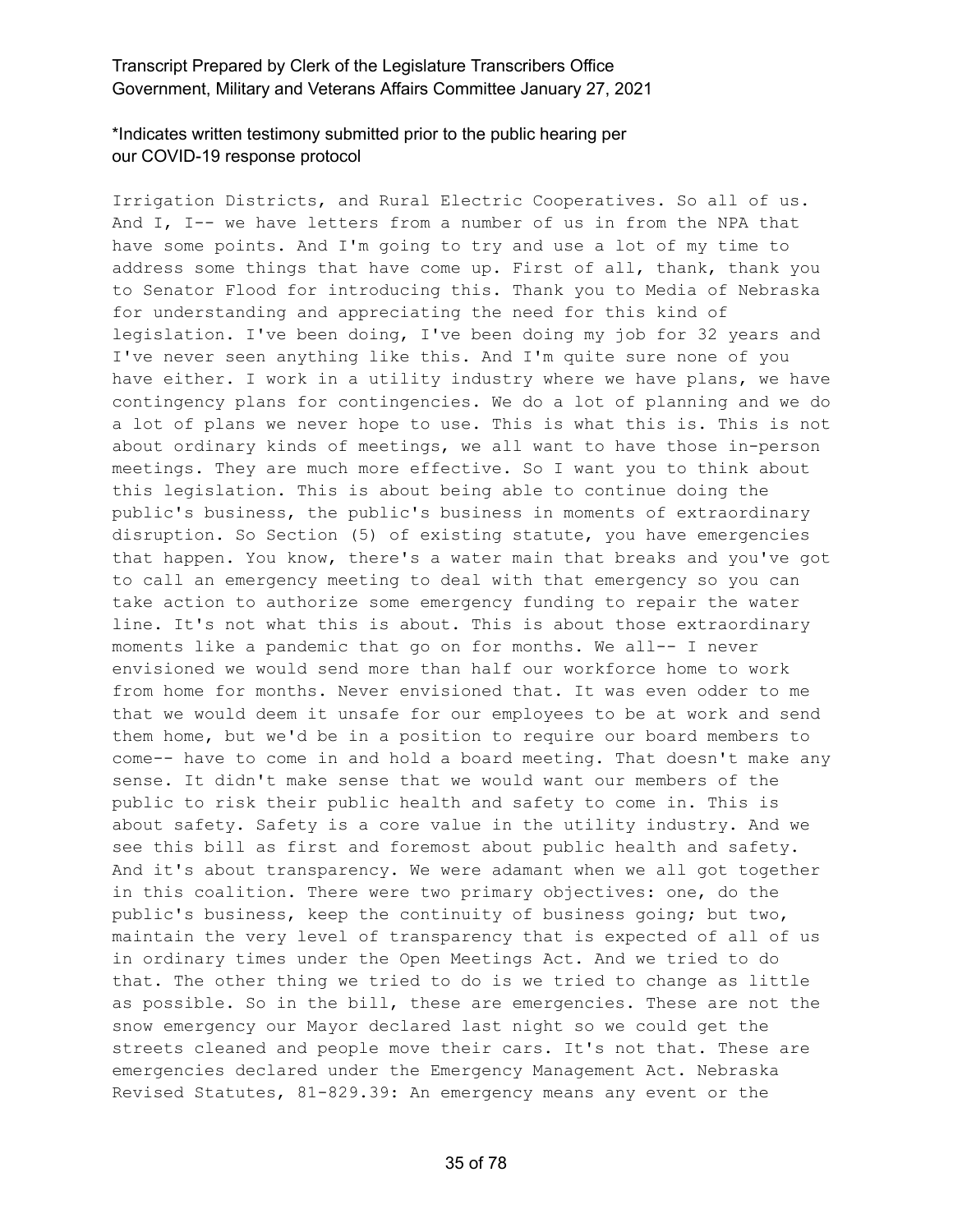Irrigation Districts, and Rural Electric Cooperatives. So all of us. And I, I-- we have letters from a number of us in from the NPA that have some points. And I'm going to try and use a lot of my time to address some things that have come up. First of all, thank, thank you to Senator Flood for introducing this. Thank you to Media of Nebraska for understanding and appreciating the need for this kind of legislation. I've been doing, I've been doing my job for 32 years and I've never seen anything like this. And I'm quite sure none of you have either. I work in a utility industry where we have plans, we have contingency plans for contingencies. We do a lot of planning and we do a lot of plans we never hope to use. This is what this is. This is not about ordinary kinds of meetings, we all want to have those in-person meetings. They are much more effective. So I want you to think about this legislation. This is about being able to continue doing the public's business, the public's business in moments of extraordinary disruption. So Section (5) of existing statute, you have emergencies that happen. You know, there's a water main that breaks and you've got to call an emergency meeting to deal with that emergency so you can take action to authorize some emergency funding to repair the water line. It's not what this is about. This is about those extraordinary moments like a pandemic that go on for months. We all-- I never envisioned we would send more than half our workforce home to work from home for months. Never envisioned that. It was even odder to me that we would deem it unsafe for our employees to be at work and send them home, but we'd be in a position to require our board members to come-- have to come in and hold a board meeting. That doesn't make any sense. It didn't make sense that we would want our members of the public to risk their public health and safety to come in. This is about safety. Safety is a core value in the utility industry. And we see this bill as first and foremost about public health and safety. And it's about transparency. We were adamant when we all got together in this coalition. There were two primary objectives: one, do the public's business, keep the continuity of business going; but two, maintain the very level of transparency that is expected of all of us in ordinary times under the Open Meetings Act. And we tried to do that. The other thing we tried to do is we tried to change as little as possible. So in the bill, these are emergencies. These are not the snow emergency our Mayor declared last night so we could get the streets cleaned and people move their cars. It's not that. These are emergencies declared under the Emergency Management Act. Nebraska Revised Statutes, 81-829.39: An emergency means any event or the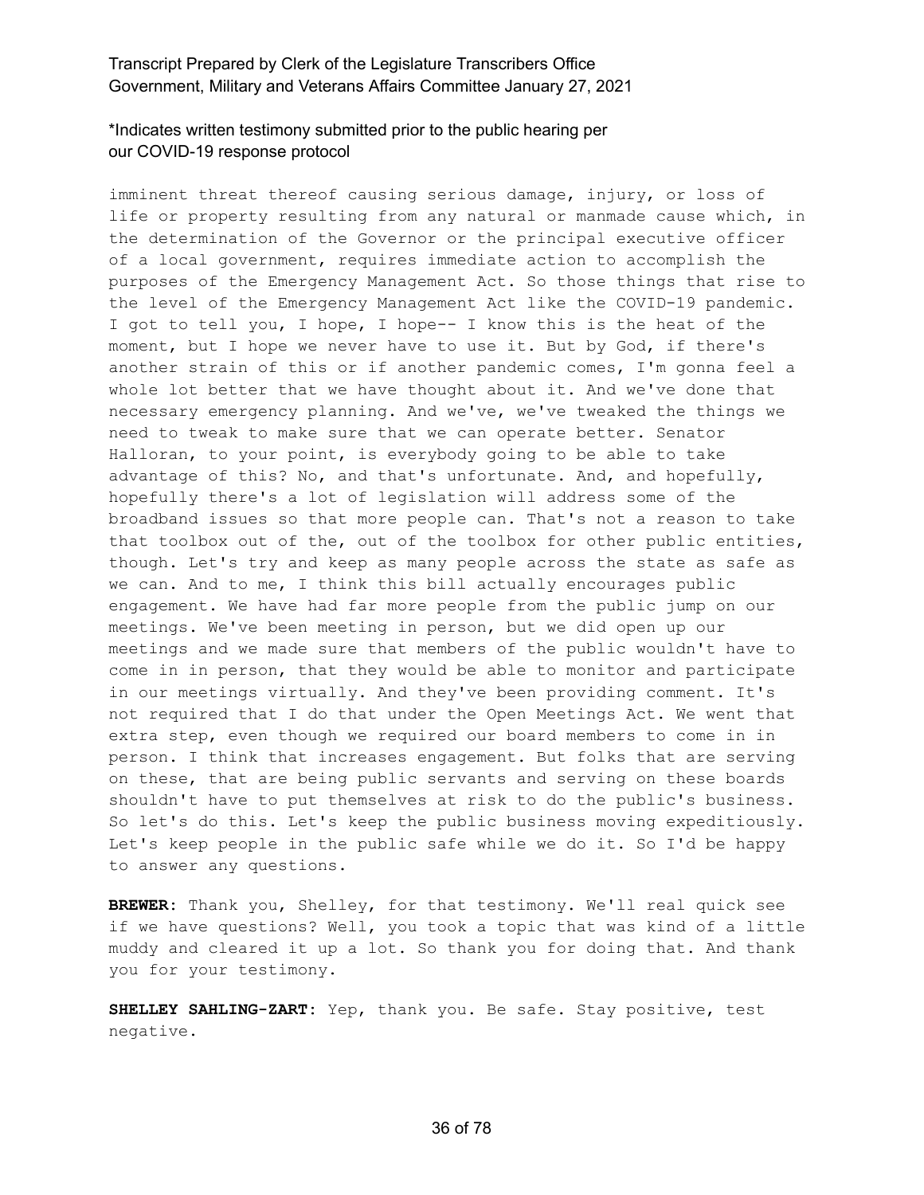imminent threat thereof causing serious damage, injury, or loss of life or property resulting from any natural or manmade cause which, in the determination of the Governor or the principal executive officer of a local government, requires immediate action to accomplish the purposes of the Emergency Management Act. So those things that rise to the level of the Emergency Management Act like the COVID-19 pandemic. I got to tell you, I hope, I hope-- I know this is the heat of the moment, but I hope we never have to use it. But by God, if there's another strain of this or if another pandemic comes, I'm gonna feel a whole lot better that we have thought about it. And we've done that necessary emergency planning. And we've, we've tweaked the things we need to tweak to make sure that we can operate better. Senator Halloran, to your point, is everybody going to be able to take advantage of this? No, and that's unfortunate. And, and hopefully, hopefully there's a lot of legislation will address some of the broadband issues so that more people can. That's not a reason to take that toolbox out of the, out of the toolbox for other public entities, though. Let's try and keep as many people across the state as safe as we can. And to me, I think this bill actually encourages public engagement. We have had far more people from the public jump on our meetings. We've been meeting in person, but we did open up our meetings and we made sure that members of the public wouldn't have to come in in person, that they would be able to monitor and participate in our meetings virtually. And they've been providing comment. It's not required that I do that under the Open Meetings Act. We went that extra step, even though we required our board members to come in in person. I think that increases engagement. But folks that are serving on these, that are being public servants and serving on these boards shouldn't have to put themselves at risk to do the public's business. So let's do this. Let's keep the public business moving expeditiously. Let's keep people in the public safe while we do it. So I'd be happy to answer any questions.

**BREWER:** Thank you, Shelley, for that testimony. We'll real quick see if we have questions? Well, you took a topic that was kind of a little muddy and cleared it up a lot. So thank you for doing that. And thank you for your testimony.

**SHELLEY SAHLING-ZART:** Yep, thank you. Be safe. Stay positive, test negative.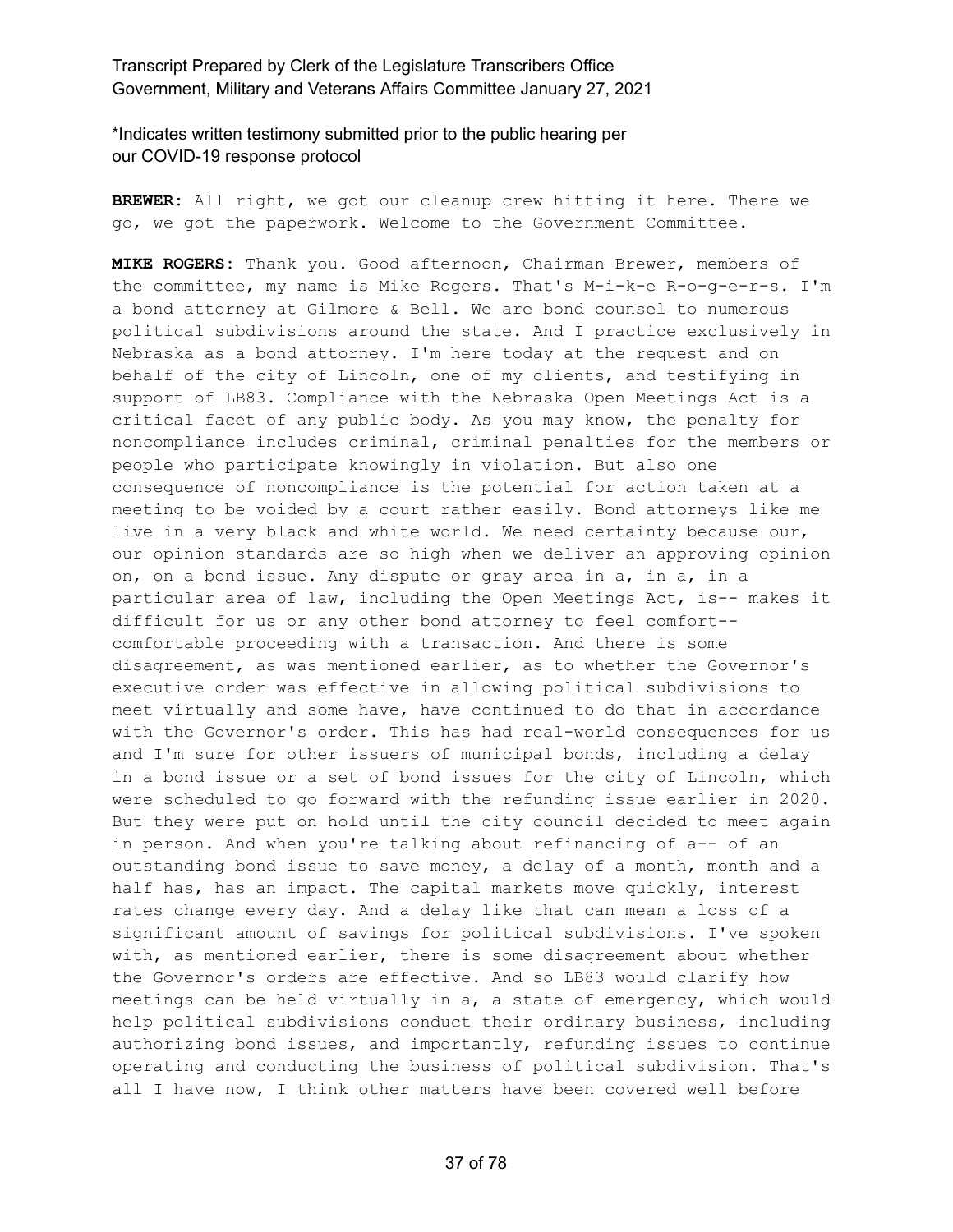**BREWER:** All right, we got our cleanup crew hitting it here. There we go, we got the paperwork. Welcome to the Government Committee.

**MIKE ROGERS:** Thank you. Good afternoon, Chairman Brewer, members of the committee, my name is Mike Rogers. That's M-i-k-e R-o-g-e-r-s. I'm a bond attorney at Gilmore & Bell. We are bond counsel to numerous political subdivisions around the state. And I practice exclusively in Nebraska as a bond attorney. I'm here today at the request and on behalf of the city of Lincoln, one of my clients, and testifying in support of LB83. Compliance with the Nebraska Open Meetings Act is a critical facet of any public body. As you may know, the penalty for noncompliance includes criminal, criminal penalties for the members or people who participate knowingly in violation. But also one consequence of noncompliance is the potential for action taken at a meeting to be voided by a court rather easily. Bond attorneys like me live in a very black and white world. We need certainty because our, our opinion standards are so high when we deliver an approving opinion on, on a bond issue. Any dispute or gray area in a, in a, in a particular area of law, including the Open Meetings Act, is-- makes it difficult for us or any other bond attorney to feel comfort-- comfortable proceeding with a transaction. And there is some disagreement, as was mentioned earlier, as to whether the Governor's executive order was effective in allowing political subdivisions to meet virtually and some have, have continued to do that in accordance with the Governor's order. This has had real-world consequences for us and I'm sure for other issuers of municipal bonds, including a delay in a bond issue or a set of bond issues for the city of Lincoln, which were scheduled to go forward with the refunding issue earlier in 2020. But they were put on hold until the city council decided to meet again in person. And when you're talking about refinancing of a-- of an outstanding bond issue to save money, a delay of a month, month and a half has, has an impact. The capital markets move quickly, interest rates change every day. And a delay like that can mean a loss of a significant amount of savings for political subdivisions. I've spoken with, as mentioned earlier, there is some disagreement about whether the Governor's orders are effective. And so LB83 would clarify how meetings can be held virtually in a, a state of emergency, which would help political subdivisions conduct their ordinary business, including authorizing bond issues, and importantly, refunding issues to continue operating and conducting the business of political subdivision. That's all I have now, I think other matters have been covered well before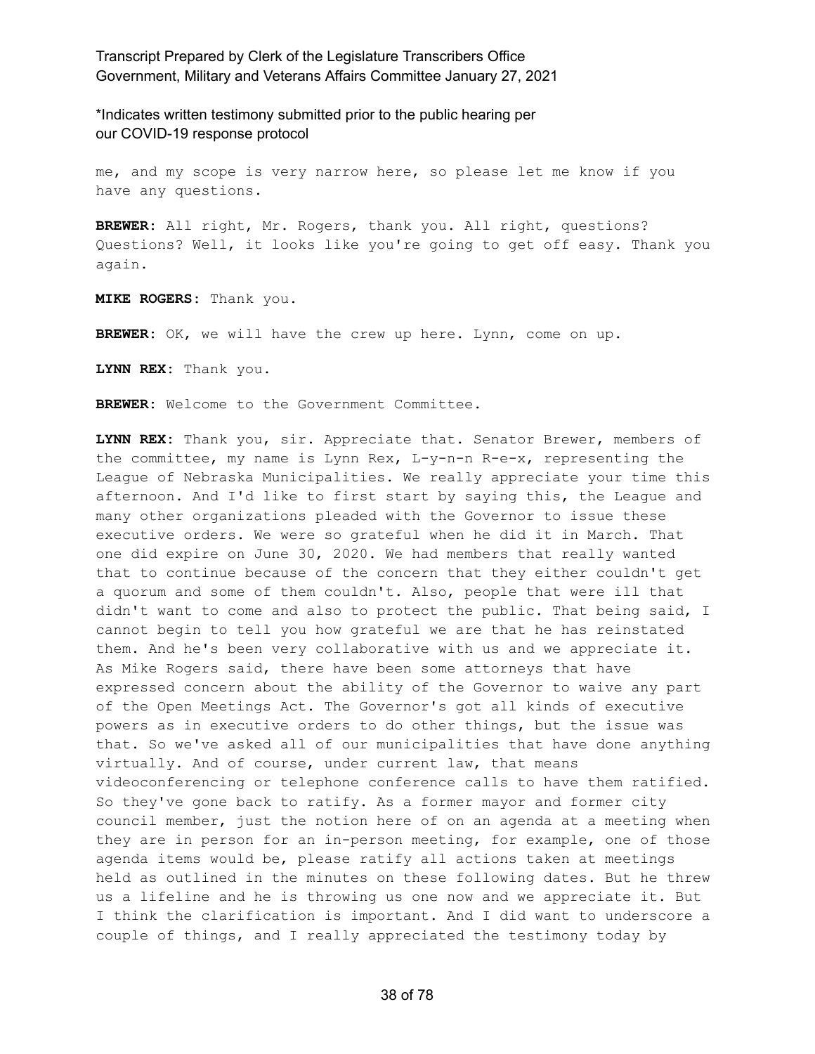me, and my scope is very narrow here, so please let me know if you have any questions.

**BREWER:** All right, Mr. Rogers, thank you. All right, questions? Questions? Well, it looks like you're going to get off easy. Thank you again.

**MIKE ROGERS:** Thank you.

**BREWER:** OK, we will have the crew up here. Lynn, come on up.

**LYNN REX:** Thank you.

**BREWER:** Welcome to the Government Committee.

**LYNN REX:** Thank you, sir. Appreciate that. Senator Brewer, members of the committee, my name is Lynn Rex, L-y-n-n R-e-x, representing the League of Nebraska Municipalities. We really appreciate your time this afternoon. And I'd like to first start by saying this, the League and many other organizations pleaded with the Governor to issue these executive orders. We were so grateful when he did it in March. That one did expire on June 30, 2020. We had members that really wanted that to continue because of the concern that they either couldn't get a quorum and some of them couldn't. Also, people that were ill that didn't want to come and also to protect the public. That being said, I cannot begin to tell you how grateful we are that he has reinstated them. And he's been very collaborative with us and we appreciate it. As Mike Rogers said, there have been some attorneys that have expressed concern about the ability of the Governor to waive any part of the Open Meetings Act. The Governor's got all kinds of executive powers as in executive orders to do other things, but the issue was that. So we've asked all of our municipalities that have done anything virtually. And of course, under current law, that means videoconferencing or telephone conference calls to have them ratified. So they've gone back to ratify. As a former mayor and former city council member, just the notion here of on an agenda at a meeting when they are in person for an in-person meeting, for example, one of those agenda items would be, please ratify all actions taken at meetings held as outlined in the minutes on these following dates. But he threw us a lifeline and he is throwing us one now and we appreciate it. But I think the clarification is important. And I did want to underscore a couple of things, and I really appreciated the testimony today by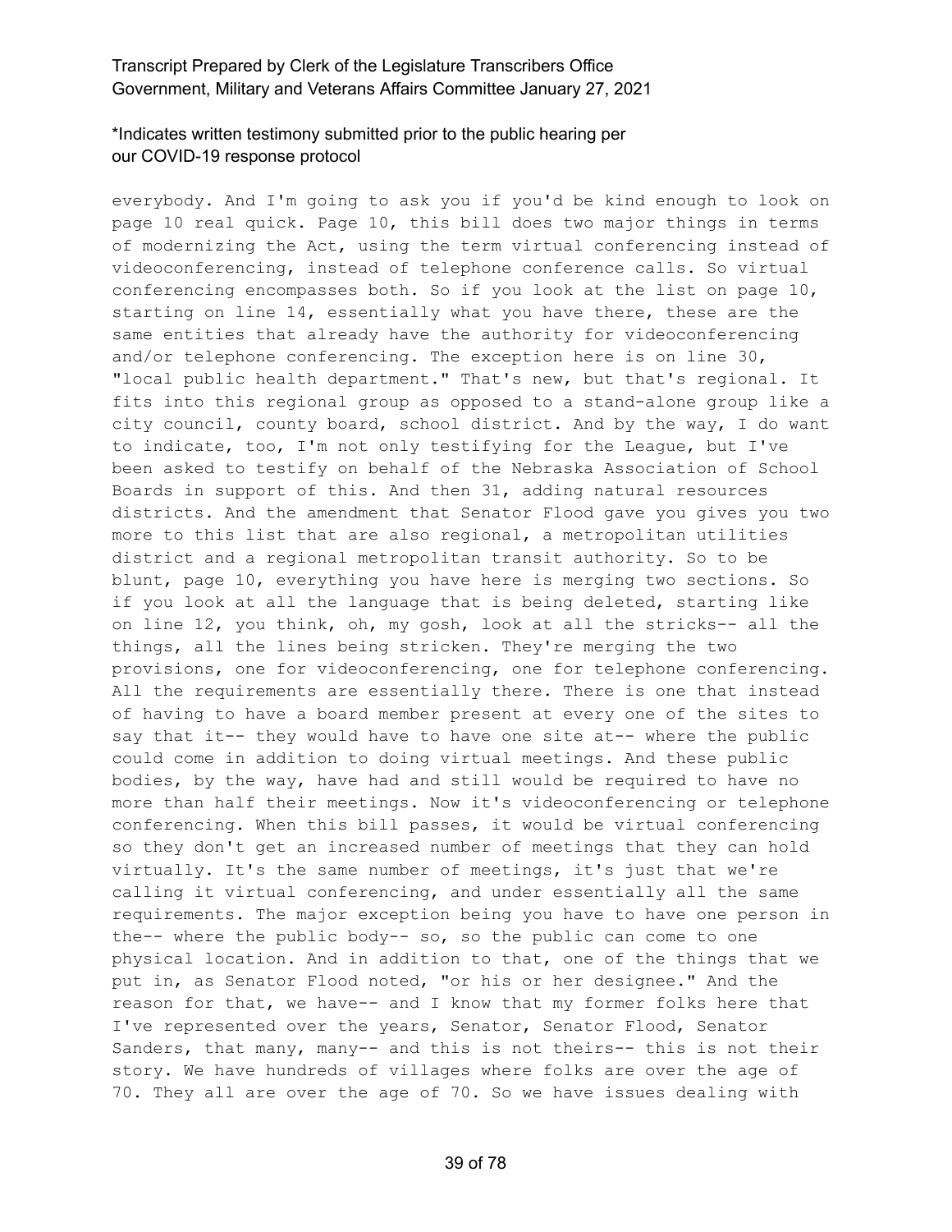everybody. And I'm going to ask you if you'd be kind enough to look on page 10 real quick. Page 10, this bill does two major things in terms of modernizing the Act, using the term virtual conferencing instead of videoconferencing, instead of telephone conference calls. So virtual conferencing encompasses both. So if you look at the list on page 10, starting on line 14, essentially what you have there, these are the same entities that already have the authority for videoconferencing and/or telephone conferencing. The exception here is on line 30, "local public health department." That's new, but that's regional. It fits into this regional group as opposed to a stand-alone group like a city council, county board, school district. And by the way, I do want to indicate, too, I'm not only testifying for the League, but I've been asked to testify on behalf of the Nebraska Association of School Boards in support of this. And then 31, adding natural resources districts. And the amendment that Senator Flood gave you gives you two more to this list that are also regional, a metropolitan utilities district and a regional metropolitan transit authority. So to be blunt, page 10, everything you have here is merging two sections. So if you look at all the language that is being deleted, starting like on line 12, you think, oh, my gosh, look at all the stricks-- all the things, all the lines being stricken. They're merging the two provisions, one for videoconferencing, one for telephone conferencing. All the requirements are essentially there. There is one that instead of having to have a board member present at every one of the sites to say that it-- they would have to have one site at-- where the public could come in addition to doing virtual meetings. And these public bodies, by the way, have had and still would be required to have no more than half their meetings. Now it's videoconferencing or telephone conferencing. When this bill passes, it would be virtual conferencing so they don't get an increased number of meetings that they can hold virtually. It's the same number of meetings, it's just that we're calling it virtual conferencing, and under essentially all the same requirements. The major exception being you have to have one person in the-- where the public body-- so, so the public can come to one physical location. And in addition to that, one of the things that we put in, as Senator Flood noted, "or his or her designee." And the reason for that, we have-- and I know that my former folks here that I've represented over the years, Senator, Senator Flood, Senator Sanders, that many, many-- and this is not theirs-- this is not their story. We have hundreds of villages where folks are over the age of 70. They all are over the age of 70. So we have issues dealing with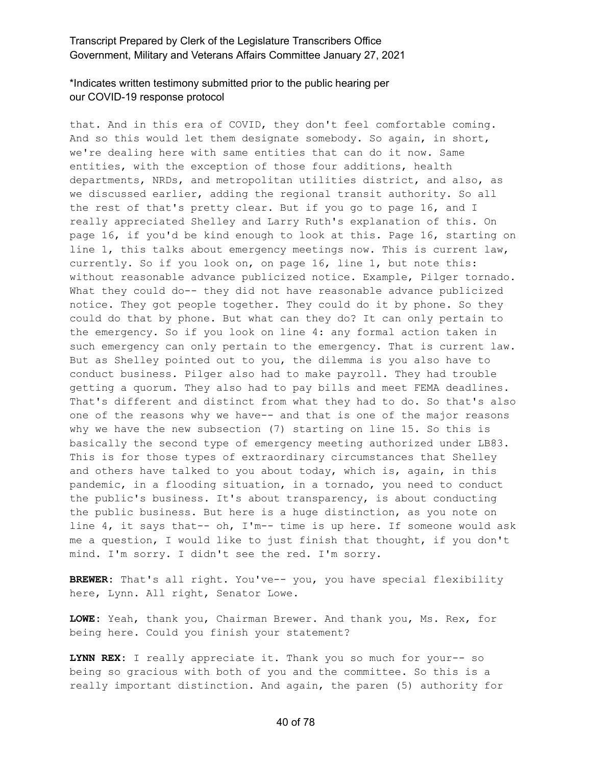*Indicates written testimony submitted prior to the public hearing per our COVID-19 response protocol

that. And in this era of COVID, they don't feel comfortable coming. And so this would let them designate somebody. So again, in short, we're dealing here with same entities that can do it now. Same entities, with the exception of those four additions, health departments, NRDs, and metropolitan utilities district, and also, as we discussed earlier, adding the regional transit authority. So all the rest of that's pretty clear. But if you go to page 16, and I really appreciated Shelley and Larry Ruth's explanation of this. On page 16, if you'd be kind enough to look at this. Page 16, starting on line 1, this talks about emergency meetings now. This is current law, currently. So if you look on, on page 16, line 1, but note this: without reasonable advance publicized notice. Example, Pilger tornado. What they could do-- they did not have reasonable advance publicized notice. They got people together. They could do it by phone. So they could do that by phone. But what can they do? It can only pertain to the emergency. So if you look on line 4: any formal action taken in such emergency can only pertain to the emergency. That is current law. But as Shelley pointed out to you, the dilemma is you also have to conduct business. Pilger also had to make payroll. They had trouble getting a quorum. They also had to pay bills and meet FEMA deadlines. That's different and distinct from what they had to do. So that's also one of the reasons why we have-- and that is one of the major reasons why we have the new subsection (7) starting on line 15. So this is basically the second type of emergency meeting authorized under LB83. This is for those types of extraordinary circumstances that Shelley and others have talked to you about today, which is, again, in this pandemic, in a flooding situation, in a tornado, you need to conduct the public's business. It's about transparency, is about conducting the public business. But here is a huge distinction, as you note on line 4, it says that-- oh, I'm-- time is up here. If someone would ask me a question, I would like to just finish that thought, if you don't mind. I'm sorry. I didn't see the red. I'm sorry.

**BREWER:** That's all right. You've-- you, you have special flexibility here, Lynn. All right, Senator Lowe.

**LOWE:** Yeah, thank you, Chairman Brewer. And thank you, Ms. Rex, for being here. Could you finish your statement?

**LYNN REX:** I really appreciate it. Thank you so much for your-- so being so gracious with both of you and the committee. So this is a really important distinction. And again, the paren (5) authority for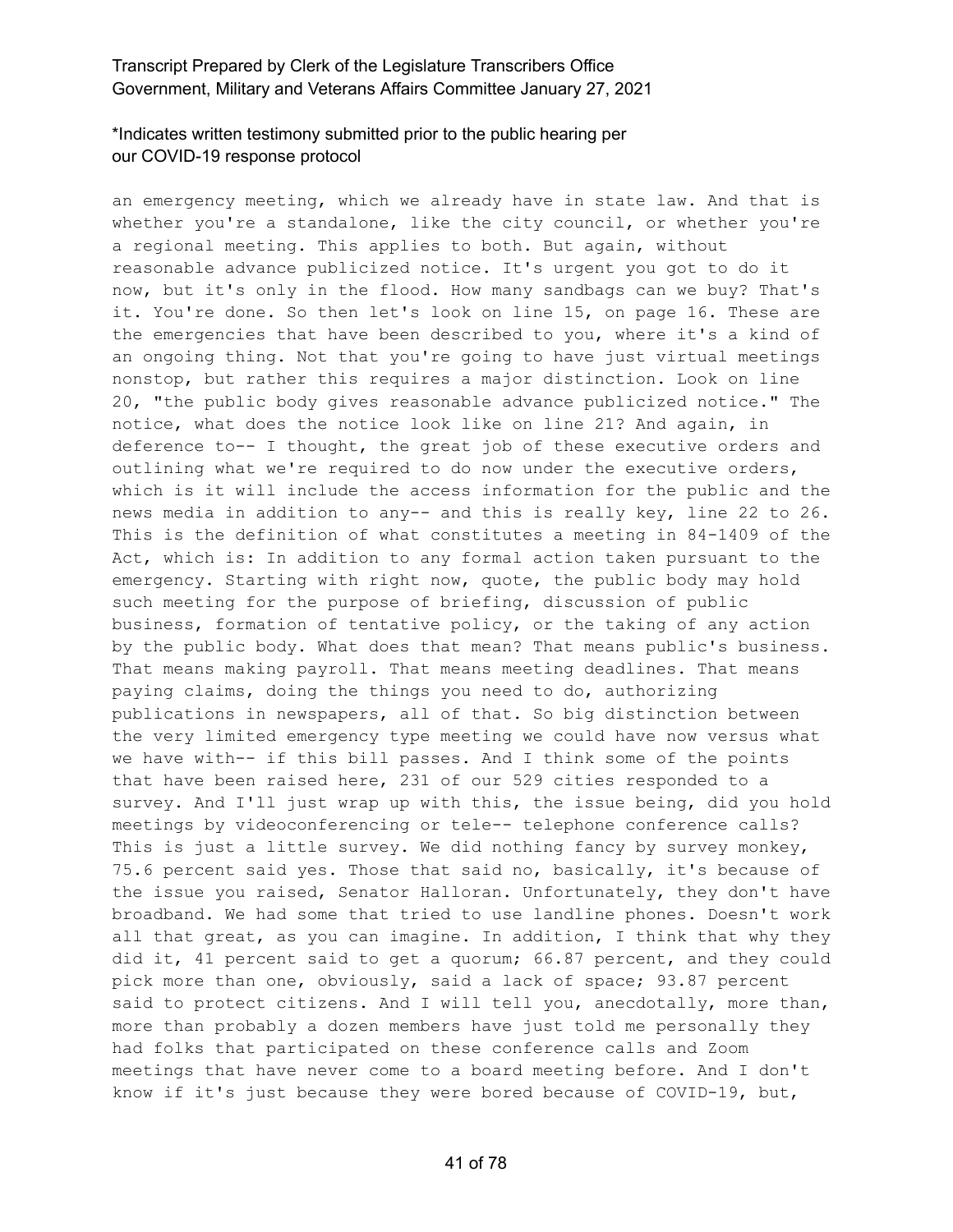an emergency meeting, which we already have in state law. And that is whether you're a standalone, like the city council, or whether you're a regional meeting. This applies to both. But again, without reasonable advance publicized notice. It's urgent you got to do it now, but it's only in the flood. How many sandbags can we buy? That's it. You're done. So then let's look on line 15, on page 16. These are the emergencies that have been described to you, where it's a kind of an ongoing thing. Not that you're going to have just virtual meetings nonstop, but rather this requires a major distinction. Look on line 20, "the public body gives reasonable advance publicized notice." The notice, what does the notice look like on line 21? And again, in deference to-- I thought, the great job of these executive orders and outlining what we're required to do now under the executive orders, which is it will include the access information for the public and the news media in addition to any-- and this is really key, line 22 to 26. This is the definition of what constitutes a meeting in 84-1409 of the Act, which is: In addition to any formal action taken pursuant to the emergency. Starting with right now, quote, the public body may hold such meeting for the purpose of briefing, discussion of public business, formation of tentative policy, or the taking of any action by the public body. What does that mean? That means public's business. That means making payroll. That means meeting deadlines. That means paying claims, doing the things you need to do, authorizing publications in newspapers, all of that. So big distinction between the very limited emergency type meeting we could have now versus what we have with-- if this bill passes. And I think some of the points that have been raised here, 231 of our 529 cities responded to a survey. And I'll just wrap up with this, the issue being, did you hold meetings by videoconferencing or tele-- telephone conference calls? This is just a little survey. We did nothing fancy by survey monkey, 75.6 percent said yes. Those that said no, basically, it's because of the issue you raised, Senator Halloran. Unfortunately, they don't have broadband. We had some that tried to use landline phones. Doesn't work all that great, as you can imagine. In addition, I think that why they did it, 41 percent said to get a quorum; 66.87 percent, and they could pick more than one, obviously, said a lack of space; 93.87 percent said to protect citizens. And I will tell you, anecdotally, more than, more than probably a dozen members have just told me personally they had folks that participated on these conference calls and Zoom meetings that have never come to a board meeting before. And I don't know if it's just because they were bored because of COVID-19, but,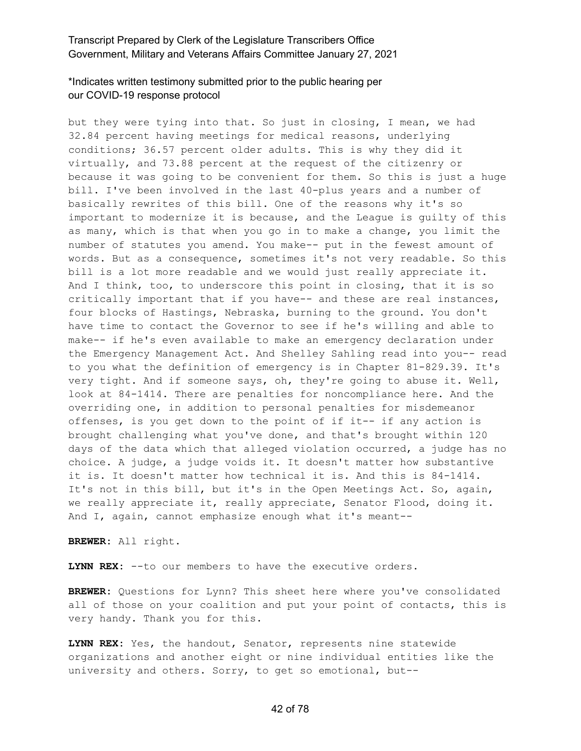but they were tying into that. So just in closing, I mean, we had 32.84 percent having meetings for medical reasons, underlying conditions; 36.57 percent older adults. This is why they did it virtually, and 73.88 percent at the request of the citizenry or because it was going to be convenient for them. So this is just a huge bill. I've been involved in the last 40-plus years and a number of basically rewrites of this bill. One of the reasons why it's so important to modernize it is because, and the League is guilty of this as many, which is that when you go in to make a change, you limit the number of statutes you amend. You make-- put in the fewest amount of words. But as a consequence, sometimes it's not very readable. So this bill is a lot more readable and we would just really appreciate it. And I think, too, to underscore this point in closing, that it is so critically important that if you have-- and these are real instances, four blocks of Hastings, Nebraska, burning to the ground. You don't have time to contact the Governor to see if he's willing and able to make-- if he's even available to make an emergency declaration under the Emergency Management Act. And Shelley Sahling read into you-- read to you what the definition of emergency is in Chapter 81-829.39. It's very tight. And if someone says, oh, they're going to abuse it. Well, look at 84-1414. There are penalties for noncompliance here. And the overriding one, in addition to personal penalties for misdemeanor offenses, is you get down to the point of if it-- if any action is brought challenging what you've done, and that's brought within 120 days of the data which that alleged violation occurred, a judge has no choice. A judge, a judge voids it. It doesn't matter how substantive it is. It doesn't matter how technical it is. And this is 84-1414. It's not in this bill, but it's in the Open Meetings Act. So, again, we really appreciate it, really appreciate, Senator Flood, doing it. And I, again, cannot emphasize enough what it's meant--

**BREWER:** All right.

**LYNN REX:** --to our members to have the executive orders.

**BREWER:** Questions for Lynn? This sheet here where you've consolidated all of those on your coalition and put your point of contacts, this is very handy. Thank you for this.

**LYNN REX:** Yes, the handout, Senator, represents nine statewide organizations and another eight or nine individual entities like the university and others. Sorry, to get so emotional, but--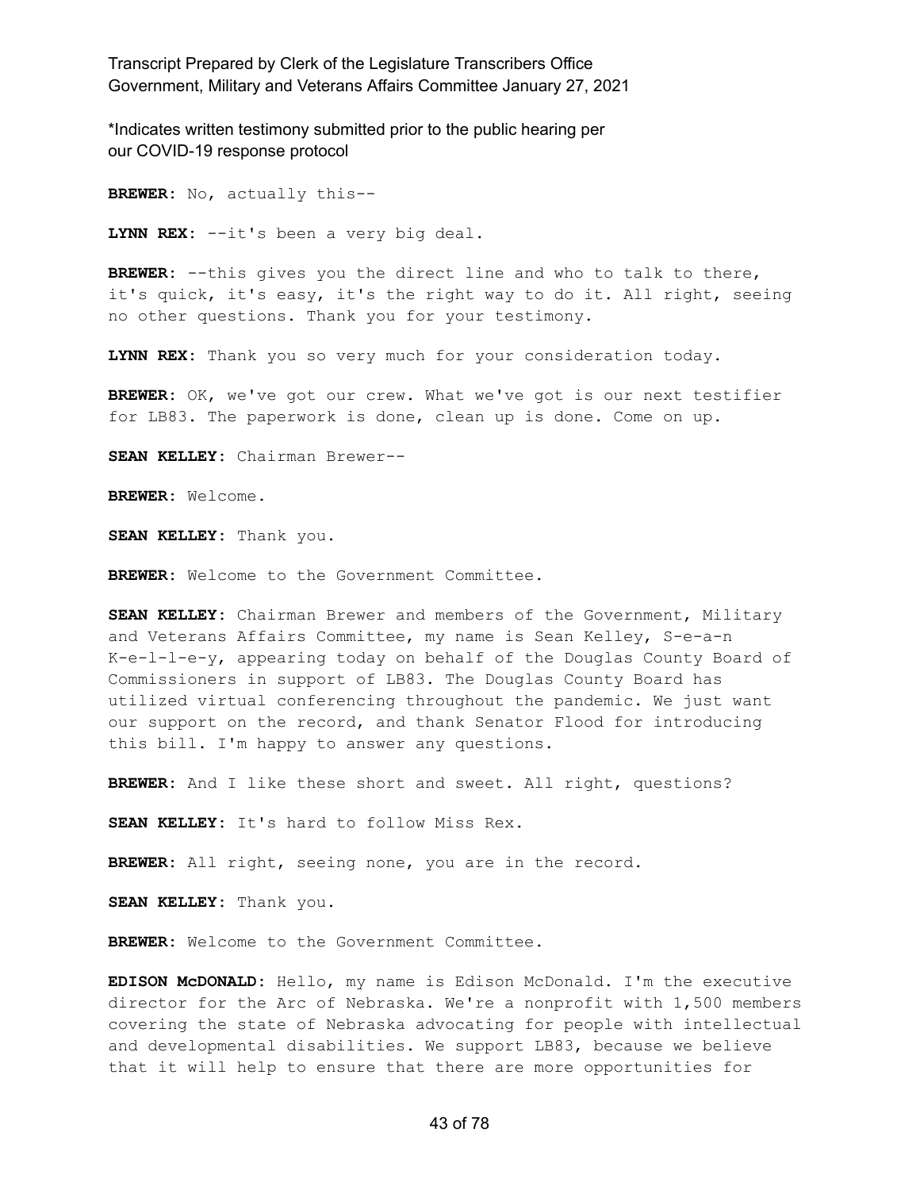**BREWER:** No, actually this--

**LYNN REX:** --it's been a very big deal.

**BREWER:** --this gives you the direct line and who to talk to there, it's quick, it's easy, it's the right way to do it. All right, seeing no other questions. Thank you for your testimony.

**LYNN REX:** Thank you so very much for your consideration today.

**BREWER:** OK, we've got our crew. What we've got is our next testifier for LB83. The paperwork is done, clean up is done. Come on up.

**SEAN KELLEY:** Chairman Brewer--

**BREWER:** Welcome.

**SEAN KELLEY:** Thank you.

**BREWER:** Welcome to the Government Committee.

**SEAN KELLEY:** Chairman Brewer and members of the Government, Military and Veterans Affairs Committee, my name is Sean Kelley, S-e-a-n K-e-l-l-e-y, appearing today on behalf of the Douglas County Board of Commissioners in support of LB83. The Douglas County Board has utilized virtual conferencing throughout the pandemic. We just want our support on the record, and thank Senator Flood for introducing this bill. I'm happy to answer any questions.

**BREWER:** And I like these short and sweet. All right, questions?

**SEAN KELLEY:** It's hard to follow Miss Rex.

**BREWER:** All right, seeing none, you are in the record.

**SEAN KELLEY:** Thank you.

**BREWER:** Welcome to the Government Committee.

**EDISON McDONALD:** Hello, my name is Edison McDonald. I'm the executive director for the Arc of Nebraska. We're a nonprofit with 1,500 members covering the state of Nebraska advocating for people with intellectual and developmental disabilities. We support LB83, because we believe that it will help to ensure that there are more opportunities for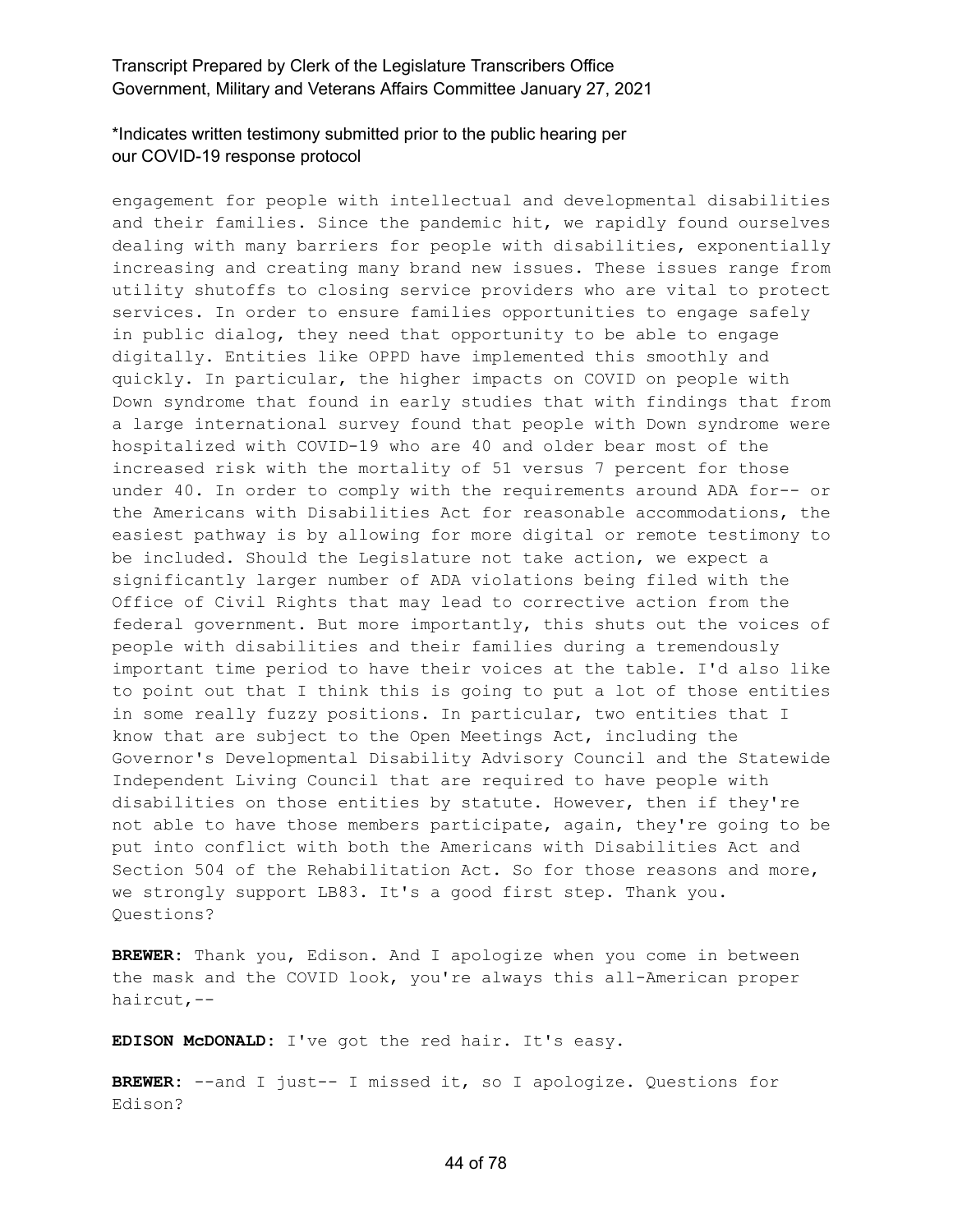*Indicates written testimony submitted prior to the public hearing per our COVID-19 response protocol

engagement for people with intellectual and developmental disabilities and their families. Since the pandemic hit, we rapidly found ourselves dealing with many barriers for people with disabilities, exponentially increasing and creating many brand new issues. These issues range from utility shutoffs to closing service providers who are vital to protect services. In order to ensure families opportunities to engage safely in public dialog, they need that opportunity to be able to engage digitally. Entities like OPPD have implemented this smoothly and quickly. In particular, the higher impacts on COVID on people with Down syndrome that found in early studies that with findings that from a large international survey found that people with Down syndrome were hospitalized with COVID-19 who are 40 and older bear most of the increased risk with the mortality of 51 versus 7 percent for those under 40. In order to comply with the requirements around ADA for-- or the Americans with Disabilities Act for reasonable accommodations, the easiest pathway is by allowing for more digital or remote testimony to be included. Should the Legislature not take action, we expect a significantly larger number of ADA violations being filed with the Office of Civil Rights that may lead to corrective action from the federal government. But more importantly, this shuts out the voices of people with disabilities and their families during a tremendously important time period to have their voices at the table. I'd also like to point out that I think this is going to put a lot of those entities in some really fuzzy positions. In particular, two entities that I know that are subject to the Open Meetings Act, including the Governor's Developmental Disability Advisory Council and the Statewide Independent Living Council that are required to have people with disabilities on those entities by statute. However, then if they're not able to have those members participate, again, they're going to be put into conflict with both the Americans with Disabilities Act and Section 504 of the Rehabilitation Act. So for those reasons and more, we strongly support LB83. It's a good first step. Thank you. Questions?

**BREWER:** Thank you, Edison. And I apologize when you come in between the mask and the COVID look, you're always this all-American proper haircut,--

**EDISON McDONALD:** I've got the red hair. It's easy.

**BREWER:** --and I just-- I missed it, so I apologize. Questions for Edison?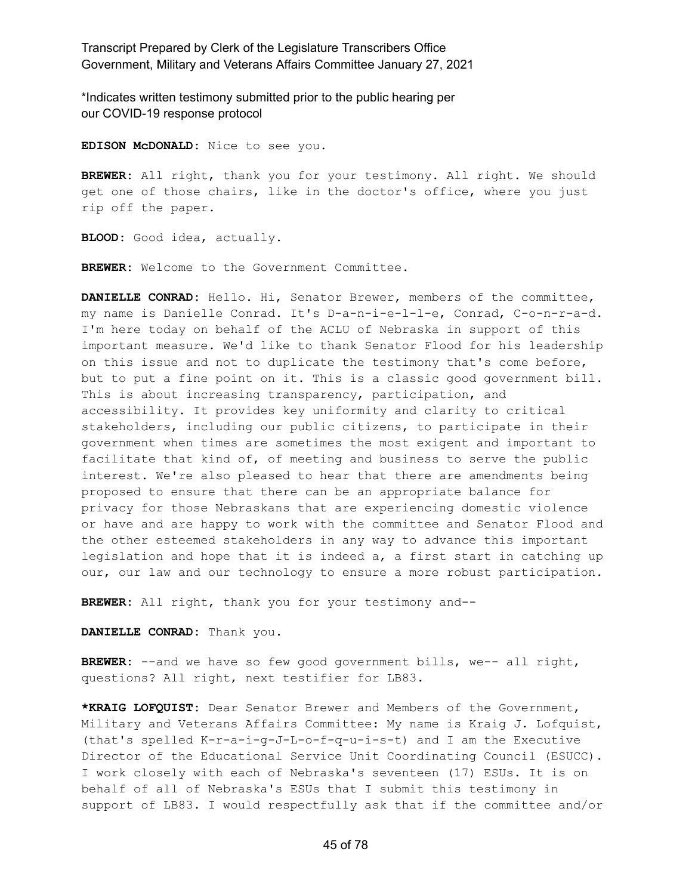*Indicates written testimony submitted prior to the public hearing per our COVID-19 response protocol

**EDISON McDONALD:** Nice to see you.

**BREWER:** All right, thank you for your testimony. All right. We should get one of those chairs, like in the doctor's office, where you just rip off the paper.

**BLOOD:** Good idea, actually.

**BREWER:** Welcome to the Government Committee.

**DANIELLE CONRAD:** Hello. Hi, Senator Brewer, members of the committee, my name is Danielle Conrad. It's D-a-n-i-e-l-l-e, Conrad, C-o-n-r-a-d. I'm here today on behalf of the ACLU of Nebraska in support of this important measure. We'd like to thank Senator Flood for his leadership on this issue and not to duplicate the testimony that's come before, but to put a fine point on it. This is a classic good government bill. This is about increasing transparency, participation, and accessibility. It provides key uniformity and clarity to critical stakeholders, including our public citizens, to participate in their government when times are sometimes the most exigent and important to facilitate that kind of, of meeting and business to serve the public interest. We're also pleased to hear that there are amendments being proposed to ensure that there can be an appropriate balance for privacy for those Nebraskans that are experiencing domestic violence or have and are happy to work with the committee and Senator Flood and the other esteemed stakeholders in any way to advance this important legislation and hope that it is indeed a, a first start in catching up our, our law and our technology to ensure a more robust participation.

**BREWER:** All right, thank you for your testimony and--

**DANIELLE CONRAD:** Thank you.

**BREWER:** --and we have so few good government bills, we-- all right, questions? All right, next testifier for LB83.

***KRAIG LOFQUIST:** Dear Senator Brewer and Members of the Government, Military and Veterans Affairs Committee: My name is Kraig J. Lofquist, (that's spelled K-r-a-i-g-J-L-o-f-q-u-i-s-t) and I am the Executive Director of the Educational Service Unit Coordinating Council (ESUCC). I work closely with each of Nebraska's seventeen (17) ESUs. It is on behalf of all of Nebraska's ESUs that I submit this testimony in support of LB83. I would respectfully ask that if the committee and/or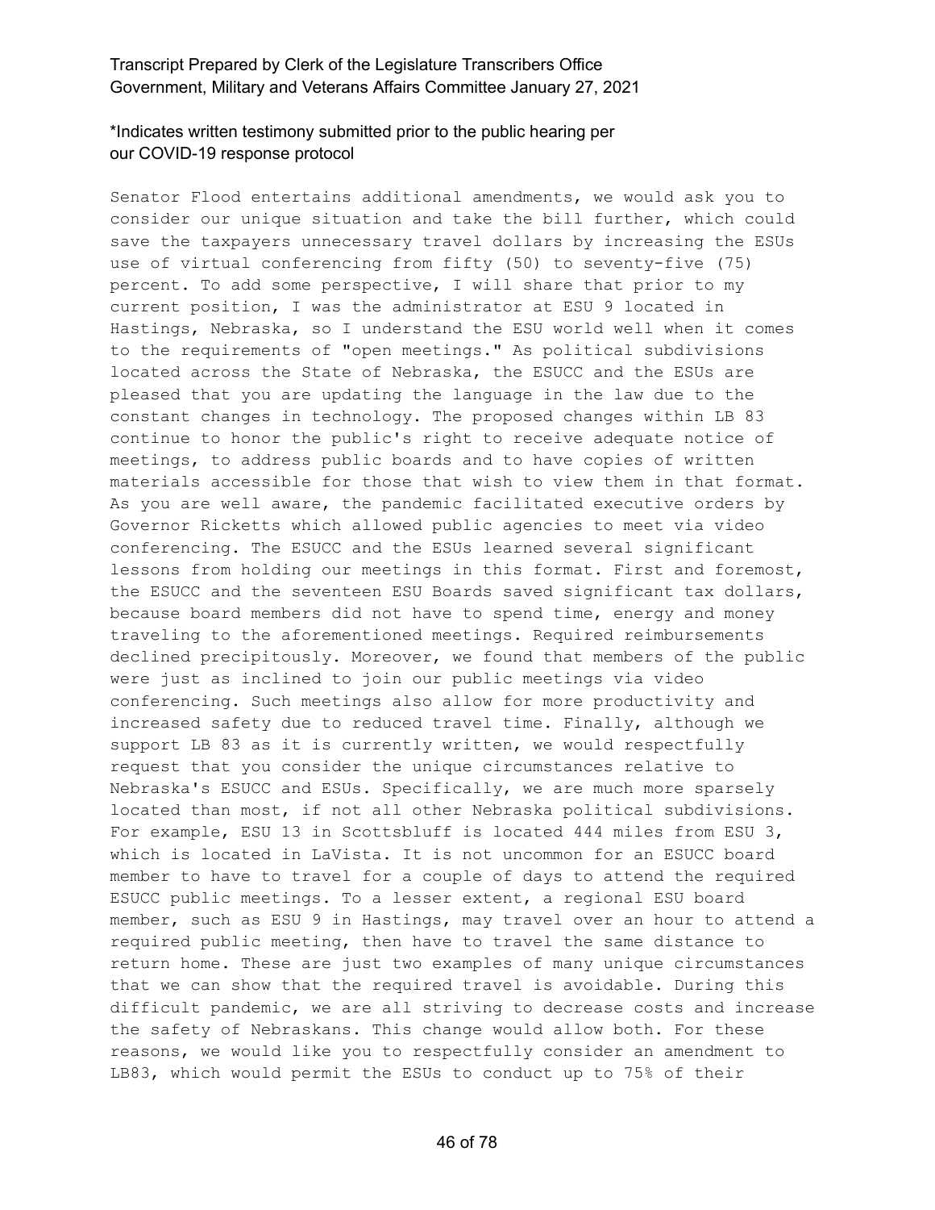Senator Flood entertains additional amendments, we would ask you to consider our unique situation and take the bill further, which could save the taxpayers unnecessary travel dollars by increasing the ESUs use of virtual conferencing from fifty (50) to seventy-five (75) percent. To add some perspective, I will share that prior to my current position, I was the administrator at ESU 9 located in Hastings, Nebraska, so I understand the ESU world well when it comes to the requirements of "open meetings." As political subdivisions located across the State of Nebraska, the ESUCC and the ESUs are pleased that you are updating the language in the law due to the constant changes in technology. The proposed changes within LB 83 continue to honor the public's right to receive adequate notice of meetings, to address public boards and to have copies of written materials accessible for those that wish to view them in that format. As you are well aware, the pandemic facilitated executive orders by Governor Ricketts which allowed public agencies to meet via video conferencing. The ESUCC and the ESUs learned several significant lessons from holding our meetings in this format. First and foremost, the ESUCC and the seventeen ESU Boards saved significant tax dollars, because board members did not have to spend time, energy and money traveling to the aforementioned meetings. Required reimbursements declined precipitously. Moreover, we found that members of the public were just as inclined to join our public meetings via video conferencing. Such meetings also allow for more productivity and increased safety due to reduced travel time. Finally, although we support LB 83 as it is currently written, we would respectfully request that you consider the unique circumstances relative to Nebraska's ESUCC and ESUs. Specifically, we are much more sparsely located than most, if not all other Nebraska political subdivisions. For example, ESU 13 in Scottsbluff is located 444 miles from ESU 3, which is located in LaVista. It is not uncommon for an ESUCC board member to have to travel for a couple of days to attend the required ESUCC public meetings. To a lesser extent, a regional ESU board member, such as ESU 9 in Hastings, may travel over an hour to attend a required public meeting, then have to travel the same distance to return home. These are just two examples of many unique circumstances that we can show that the required travel is avoidable. During this difficult pandemic, we are all striving to decrease costs and increase the safety of Nebraskans. This change would allow both. For these reasons, we would like you to respectfully consider an amendment to LB83, which would permit the ESUs to conduct up to 75% of their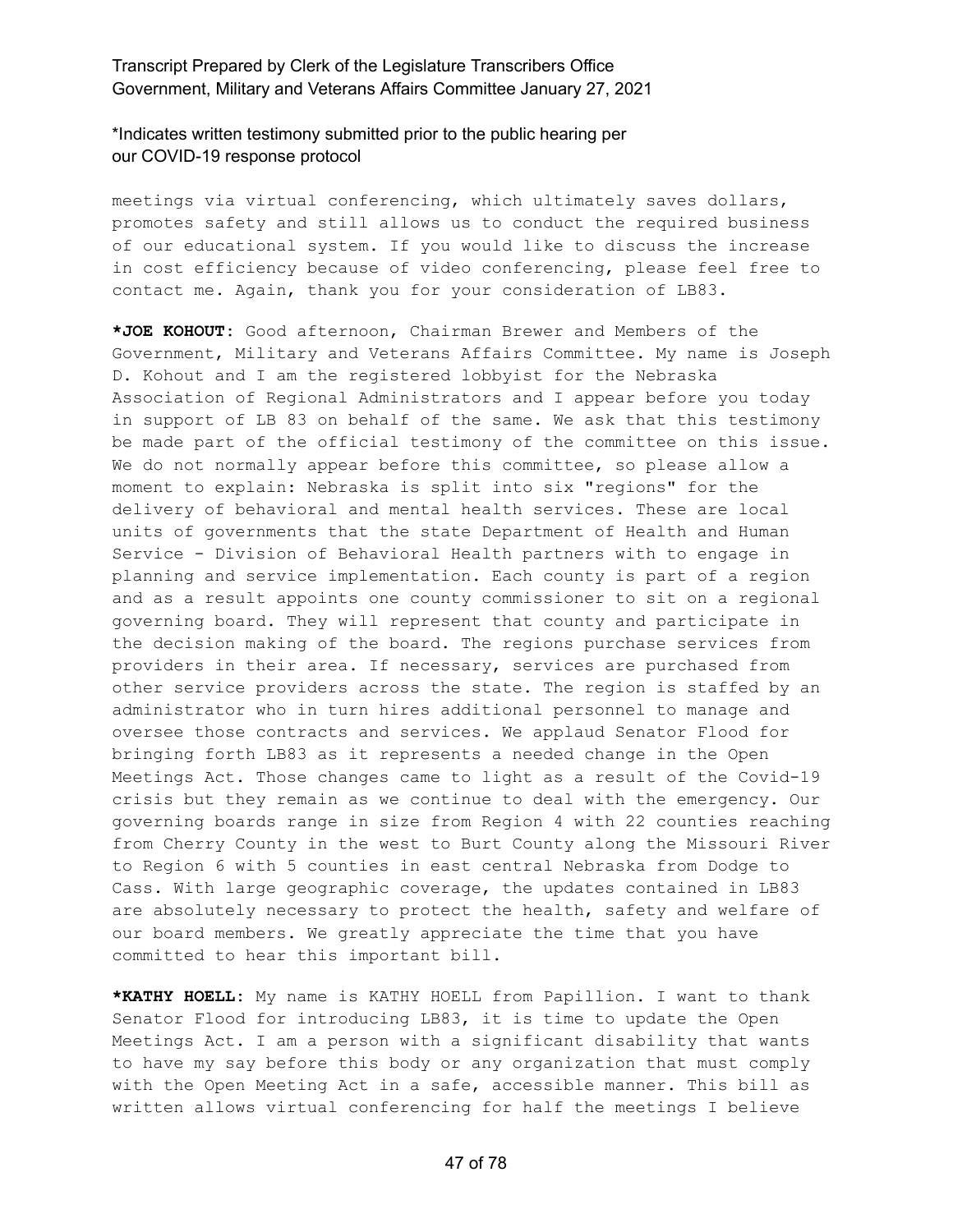meetings via virtual conferencing, which ultimately saves dollars, promotes safety and still allows us to conduct the required business of our educational system. If you would like to discuss the increase in cost efficiency because of video conferencing, please feel free to contact me. Again, thank you for your consideration of LB83.

**\*JOE KOHOUT:** Good afternoon, Chairman Brewer and Members of the Government, Military and Veterans Affairs Committee. My name is Joseph D. Kohout and I am the registered lobbyist for the Nebraska Association of Regional Administrators and I appear before you today in support of LB 83 on behalf of the same. We ask that this testimony be made part of the official testimony of the committee on this issue. We do not normally appear before this committee, so please allow a moment to explain: Nebraska is split into six "regions" for the delivery of behavioral and mental health services. These are local units of governments that the state Department of Health and Human Service - Division of Behavioral Health partners with to engage in planning and service implementation. Each county is part of a region and as a result appoints one county commissioner to sit on a regional governing board. They will represent that county and participate in the decision making of the board. The regions purchase services from providers in their area. If necessary, services are purchased from other service providers across the state. The region is staffed by an administrator who in turn hires additional personnel to manage and oversee those contracts and services. We applaud Senator Flood for bringing forth LB83 as it represents a needed change in the Open Meetings Act. Those changes came to light as a result of the Covid-19 crisis but they remain as we continue to deal with the emergency. Our governing boards range in size from Region 4 with 22 counties reaching from Cherry County in the west to Burt County along the Missouri River to Region 6 with 5 counties in east central Nebraska from Dodge to Cass. With large geographic coverage, the updates contained in LB83 are absolutely necessary to protect the health, safety and welfare of our board members. We greatly appreciate the time that you have committed to hear this important bill.

**\*KATHY HOELL:** My name is KATHY HOELL from Papillion. I want to thank Senator Flood for introducing LB83, it is time to update the Open Meetings Act. I am a person with a significant disability that wants to have my say before this body or any organization that must comply with the Open Meeting Act in a safe, accessible manner. This bill as written allows virtual conferencing for half the meetings I believe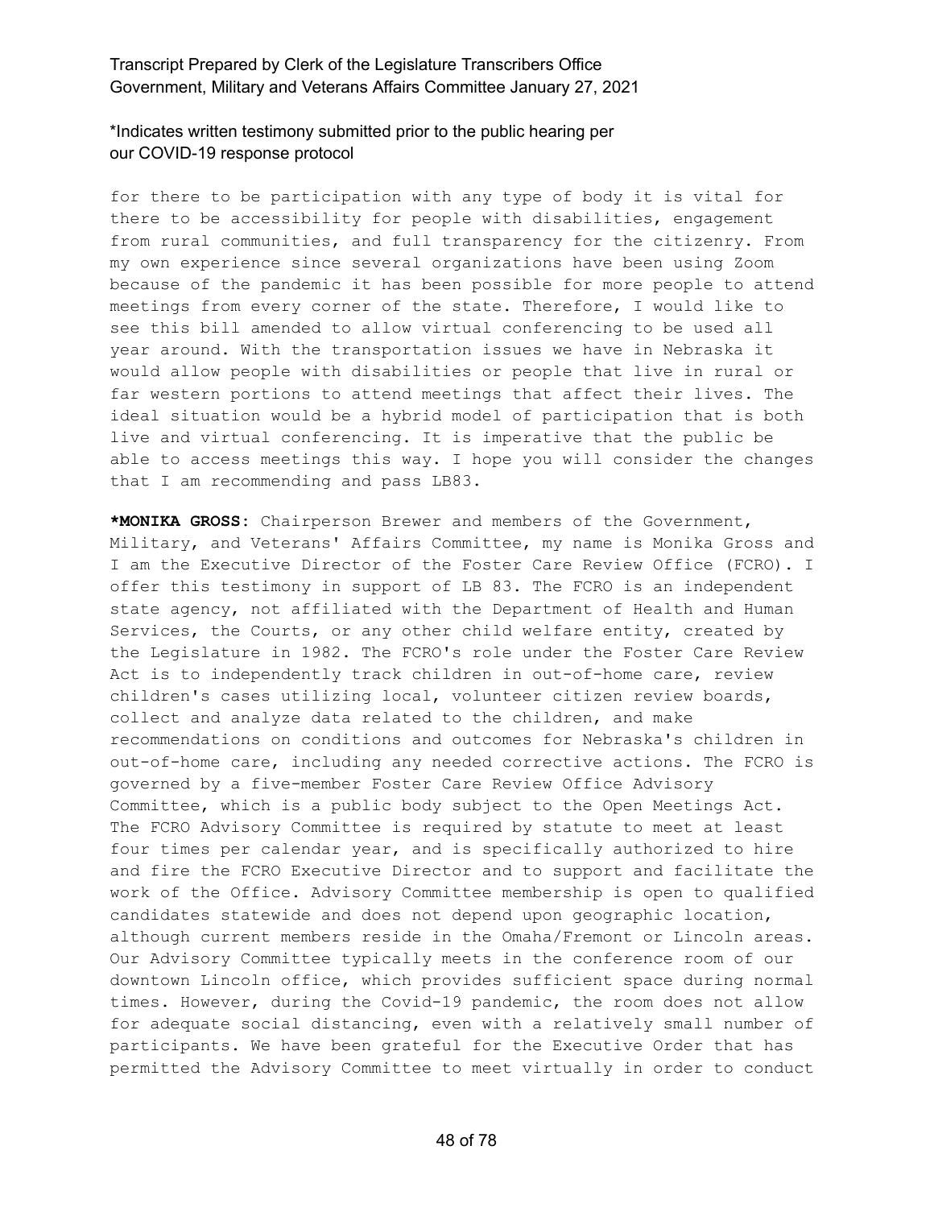for there to be participation with any type of body it is vital for there to be accessibility for people with disabilities, engagement from rural communities, and full transparency for the citizenry. From my own experience since several organizations have been using Zoom because of the pandemic it has been possible for more people to attend meetings from every corner of the state. Therefore, I would like to see this bill amended to allow virtual conferencing to be used all year around. With the transportation issues we have in Nebraska it would allow people with disabilities or people that live in rural or far western portions to attend meetings that affect their lives. The ideal situation would be a hybrid model of participation that is both live and virtual conferencing. It is imperative that the public be able to access meetings this way. I hope you will consider the changes that I am recommending and pass LB83.

**\*MONIKA GROSS:** Chairperson Brewer and members of the Government, Military, and Veterans' Affairs Committee, my name is Monika Gross and I am the Executive Director of the Foster Care Review Office (FCRO). I offer this testimony in support of LB 83. The FCRO is an independent state agency, not affiliated with the Department of Health and Human Services, the Courts, or any other child welfare entity, created by the Legislature in 1982. The FCRO's role under the Foster Care Review Act is to independently track children in out-of-home care, review children's cases utilizing local, volunteer citizen review boards, collect and analyze data related to the children, and make recommendations on conditions and outcomes for Nebraska's children in out-of-home care, including any needed corrective actions. The FCRO is governed by a five-member Foster Care Review Office Advisory Committee, which is a public body subject to the Open Meetings Act. The FCRO Advisory Committee is required by statute to meet at least four times per calendar year, and is specifically authorized to hire and fire the FCRO Executive Director and to support and facilitate the work of the Office. Advisory Committee membership is open to qualified candidates statewide and does not depend upon geographic location, although current members reside in the Omaha/Fremont or Lincoln areas. Our Advisory Committee typically meets in the conference room of our downtown Lincoln office, which provides sufficient space during normal times. However, during the Covid-19 pandemic, the room does not allow for adequate social distancing, even with a relatively small number of participants. We have been grateful for the Executive Order that has permitted the Advisory Committee to meet virtually in order to conduct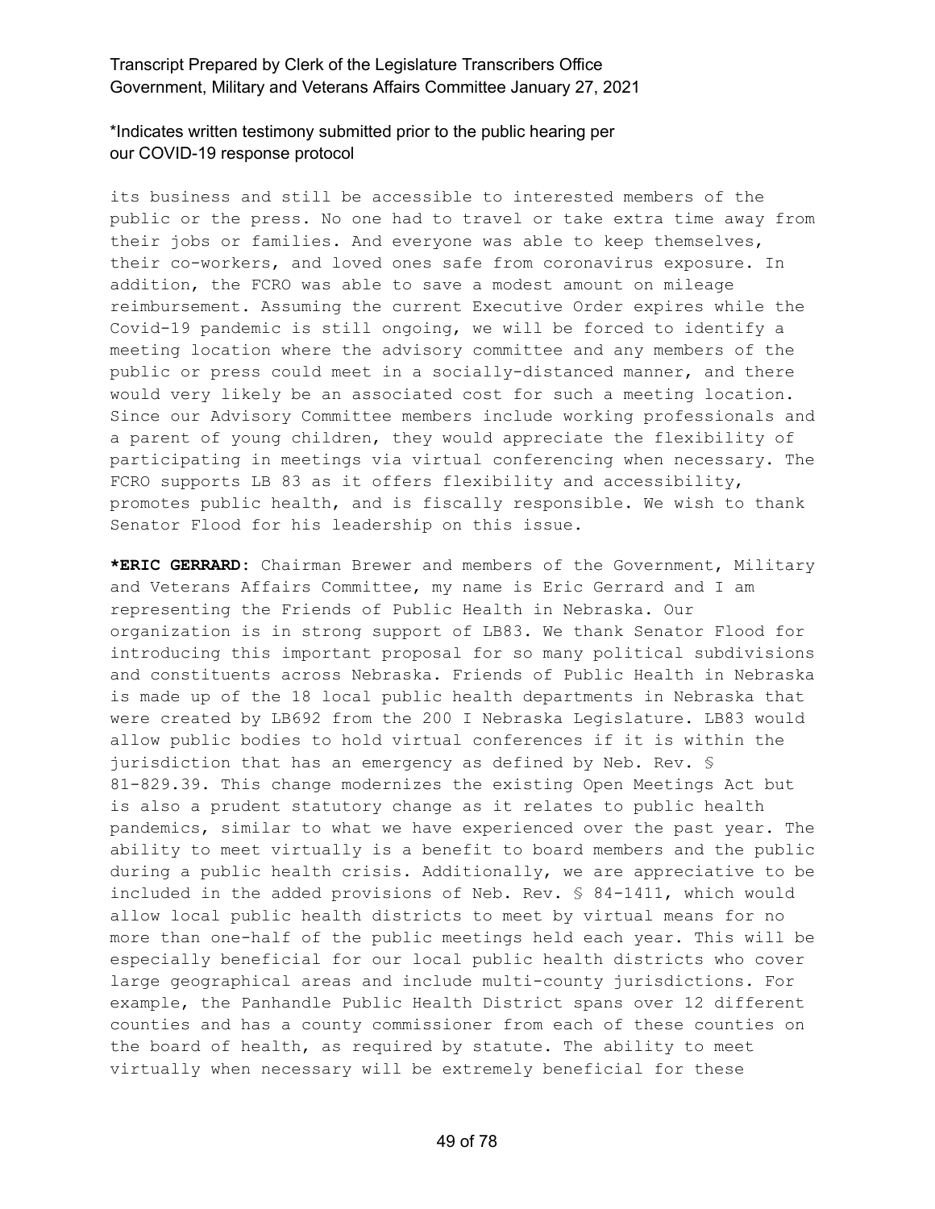\*Indicates written testimony submitted prior to the public hearing per our COVID-19 response protocol

its business and still be accessible to interested members of the public or the press. No one had to travel or take extra time away from their jobs or families. And everyone was able to keep themselves, their co-workers, and loved ones safe from coronavirus exposure. In addition, the FCRO was able to save a modest amount on mileage reimbursement. Assuming the current Executive Order expires while the Covid-19 pandemic is still ongoing, we will be forced to identify a meeting location where the advisory committee and any members of the public or press could meet in a socially-distanced manner, and there would very likely be an associated cost for such a meeting location. Since our Advisory Committee members include working professionals and a parent of young children, they would appreciate the flexibility of participating in meetings via virtual conferencing when necessary. The FCRO supports LB 83 as it offers flexibility and accessibility, promotes public health, and is fiscally responsible. We wish to thank Senator Flood for his leadership on this issue.

**\*ERIC GERRARD:** Chairman Brewer and members of the Government, Military and Veterans Affairs Committee, my name is Eric Gerrard and I am representing the Friends of Public Health in Nebraska. Our organization is in strong support of LB83. We thank Senator Flood for introducing this important proposal for so many political subdivisions and constituents across Nebraska. Friends of Public Health in Nebraska is made up of the 18 local public health departments in Nebraska that were created by LB692 from the 200 I Nebraska Legislature. LB83 would allow public bodies to hold virtual conferences if it is within the jurisdiction that has an emergency as defined by Neb. Rev. § 81-829.39. This change modernizes the existing Open Meetings Act but is also a prudent statutory change as it relates to public health pandemics, similar to what we have experienced over the past year. The ability to meet virtually is a benefit to board members and the public during a public health crisis. Additionally, we are appreciative to be included in the added provisions of Neb. Rev. § 84-1411, which would allow local public health districts to meet by virtual means for no more than one-half of the public meetings held each year. This will be especially beneficial for our local public health districts who cover large geographical areas and include multi-county jurisdictions. For example, the Panhandle Public Health District spans over 12 different counties and has a county commissioner from each of these counties on the board of health, as required by statute. The ability to meet virtually when necessary will be extremely beneficial for these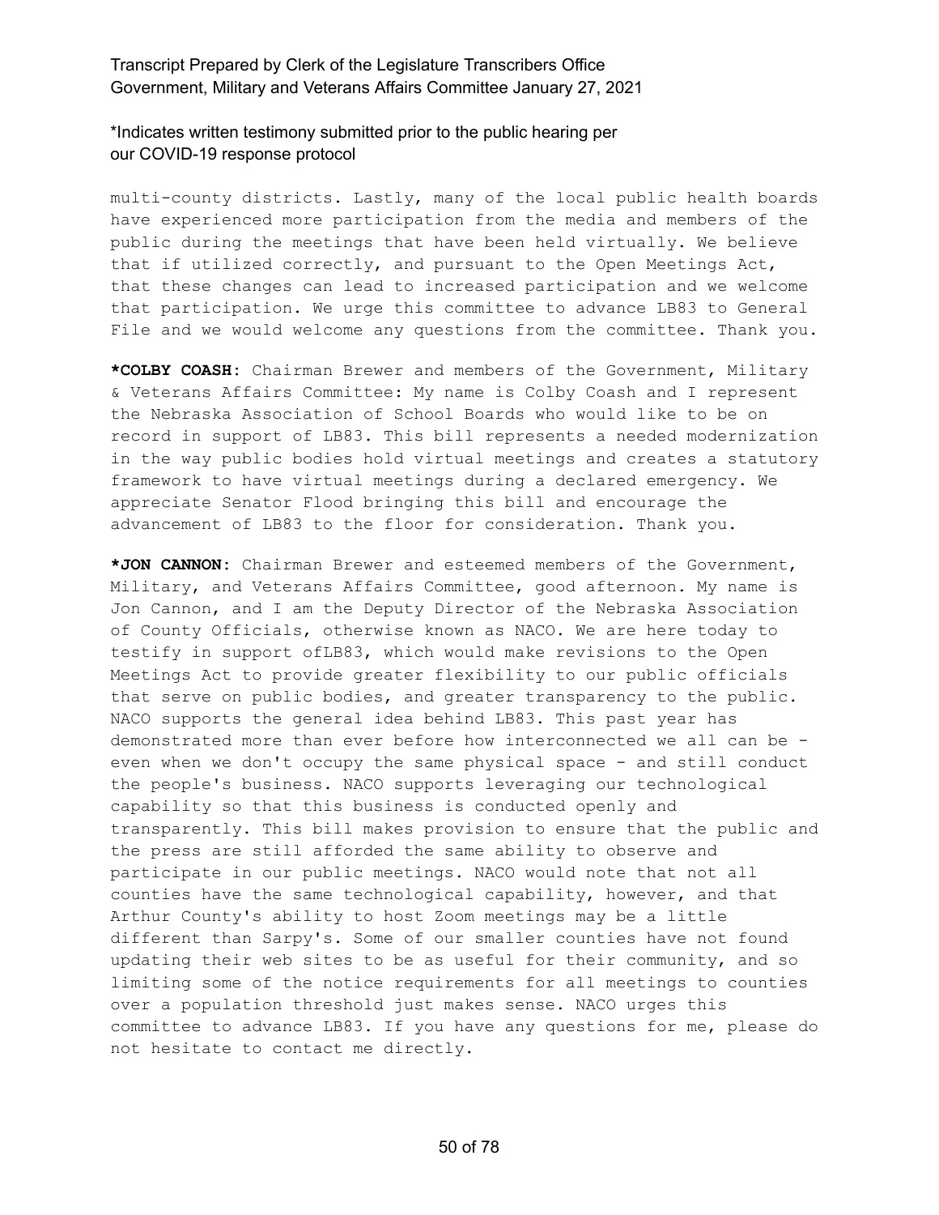*Indicates written testimony submitted prior to the public hearing per our COVID-19 response protocol

multi-county districts. Lastly, many of the local public health boards have experienced more participation from the media and members of the public during the meetings that have been held virtually. We believe that if utilized correctly, and pursuant to the Open Meetings Act, that these changes can lead to increased participation and we welcome that participation. We urge this committee to advance LB83 to General File and we would welcome any questions from the committee. Thank you.

**\*COLBY COASH:** Chairman Brewer and members of the Government, Military & Veterans Affairs Committee: My name is Colby Coash and I represent the Nebraska Association of School Boards who would like to be on record in support of LB83. This bill represents a needed modernization in the way public bodies hold virtual meetings and creates a statutory framework to have virtual meetings during a declared emergency. We appreciate Senator Flood bringing this bill and encourage the advancement of LB83 to the floor for consideration. Thank you.

**\*JON CANNON:** Chairman Brewer and esteemed members of the Government, Military, and Veterans Affairs Committee, good afternoon. My name is Jon Cannon, and I am the Deputy Director of the Nebraska Association of County Officials, otherwise known as NACO. We are here today to testify in support ofLB83, which would make revisions to the Open Meetings Act to provide greater flexibility to our public officials that serve on public bodies, and greater transparency to the public. NACO supports the general idea behind LB83. This past year has demonstrated more than ever before how interconnected we all can be - even when we don't occupy the same physical space - and still conduct the people's business. NACO supports leveraging our technological capability so that this business is conducted openly and transparently. This bill makes provision to ensure that the public and the press are still afforded the same ability to observe and participate in our public meetings. NACO would note that not all counties have the same technological capability, however, and that Arthur County's ability to host Zoom meetings may be a little different than Sarpy's. Some of our smaller counties have not found updating their web sites to be as useful for their community, and so limiting some of the notice requirements for all meetings to counties over a population threshold just makes sense. NACO urges this committee to advance LB83. If you have any questions for me, please do not hesitate to contact me directly.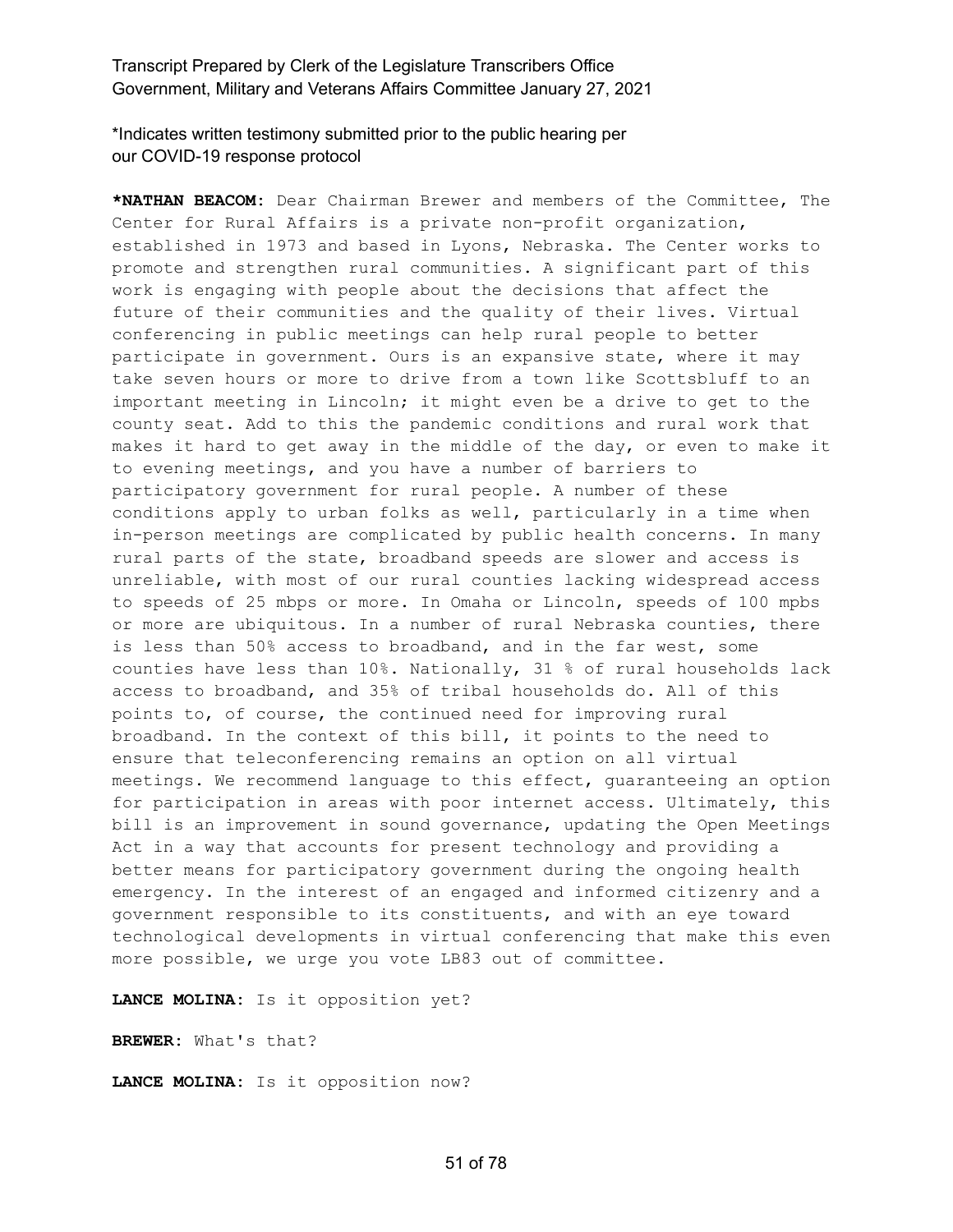*Indicates written testimony submitted prior to the public hearing per our COVID-19 response protocol

**\*NATHAN BEACOM:** Dear Chairman Brewer and members of the Committee, The Center for Rural Affairs is a private non-profit organization, established in 1973 and based in Lyons, Nebraska. The Center works to promote and strengthen rural communities. A significant part of this work is engaging with people about the decisions that affect the future of their communities and the quality of their lives. Virtual conferencing in public meetings can help rural people to better participate in government. Ours is an expansive state, where it may take seven hours or more to drive from a town like Scottsbluff to an important meeting in Lincoln; it might even be a drive to get to the county seat. Add to this the pandemic conditions and rural work that makes it hard to get away in the middle of the day, or even to make it to evening meetings, and you have a number of barriers to participatory government for rural people. A number of these conditions apply to urban folks as well, particularly in a time when in-person meetings are complicated by public health concerns. In many rural parts of the state, broadband speeds are slower and access is unreliable, with most of our rural counties lacking widespread access to speeds of 25 mbps or more. In Omaha or Lincoln, speeds of 100 mpbs or more are ubiquitous. In a number of rural Nebraska counties, there is less than 50% access to broadband, and in the far west, some counties have less than 10%. Nationally, 31 % of rural households lack access to broadband, and 35% of tribal households do. All of this points to, of course, the continued need for improving rural broadband. In the context of this bill, it points to the need to ensure that teleconferencing remains an option on all virtual meetings. We recommend language to this effect, guaranteeing an option for participation in areas with poor internet access. Ultimately, this bill is an improvement in sound governance, updating the Open Meetings Act in a way that accounts for present technology and providing a better means for participatory government during the ongoing health emergency. In the interest of an engaged and informed citizenry and a government responsible to its constituents, and with an eye toward technological developments in virtual conferencing that make this even more possible, we urge you vote LB83 out of committee.

**LANCE MOLINA:** Is it opposition yet?

**BREWER:** What's that?

**LANCE MOLINA:** Is it opposition now?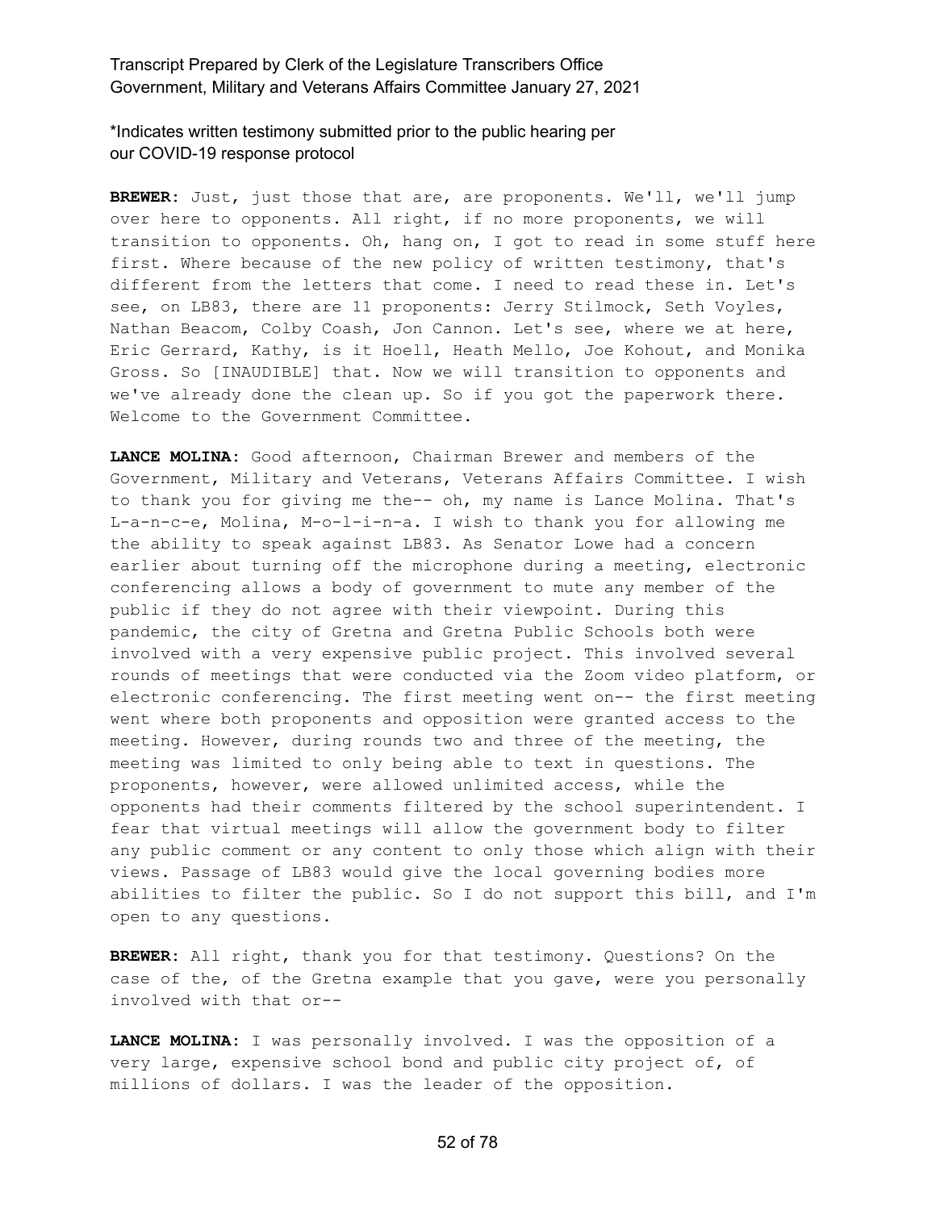*Indicates written testimony submitted prior to the public hearing per our COVID-19 response protocol

**BREWER:** Just, just those that are, are proponents. We'll, we'll jump over here to opponents. All right, if no more proponents, we will transition to opponents. Oh, hang on, I got to read in some stuff here first. Where because of the new policy of written testimony, that's different from the letters that come. I need to read these in. Let's see, on LB83, there are 11 proponents: Jerry Stilmock, Seth Voyles, Nathan Beacom, Colby Coash, Jon Cannon. Let's see, where we at here, Eric Gerrard, Kathy, is it Hoell, Heath Mello, Joe Kohout, and Monika Gross. So [INAUDIBLE] that. Now we will transition to opponents and we've already done the clean up. So if you got the paperwork there. Welcome to the Government Committee.

**LANCE MOLINA:** Good afternoon, Chairman Brewer and members of the Government, Military and Veterans, Veterans Affairs Committee. I wish to thank you for giving me the-- oh, my name is Lance Molina. That's L-a-n-c-e, Molina, M-o-l-i-n-a. I wish to thank you for allowing me the ability to speak against LB83. As Senator Lowe had a concern earlier about turning off the microphone during a meeting, electronic conferencing allows a body of government to mute any member of the public if they do not agree with their viewpoint. During this pandemic, the city of Gretna and Gretna Public Schools both were involved with a very expensive public project. This involved several rounds of meetings that were conducted via the Zoom video platform, or electronic conferencing. The first meeting went on-- the first meeting went where both proponents and opposition were granted access to the meeting. However, during rounds two and three of the meeting, the meeting was limited to only being able to text in questions. The proponents, however, were allowed unlimited access, while the opponents had their comments filtered by the school superintendent. I fear that virtual meetings will allow the government body to filter any public comment or any content to only those which align with their views. Passage of LB83 would give the local governing bodies more abilities to filter the public. So I do not support this bill, and I'm open to any questions.

**BREWER:** All right, thank you for that testimony. Questions? On the case of the, of the Gretna example that you gave, were you personally involved with that or--

**LANCE MOLINA:** I was personally involved. I was the opposition of a very large, expensive school bond and public city project of, of millions of dollars. I was the leader of the opposition.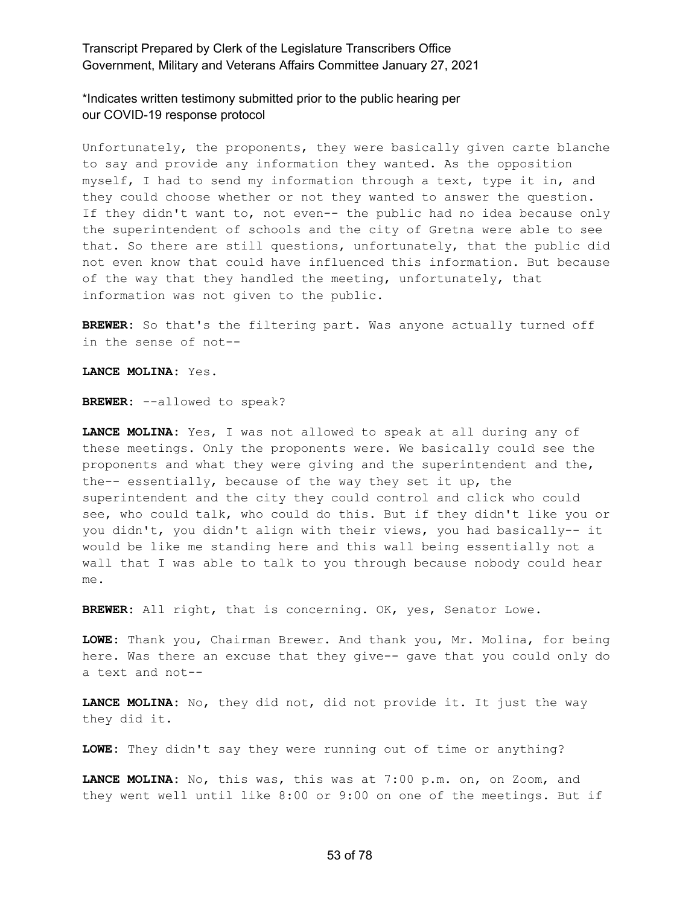Unfortunately, the proponents, they were basically given carte blanche to say and provide any information they wanted. As the opposition myself, I had to send my information through a text, type it in, and they could choose whether or not they wanted to answer the question. If they didn't want to, not even-- the public had no idea because only the superintendent of schools and the city of Gretna were able to see that. So there are still questions, unfortunately, that the public did not even know that could have influenced this information. But because of the way that they handled the meeting, unfortunately, that information was not given to the public.

**BREWER:** So that's the filtering part. Was anyone actually turned off in the sense of not--

**LANCE MOLINA:** Yes.

**BREWER:** --allowed to speak?

**LANCE MOLINA:** Yes, I was not allowed to speak at all during any of these meetings. Only the proponents were. We basically could see the proponents and what they were giving and the superintendent and the, the-- essentially, because of the way they set it up, the superintendent and the city they could control and click who could see, who could talk, who could do this. But if they didn't like you or you didn't, you didn't align with their views, you had basically-- it would be like me standing here and this wall being essentially not a wall that I was able to talk to you through because nobody could hear me.

**BREWER:** All right, that is concerning. OK, yes, Senator Lowe.

**LOWE:** Thank you, Chairman Brewer. And thank you, Mr. Molina, for being here. Was there an excuse that they give-- gave that you could only do a text and not--

**LANCE MOLINA:** No, they did not, did not provide it. It just the way they did it.

**LOWE:** They didn't say they were running out of time or anything?

**LANCE MOLINA:** No, this was, this was at 7:00 p.m. on, on Zoom, and they went well until like 8:00 or 9:00 on one of the meetings. But if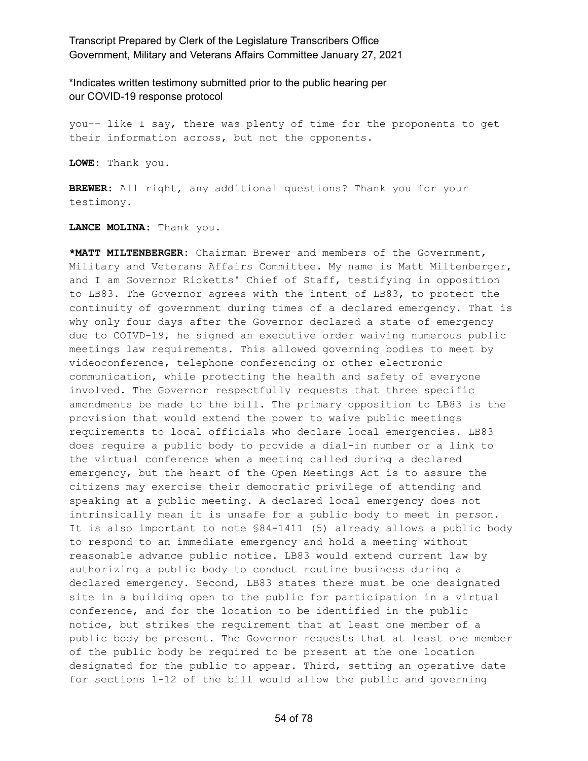\*Indicates written testimony submitted prior to the public hearing per our COVID-19 response protocol

you-- like I say, there was plenty of time for the proponents to get their information across, but not the opponents.

**LOWE:** Thank you.

**BREWER:** All right, any additional questions? Thank you for your testimony.

**LANCE MOLINA:** Thank you.

**\*MATT MILTENBERGER:** Chairman Brewer and members of the Government, Military and Veterans Affairs Committee. My name is Matt Miltenberger, and I am Governor Ricketts' Chief of Staff, testifying in opposition to LB83. The Governor agrees with the intent of LB83, to protect the continuity of government during times of a declared emergency. That is why only four days after the Governor declared a state of emergency due to COIVD-19, he signed an executive order waiving numerous public meetings law requirements. This allowed governing bodies to meet by videoconference, telephone conferencing or other electronic communication, while protecting the health and safety of everyone involved. The Governor respectfully requests that three specific amendments be made to the bill. The primary opposition to LB83 is the provision that would extend the power to waive public meetings requirements to local officials who declare local emergencies. LB83 does require a public body to provide a dial-in number or a link to the virtual conference when a meeting called during a declared emergency, but the heart of the Open Meetings Act is to assure the citizens may exercise their democratic privilege of attending and speaking at a public meeting. A declared local emergency does not intrinsically mean it is unsafe for a public body to meet in person. It is also important to note §84-1411 (5) already allows a public body to respond to an immediate emergency and hold a meeting without reasonable advance public notice. LB83 would extend current law by authorizing a public body to conduct routine business during a declared emergency. Second, LB83 states there must be one designated site in a building open to the public for participation in a virtual conference, and for the location to be identified in the public notice, but strikes the requirement that at least one member of a public body be present. The Governor requests that at least one member of the public body be required to be present at the one location designated for the public to appear. Third, setting an operative date for sections 1-12 of the bill would allow the public and governing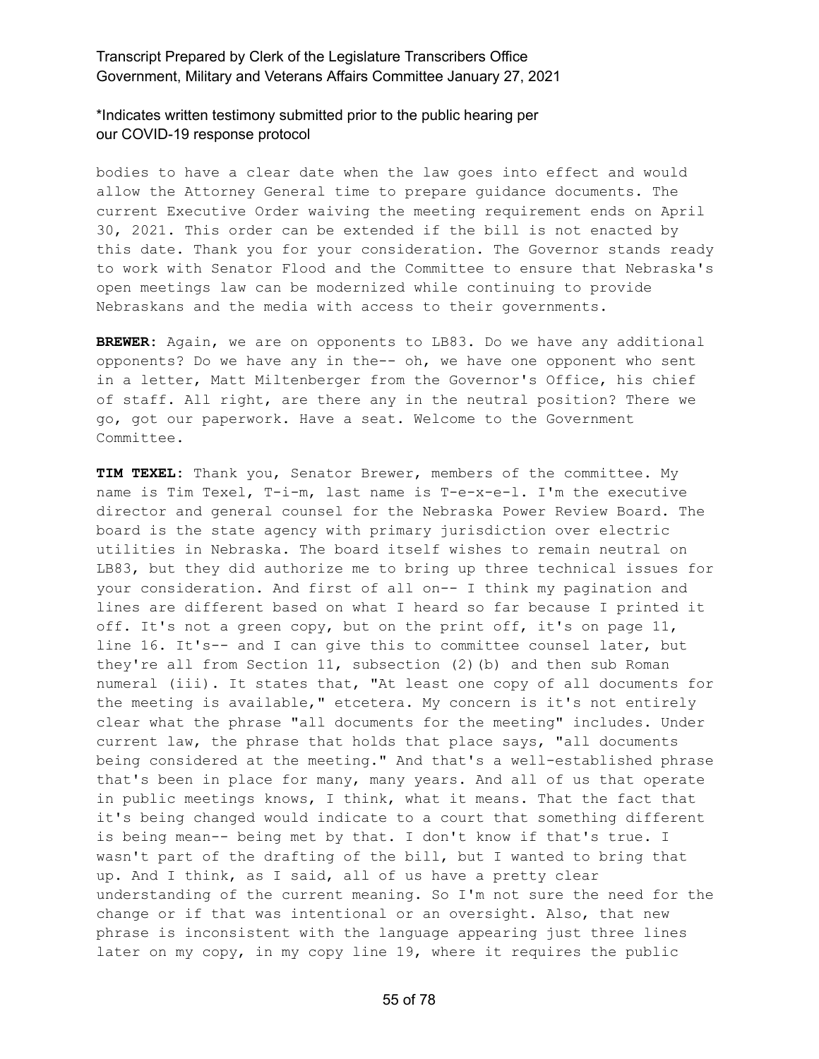bodies to have a clear date when the law goes into effect and would allow the Attorney General time to prepare guidance documents. The current Executive Order waiving the meeting requirement ends on April 30, 2021. This order can be extended if the bill is not enacted by this date. Thank you for your consideration. The Governor stands ready to work with Senator Flood and the Committee to ensure that Nebraska's open meetings law can be modernized while continuing to provide Nebraskans and the media with access to their governments.

**BREWER:** Again, we are on opponents to LB83. Do we have any additional opponents? Do we have any in the-- oh, we have one opponent who sent in a letter, Matt Miltenberger from the Governor's Office, his chief of staff. All right, are there any in the neutral position? There we go, got our paperwork. Have a seat. Welcome to the Government Committee.

**TIM TEXEL:** Thank you, Senator Brewer, members of the committee. My name is Tim Texel, T-i-m, last name is T-e-x-e-l. I'm the executive director and general counsel for the Nebraska Power Review Board. The board is the state agency with primary jurisdiction over electric utilities in Nebraska. The board itself wishes to remain neutral on LB83, but they did authorize me to bring up three technical issues for your consideration. And first of all on-- I think my pagination and lines are different based on what I heard so far because I printed it off. It's not a green copy, but on the print off, it's on page 11, line 16. It's-- and I can give this to committee counsel later, but they're all from Section 11, subsection (2)(b) and then sub Roman numeral (iii). It states that, "At least one copy of all documents for the meeting is available," etcetera. My concern is it's not entirely clear what the phrase "all documents for the meeting" includes. Under current law, the phrase that holds that place says, "all documents being considered at the meeting." And that's a well-established phrase that's been in place for many, many years. And all of us that operate in public meetings knows, I think, what it means. That the fact that it's being changed would indicate to a court that something different is being mean-- being met by that. I don't know if that's true. I wasn't part of the drafting of the bill, but I wanted to bring that up. And I think, as I said, all of us have a pretty clear understanding of the current meaning. So I'm not sure the need for the change or if that was intentional or an oversight. Also, that new phrase is inconsistent with the language appearing just three lines later on my copy, in my copy line 19, where it requires the public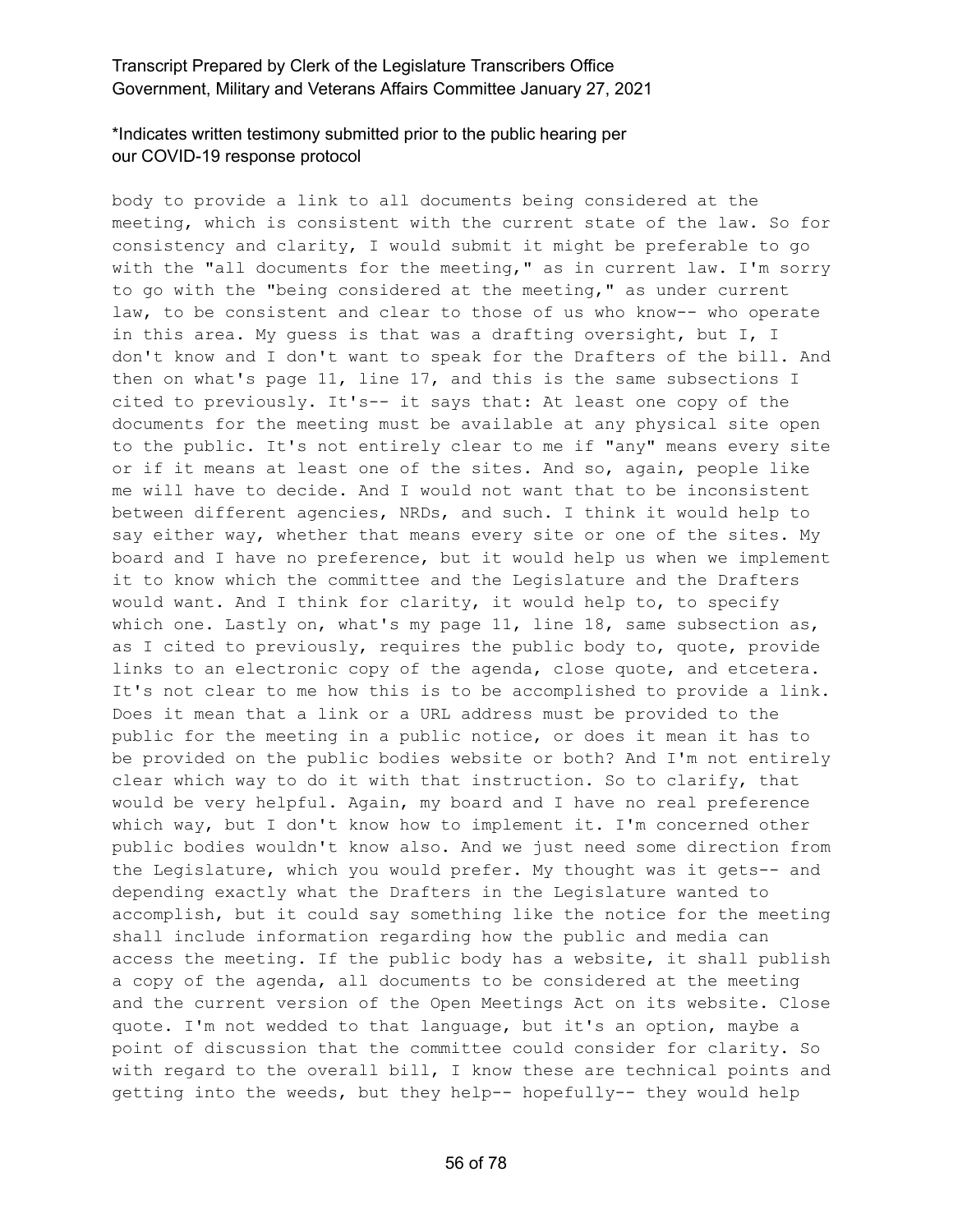body to provide a link to all documents being considered at the meeting, which is consistent with the current state of the law. So for consistency and clarity, I would submit it might be preferable to go with the "all documents for the meeting," as in current law. I'm sorry to go with the "being considered at the meeting," as under current law, to be consistent and clear to those of us who know-- who operate in this area. My guess is that was a drafting oversight, but I, I don't know and I don't want to speak for the Drafters of the bill. And then on what's page 11, line 17, and this is the same subsections I cited to previously. It's-- it says that: At least one copy of the documents for the meeting must be available at any physical site open to the public. It's not entirely clear to me if "any" means every site or if it means at least one of the sites. And so, again, people like me will have to decide. And I would not want that to be inconsistent between different agencies, NRDs, and such. I think it would help to say either way, whether that means every site or one of the sites. My board and I have no preference, but it would help us when we implement it to know which the committee and the Legislature and the Drafters would want. And I think for clarity, it would help to, to specify which one. Lastly on, what's my page 11, line 18, same subsection as, as I cited to previously, requires the public body to, quote, provide links to an electronic copy of the agenda, close quote, and etcetera. It's not clear to me how this is to be accomplished to provide a link. Does it mean that a link or a URL address must be provided to the public for the meeting in a public notice, or does it mean it has to be provided on the public bodies website or both? And I'm not entirely clear which way to do it with that instruction. So to clarify, that would be very helpful. Again, my board and I have no real preference which way, but I don't know how to implement it. I'm concerned other public bodies wouldn't know also. And we just need some direction from the Legislature, which you would prefer. My thought was it gets-- and depending exactly what the Drafters in the Legislature wanted to accomplish, but it could say something like the notice for the meeting shall include information regarding how the public and media can access the meeting. If the public body has a website, it shall publish a copy of the agenda, all documents to be considered at the meeting and the current version of the Open Meetings Act on its website. Close quote. I'm not wedded to that language, but it's an option, maybe a point of discussion that the committee could consider for clarity. So with regard to the overall bill, I know these are technical points and getting into the weeds, but they help-- hopefully-- they would help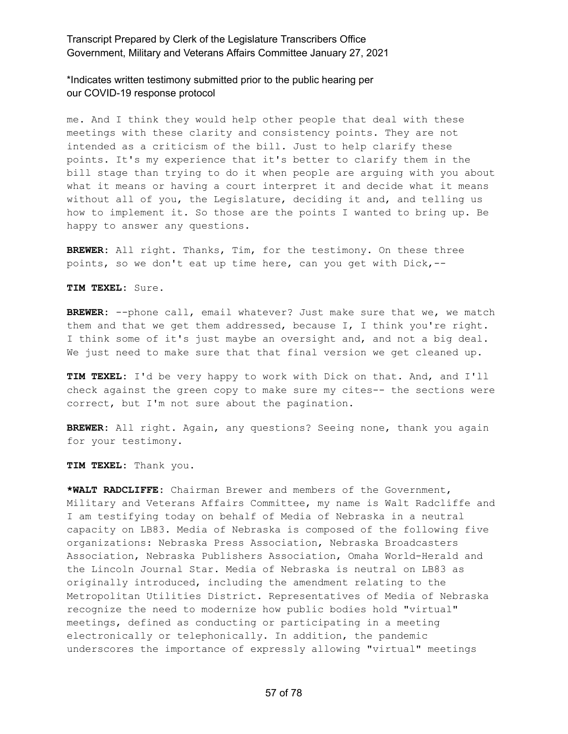me. And I think they would help other people that deal with these meetings with these clarity and consistency points. They are not intended as a criticism of the bill. Just to help clarify these points. It's my experience that it's better to clarify them in the bill stage than trying to do it when people are arguing with you about what it means or having a court interpret it and decide what it means without all of you, the Legislature, deciding it and, and telling us how to implement it. So those are the points I wanted to bring up. Be happy to answer any questions.

**BREWER:** All right. Thanks, Tim, for the testimony. On these three points, so we don't eat up time here, can you get with Dick,--

**TIM TEXEL:** Sure.

**BREWER:** --phone call, email whatever? Just make sure that we, we match them and that we get them addressed, because I, I think you're right. I think some of it's just maybe an oversight and, and not a big deal. We just need to make sure that that final version we get cleaned up.

**TIM TEXEL:** I'd be very happy to work with Dick on that. And, and I'll check against the green copy to make sure my cites-- the sections were correct, but I'm not sure about the pagination.

**BREWER:** All right. Again, any questions? Seeing none, thank you again for your testimony.

**TIM TEXEL:** Thank you.

***WALT RADCLIFFE:** Chairman Brewer and members of the Government, Military and Veterans Affairs Committee, my name is Walt Radcliffe and I am testifying today on behalf of Media of Nebraska in a neutral capacity on LB83. Media of Nebraska is composed of the following five organizations: Nebraska Press Association, Nebraska Broadcasters Association, Nebraska Publishers Association, Omaha World-Herald and the Lincoln Journal Star. Media of Nebraska is neutral on LB83 as originally introduced, including the amendment relating to the Metropolitan Utilities District. Representatives of Media of Nebraska recognize the need to modernize how public bodies hold "virtual" meetings, defined as conducting or participating in a meeting electronically or telephonically. In addition, the pandemic underscores the importance of expressly allowing "virtual" meetings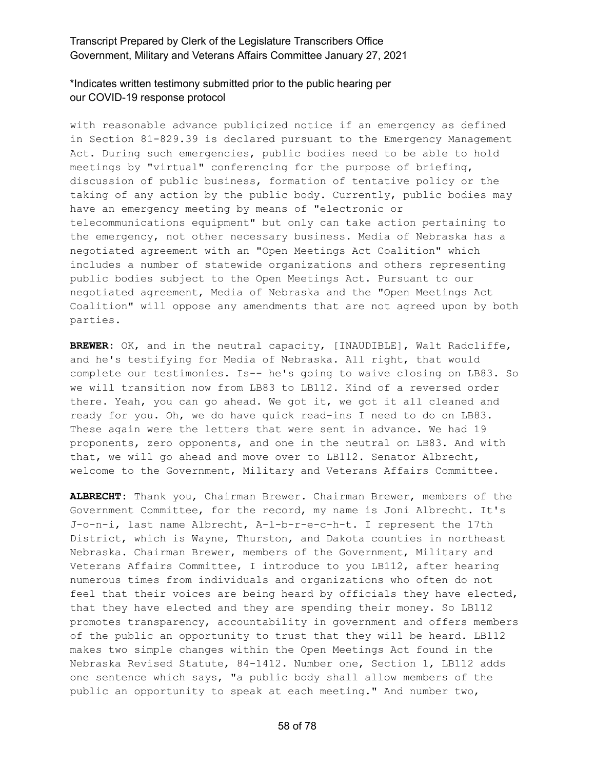with reasonable advance publicized notice if an emergency as defined in Section 81-829.39 is declared pursuant to the Emergency Management Act. During such emergencies, public bodies need to be able to hold meetings by "virtual" conferencing for the purpose of briefing, discussion of public business, formation of tentative policy or the taking of any action by the public body. Currently, public bodies may have an emergency meeting by means of "electronic or telecommunications equipment" but only can take action pertaining to the emergency, not other necessary business. Media of Nebraska has a negotiated agreement with an "Open Meetings Act Coalition" which includes a number of statewide organizations and others representing public bodies subject to the Open Meetings Act. Pursuant to our negotiated agreement, Media of Nebraska and the "Open Meetings Act Coalition" will oppose any amendments that are not agreed upon by both parties.

**BREWER:** OK, and in the neutral capacity, [INAUDIBLE], Walt Radcliffe, and he's testifying for Media of Nebraska. All right, that would complete our testimonies. Is-- he's going to waive closing on LB83. So we will transition now from LB83 to LB112. Kind of a reversed order there. Yeah, you can go ahead. We got it, we got it all cleaned and ready for you. Oh, we do have quick read-ins I need to do on LB83. These again were the letters that were sent in advance. We had 19 proponents, zero opponents, and one in the neutral on LB83. And with that, we will go ahead and move over to LB112. Senator Albrecht, welcome to the Government, Military and Veterans Affairs Committee.

**ALBRECHT:** Thank you, Chairman Brewer. Chairman Brewer, members of the Government Committee, for the record, my name is Joni Albrecht. It's J-o-n-i, last name Albrecht, A-l-b-r-e-c-h-t. I represent the 17th District, which is Wayne, Thurston, and Dakota counties in northeast Nebraska. Chairman Brewer, members of the Government, Military and Veterans Affairs Committee, I introduce to you LB112, after hearing numerous times from individuals and organizations who often do not feel that their voices are being heard by officials they have elected, that they have elected and they are spending their money. So LB112 promotes transparency, accountability in government and offers members of the public an opportunity to trust that they will be heard. LB112 makes two simple changes within the Open Meetings Act found in the Nebraska Revised Statute, 84-1412. Number one, Section 1, LB112 adds one sentence which says, "a public body shall allow members of the public an opportunity to speak at each meeting." And number two,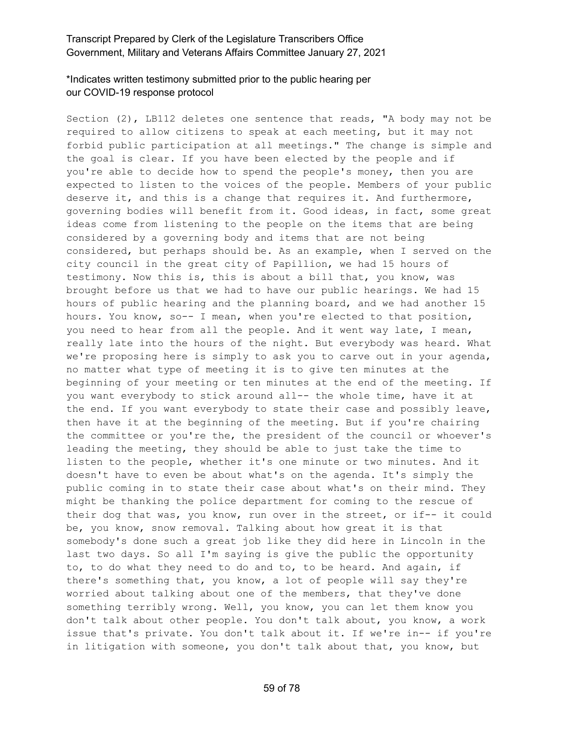Section (2), LB112 deletes one sentence that reads, "A body may not be required to allow citizens to speak at each meeting, but it may not forbid public participation at all meetings." The change is simple and the goal is clear. If you have been elected by the people and if you're able to decide how to spend the people's money, then you are expected to listen to the voices of the people. Members of your public deserve it, and this is a change that requires it. And furthermore, governing bodies will benefit from it. Good ideas, in fact, some great ideas come from listening to the people on the items that are being considered by a governing body and items that are not being considered, but perhaps should be. As an example, when I served on the city council in the great city of Papillion, we had 15 hours of testimony. Now this is, this is about a bill that, you know, was brought before us that we had to have our public hearings. We had 15 hours of public hearing and the planning board, and we had another 15 hours. You know, so-- I mean, when you're elected to that position, you need to hear from all the people. And it went way late, I mean, really late into the hours of the night. But everybody was heard. What we're proposing here is simply to ask you to carve out in your agenda, no matter what type of meeting it is to give ten minutes at the beginning of your meeting or ten minutes at the end of the meeting. If you want everybody to stick around all-- the whole time, have it at the end. If you want everybody to state their case and possibly leave, then have it at the beginning of the meeting. But if you're chairing the committee or you're the, the president of the council or whoever's leading the meeting, they should be able to just take the time to listen to the people, whether it's one minute or two minutes. And it doesn't have to even be about what's on the agenda. It's simply the public coming in to state their case about what's on their mind. They might be thanking the police department for coming to the rescue of their dog that was, you know, run over in the street, or if-- it could be, you know, snow removal. Talking about how great it is that somebody's done such a great job like they did here in Lincoln in the last two days. So all I'm saying is give the public the opportunity to, to do what they need to do and to, to be heard. And again, if there's something that, you know, a lot of people will say they're worried about talking about one of the members, that they've done something terribly wrong. Well, you know, you can let them know you don't talk about other people. You don't talk about, you know, a work issue that's private. You don't talk about it. If we're in-- if you're in litigation with someone, you don't talk about that, you know, but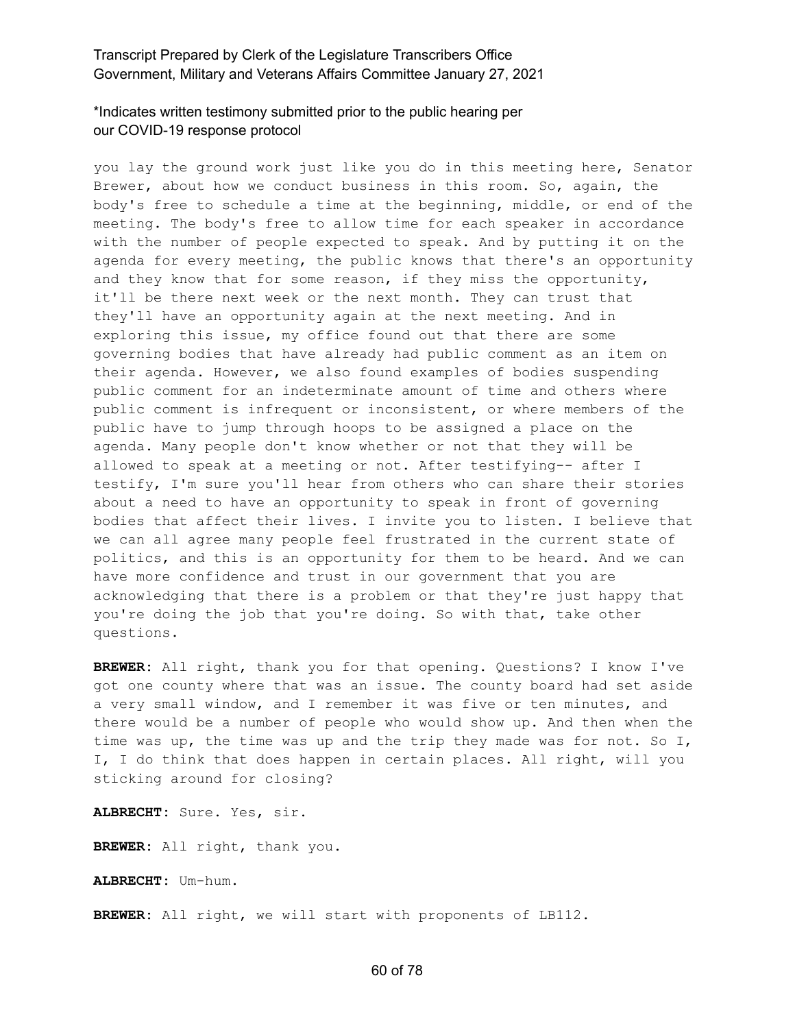you lay the ground work just like you do in this meeting here, Senator Brewer, about how we conduct business in this room. So, again, the body's free to schedule a time at the beginning, middle, or end of the meeting. The body's free to allow time for each speaker in accordance with the number of people expected to speak. And by putting it on the agenda for every meeting, the public knows that there's an opportunity and they know that for some reason, if they miss the opportunity, it'll be there next week or the next month. They can trust that they'll have an opportunity again at the next meeting. And in exploring this issue, my office found out that there are some governing bodies that have already had public comment as an item on their agenda. However, we also found examples of bodies suspending public comment for an indeterminate amount of time and others where public comment is infrequent or inconsistent, or where members of the public have to jump through hoops to be assigned a place on the agenda. Many people don't know whether or not that they will be allowed to speak at a meeting or not. After testifying-- after I testify, I'm sure you'll hear from others who can share their stories about a need to have an opportunity to speak in front of governing bodies that affect their lives. I invite you to listen. I believe that we can all agree many people feel frustrated in the current state of politics, and this is an opportunity for them to be heard. And we can have more confidence and trust in our government that you are acknowledging that there is a problem or that they're just happy that you're doing the job that you're doing. So with that, take other questions.

**BREWER:** All right, thank you for that opening. Questions? I know I've got one county where that was an issue. The county board had set aside a very small window, and I remember it was five or ten minutes, and there would be a number of people who would show up. And then when the time was up, the time was up and the trip they made was for not. So I, I, I do think that does happen in certain places. All right, will you sticking around for closing?

**ALBRECHT:** Sure. Yes, sir.

**BREWER:** All right, thank you.

**ALBRECHT:** Um-hum.

**BREWER:** All right, we will start with proponents of LB112.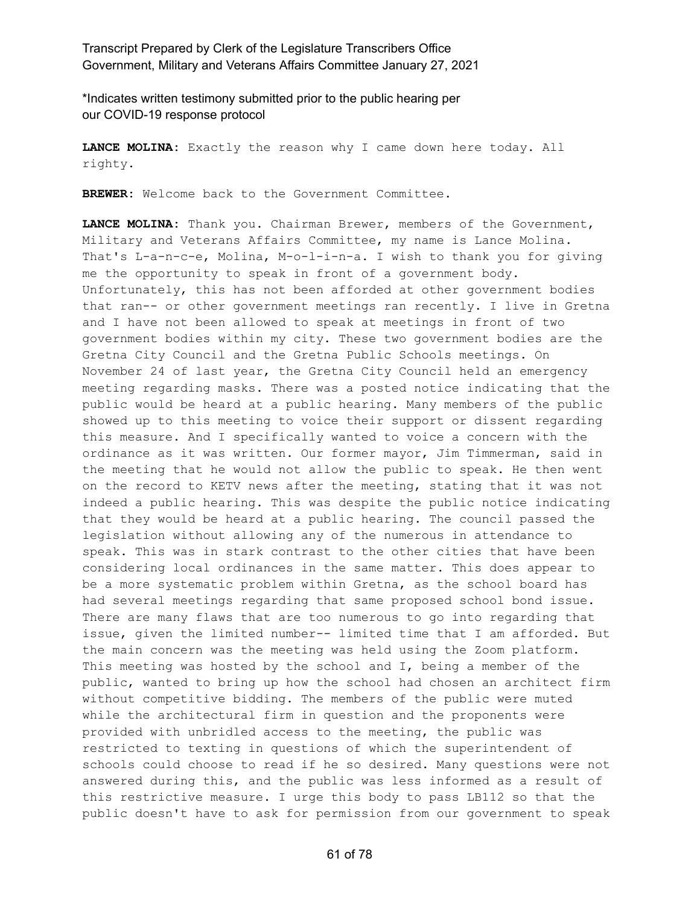\*Indicates written testimony submitted prior to the public hearing per our COVID-19 response protocol

**LANCE MOLINA:** Exactly the reason why I came down here today. All righty.

**BREWER:** Welcome back to the Government Committee.

**LANCE MOLINA:** Thank you. Chairman Brewer, members of the Government, Military and Veterans Affairs Committee, my name is Lance Molina. That's L-a-n-c-e, Molina, M-o-l-i-n-a. I wish to thank you for giving me the opportunity to speak in front of a government body. Unfortunately, this has not been afforded at other government bodies that ran-- or other government meetings ran recently. I live in Gretna and I have not been allowed to speak at meetings in front of two government bodies within my city. These two government bodies are the Gretna City Council and the Gretna Public Schools meetings. On November 24 of last year, the Gretna City Council held an emergency meeting regarding masks. There was a posted notice indicating that the public would be heard at a public hearing. Many members of the public showed up to this meeting to voice their support or dissent regarding this measure. And I specifically wanted to voice a concern with the ordinance as it was written. Our former mayor, Jim Timmerman, said in the meeting that he would not allow the public to speak. He then went on the record to KETV news after the meeting, stating that it was not indeed a public hearing. This was despite the public notice indicating that they would be heard at a public hearing. The council passed the legislation without allowing any of the numerous in attendance to speak. This was in stark contrast to the other cities that have been considering local ordinances in the same matter. This does appear to be a more systematic problem within Gretna, as the school board has had several meetings regarding that same proposed school bond issue. There are many flaws that are too numerous to go into regarding that issue, given the limited number-- limited time that I am afforded. But the main concern was the meeting was held using the Zoom platform. This meeting was hosted by the school and I, being a member of the public, wanted to bring up how the school had chosen an architect firm without competitive bidding. The members of the public were muted while the architectural firm in question and the proponents were provided with unbridled access to the meeting, the public was restricted to texting in questions of which the superintendent of schools could choose to read if he so desired. Many questions were not answered during this, and the public was less informed as a result of this restrictive measure. I urge this body to pass LB112 so that the public doesn't have to ask for permission from our government to speak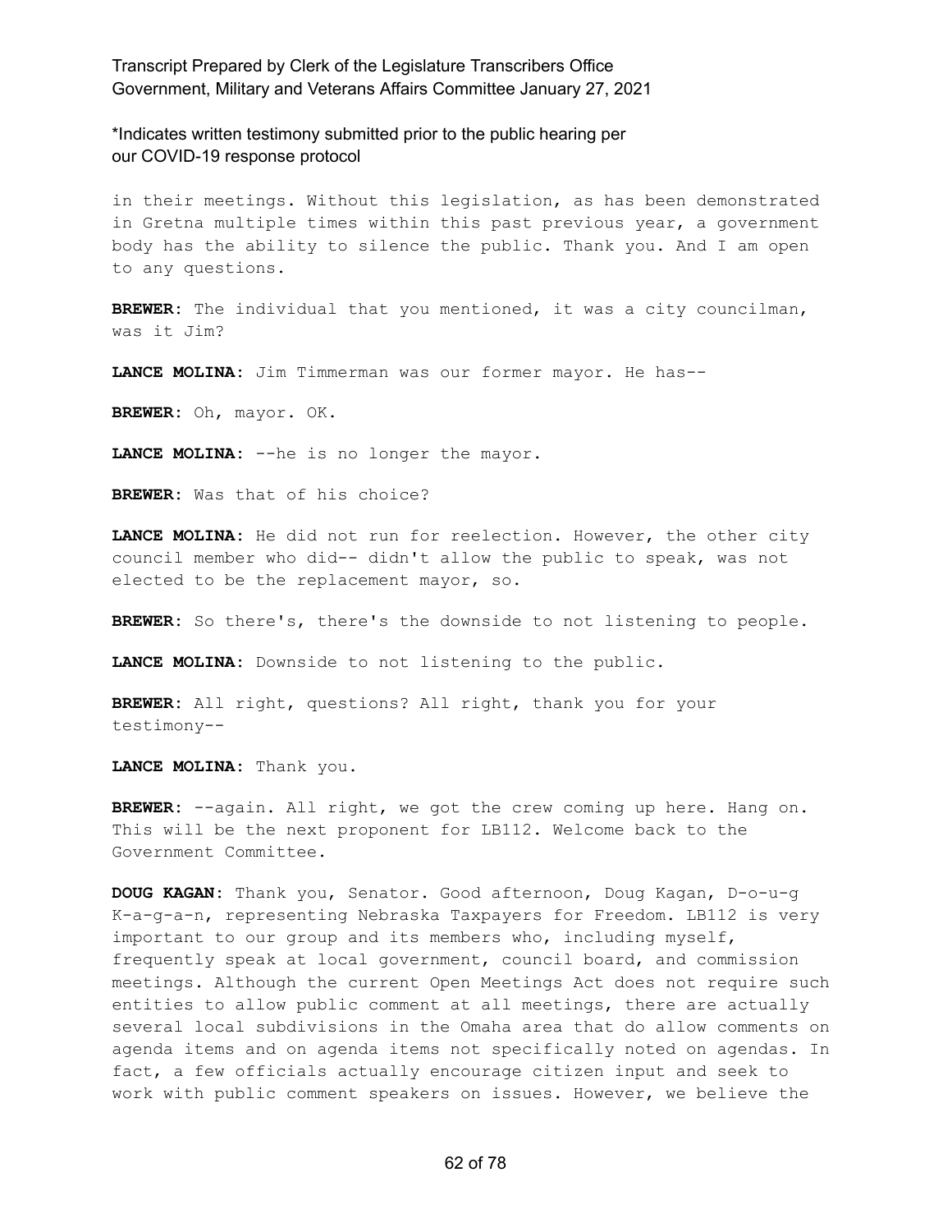in their meetings. Without this legislation, as has been demonstrated in Gretna multiple times within this past previous year, a government body has the ability to silence the public. Thank you. And I am open to any questions.

**BREWER:** The individual that you mentioned, it was a city councilman, was it Jim?

**LANCE MOLINA:** Jim Timmerman was our former mayor. He has--

**BREWER:** Oh, mayor. OK.

**LANCE MOLINA:** --he is no longer the mayor.

**BREWER:** Was that of his choice?

**LANCE MOLINA:** He did not run for reelection. However, the other city council member who did-- didn't allow the public to speak, was not elected to be the replacement mayor, so.

**BREWER:** So there's, there's the downside to not listening to people.

**LANCE MOLINA:** Downside to not listening to the public.

**BREWER:** All right, questions? All right, thank you for your testimony--

**LANCE MOLINA:** Thank you.

**BREWER:** --again. All right, we got the crew coming up here. Hang on. This will be the next proponent for LB112. Welcome back to the Government Committee.

**DOUG KAGAN:** Thank you, Senator. Good afternoon, Doug Kagan, D-o-u-g K-a-g-a-n, representing Nebraska Taxpayers for Freedom. LB112 is very important to our group and its members who, including myself, frequently speak at local government, council board, and commission meetings. Although the current Open Meetings Act does not require such entities to allow public comment at all meetings, there are actually several local subdivisions in the Omaha area that do allow comments on agenda items and on agenda items not specifically noted on agendas. In fact, a few officials actually encourage citizen input and seek to work with public comment speakers on issues. However, we believe the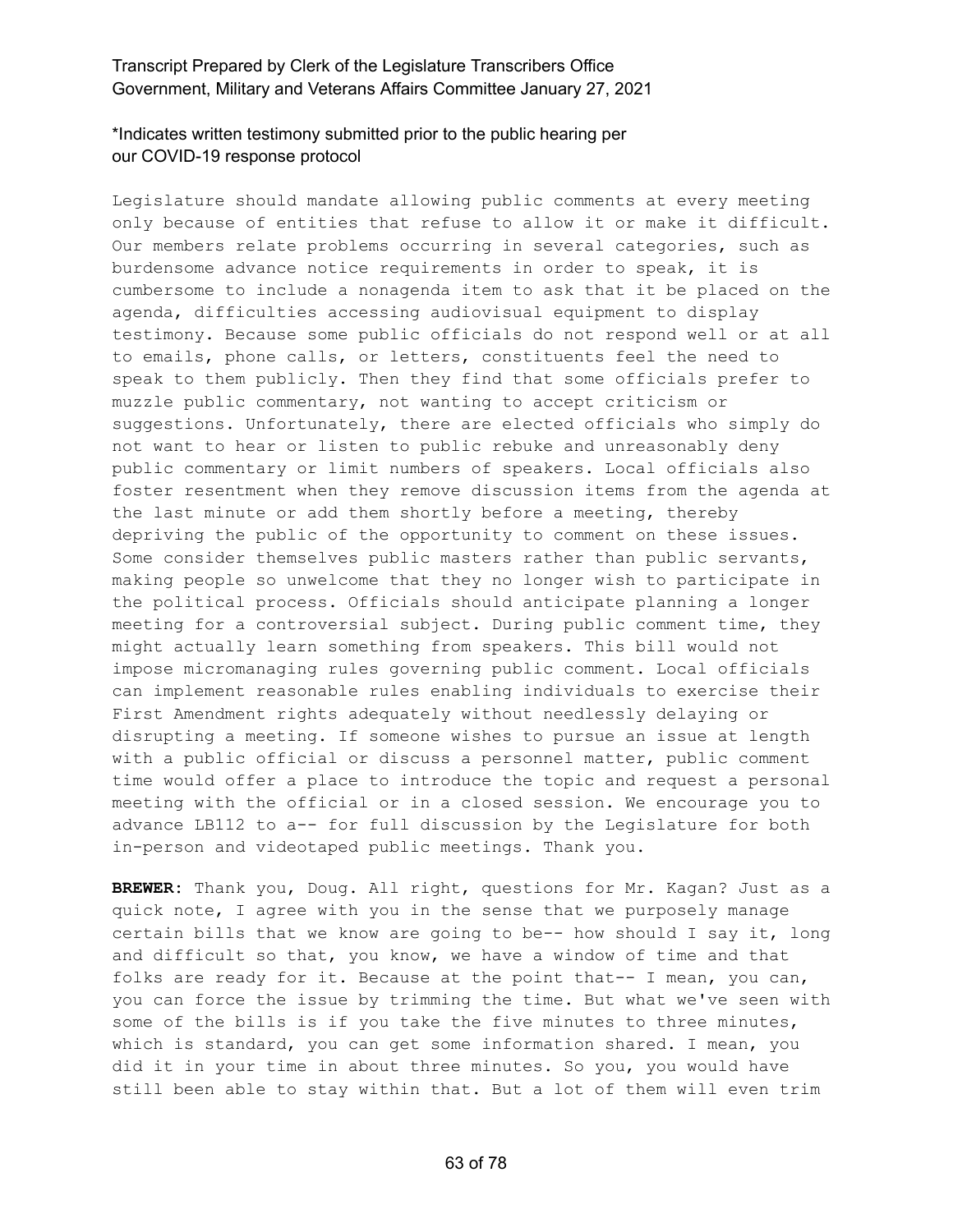\*Indicates written testimony submitted prior to the public hearing per our COVID-19 response protocol

Legislature should mandate allowing public comments at every meeting only because of entities that refuse to allow it or make it difficult. Our members relate problems occurring in several categories, such as burdensome advance notice requirements in order to speak, it is cumbersome to include a nonagenda item to ask that it be placed on the agenda, difficulties accessing audiovisual equipment to display testimony. Because some public officials do not respond well or at all to emails, phone calls, or letters, constituents feel the need to speak to them publicly. Then they find that some officials prefer to muzzle public commentary, not wanting to accept criticism or suggestions. Unfortunately, there are elected officials who simply do not want to hear or listen to public rebuke and unreasonably deny public commentary or limit numbers of speakers. Local officials also foster resentment when they remove discussion items from the agenda at the last minute or add them shortly before a meeting, thereby depriving the public of the opportunity to comment on these issues. Some consider themselves public masters rather than public servants, making people so unwelcome that they no longer wish to participate in the political process. Officials should anticipate planning a longer meeting for a controversial subject. During public comment time, they might actually learn something from speakers. This bill would not impose micromanaging rules governing public comment. Local officials can implement reasonable rules enabling individuals to exercise their First Amendment rights adequately without needlessly delaying or disrupting a meeting. If someone wishes to pursue an issue at length with a public official or discuss a personnel matter, public comment time would offer a place to introduce the topic and request a personal meeting with the official or in a closed session. We encourage you to advance LB112 to a-- for full discussion by the Legislature for both in-person and videotaped public meetings. Thank you.

**BREWER:** Thank you, Doug. All right, questions for Mr. Kagan? Just as a quick note, I agree with you in the sense that we purposely manage certain bills that we know are going to be-- how should I say it, long and difficult so that, you know, we have a window of time and that folks are ready for it. Because at the point that-- I mean, you can, you can force the issue by trimming the time. But what we've seen with some of the bills is if you take the five minutes to three minutes, which is standard, you can get some information shared. I mean, you did it in your time in about three minutes. So you, you would have still been able to stay within that. But a lot of them will even trim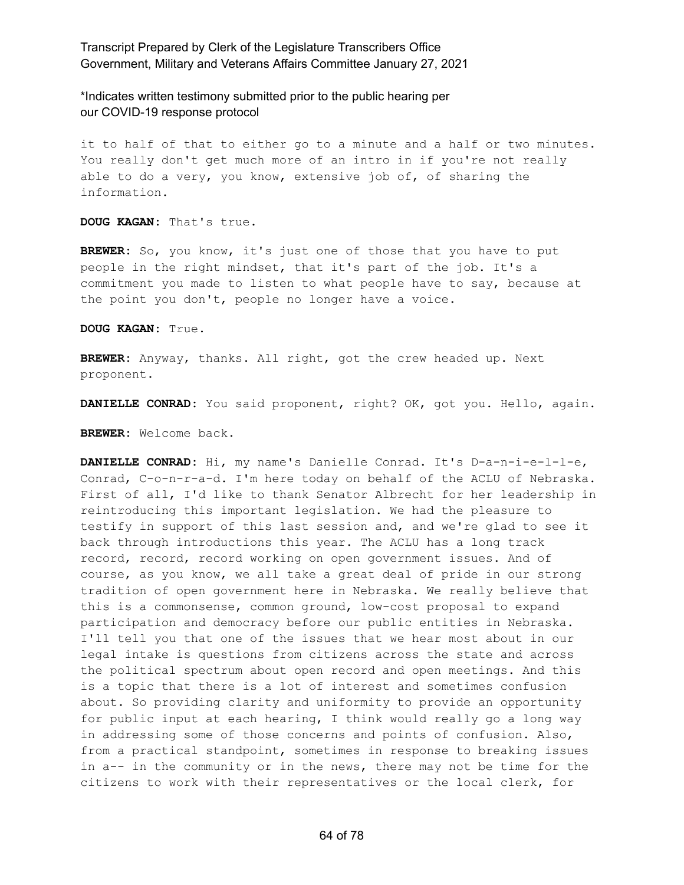*Indicates written testimony submitted prior to the public hearing per our COVID-19 response protocol

it to half of that to either go to a minute and a half or two minutes. You really don't get much more of an intro in if you're not really able to do a very, you know, extensive job of, of sharing the information.

**DOUG KAGAN:** That's true.

**BREWER:** So, you know, it's just one of those that you have to put people in the right mindset, that it's part of the job. It's a commitment you made to listen to what people have to say, because at the point you don't, people no longer have a voice.

**DOUG KAGAN:** True.

**BREWER:** Anyway, thanks. All right, got the crew headed up. Next proponent.

**DANIELLE CONRAD:** You said proponent, right? OK, got you. Hello, again.

**BREWER:** Welcome back.

**DANIELLE CONRAD:** Hi, my name's Danielle Conrad. It's D-a-n-i-e-l-l-e, Conrad, C-o-n-r-a-d. I'm here today on behalf of the ACLU of Nebraska. First of all, I'd like to thank Senator Albrecht for her leadership in reintroducing this important legislation. We had the pleasure to testify in support of this last session and, and we're glad to see it back through introductions this year. The ACLU has a long track record, record, record working on open government issues. And of course, as you know, we all take a great deal of pride in our strong tradition of open government here in Nebraska. We really believe that this is a commonsense, common ground, low-cost proposal to expand participation and democracy before our public entities in Nebraska. I'll tell you that one of the issues that we hear most about in our legal intake is questions from citizens across the state and across the political spectrum about open record and open meetings. And this is a topic that there is a lot of interest and sometimes confusion about. So providing clarity and uniformity to provide an opportunity for public input at each hearing, I think would really go a long way in addressing some of those concerns and points of confusion. Also, from a practical standpoint, sometimes in response to breaking issues in a-- in the community or in the news, there may not be time for the citizens to work with their representatives or the local clerk, for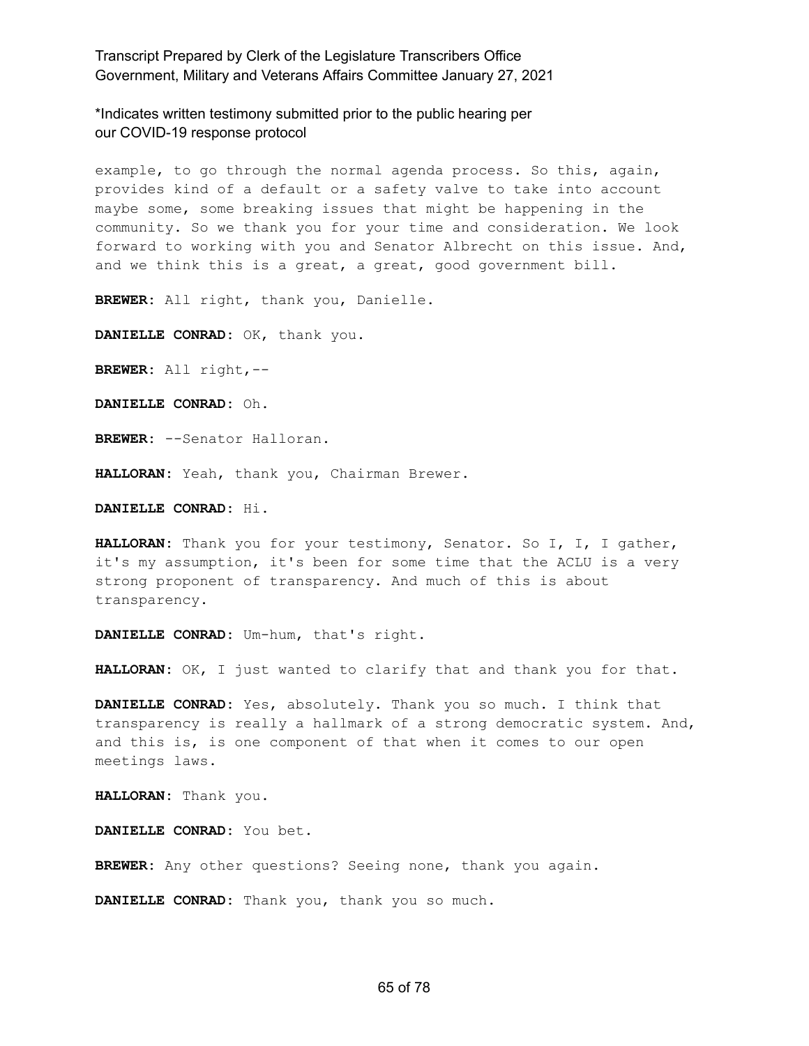*Indicates written testimony submitted prior to the public hearing per our COVID-19 response protocol

example, to go through the normal agenda process. So this, again, provides kind of a default or a safety valve to take into account maybe some, some breaking issues that might be happening in the community. So we thank you for your time and consideration. We look forward to working with you and Senator Albrecht on this issue. And, and we think this is a great, a great, good government bill.

**BREWER:** All right, thank you, Danielle.

**DANIELLE CONRAD:** OK, thank you.

**BREWER:** All right,--

**DANIELLE CONRAD:** Oh.

**BREWER:** --Senator Halloran.

**HALLORAN:** Yeah, thank you, Chairman Brewer.

**DANIELLE CONRAD:** Hi.

**HALLORAN:** Thank you for your testimony, Senator. So I, I, I gather, it's my assumption, it's been for some time that the ACLU is a very strong proponent of transparency. And much of this is about transparency.

**DANIELLE CONRAD:** Um-hum, that's right.

**HALLORAN:** OK, I just wanted to clarify that and thank you for that.

**DANIELLE CONRAD:** Yes, absolutely. Thank you so much. I think that transparency is really a hallmark of a strong democratic system. And, and this is, is one component of that when it comes to our open meetings laws.

**HALLORAN:** Thank you.

**DANIELLE CONRAD:** You bet.

**BREWER:** Any other questions? Seeing none, thank you again.

**DANIELLE CONRAD:** Thank you, thank you so much.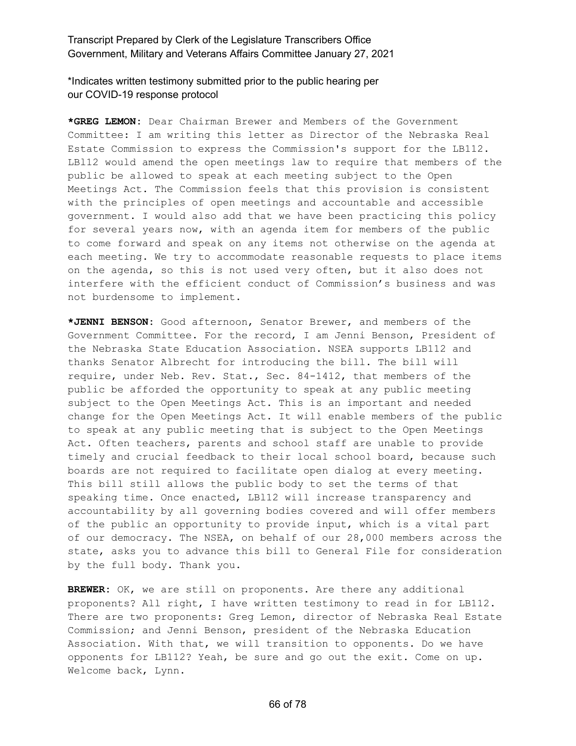\*Indicates written testimony submitted prior to the public hearing per our COVID-19 response protocol

**\*GREG LEMON:** Dear Chairman Brewer and Members of the Government Committee: I am writing this letter as Director of the Nebraska Real Estate Commission to express the Commission's support for the LB112. LBl12 would amend the open meetings law to require that members of the public be allowed to speak at each meeting subject to the Open Meetings Act. The Commission feels that this provision is consistent with the principles of open meetings and accountable and accessible government. I would also add that we have been practicing this policy for several years now, with an agenda item for members of the public to come forward and speak on any items not otherwise on the agenda at each meeting. We try to accommodate reasonable requests to place items on the agenda, so this is not used very often, but it also does not interfere with the efficient conduct of Commission's business and was not burdensome to implement.

**\*JENNI BENSON:** Good afternoon, Senator Brewer, and members of the Government Committee. For the record, I am Jenni Benson, President of the Nebraska State Education Association. NSEA supports LB112 and thanks Senator Albrecht for introducing the bill. The bill will require, under Neb. Rev. Stat., Sec. 84-1412, that members of the public be afforded the opportunity to speak at any public meeting subject to the Open Meetings Act. This is an important and needed change for the Open Meetings Act. It will enable members of the public to speak at any public meeting that is subject to the Open Meetings Act. Often teachers, parents and school staff are unable to provide timely and crucial feedback to their local school board, because such boards are not required to facilitate open dialog at every meeting. This bill still allows the public body to set the terms of that speaking time. Once enacted, LBl12 will increase transparency and accountability by all governing bodies covered and will offer members of the public an opportunity to provide input, which is a vital part of our democracy. The NSEA, on behalf of our 28,000 members across the state, asks you to advance this bill to General File for consideration by the full body. Thank you.

**BREWER:** OK, we are still on proponents. Are there any additional proponents? All right, I have written testimony to read in for LB112. There are two proponents: Greg Lemon, director of Nebraska Real Estate Commission; and Jenni Benson, president of the Nebraska Education Association. With that, we will transition to opponents. Do we have opponents for LB112? Yeah, be sure and go out the exit. Come on up. Welcome back, Lynn.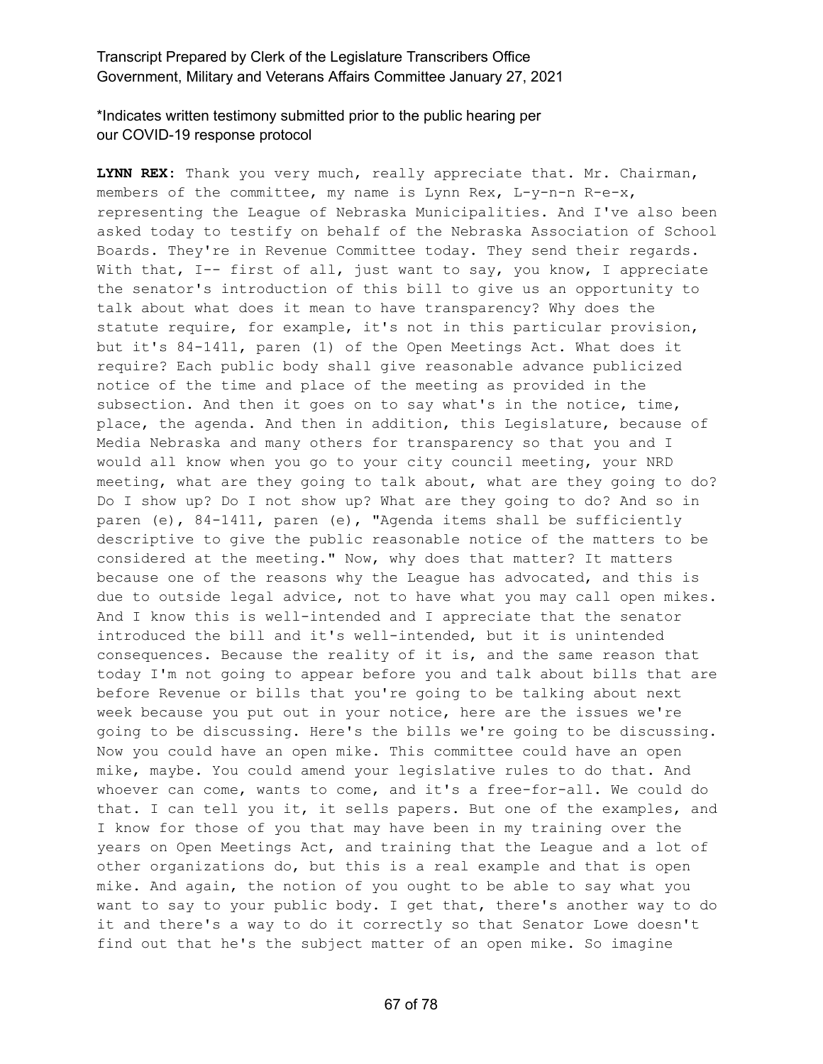*Indicates written testimony submitted prior to the public hearing per our COVID-19 response protocol

**LYNN REX**: Thank you very much, really appreciate that. Mr. Chairman, members of the committee, my name is Lynn Rex, L-y-n-n R-e-x, representing the League of Nebraska Municipalities. And I've also been asked today to testify on behalf of the Nebraska Association of School Boards. They're in Revenue Committee today. They send their regards. With that, I-- first of all, just want to say, you know, I appreciate the senator's introduction of this bill to give us an opportunity to talk about what does it mean to have transparency? Why does the statute require, for example, it's not in this particular provision, but it's 84-1411, paren (1) of the Open Meetings Act. What does it require? Each public body shall give reasonable advance publicized notice of the time and place of the meeting as provided in the subsection. And then it goes on to say what's in the notice, time, place, the agenda. And then in addition, this Legislature, because of Media Nebraska and many others for transparency so that you and I would all know when you go to your city council meeting, your NRD meeting, what are they going to talk about, what are they going to do? Do I show up? Do I not show up? What are they going to do? And so in paren (e), 84-1411, paren (e), "Agenda items shall be sufficiently descriptive to give the public reasonable notice of the matters to be considered at the meeting." Now, why does that matter? It matters because one of the reasons why the League has advocated, and this is due to outside legal advice, not to have what you may call open mikes. And I know this is well-intended and I appreciate that the senator introduced the bill and it's well-intended, but it is unintended consequences. Because the reality of it is, and the same reason that today I'm not going to appear before you and talk about bills that are before Revenue or bills that you're going to be talking about next week because you put out in your notice, here are the issues we're going to be discussing. Here's the bills we're going to be discussing. Now you could have an open mike. This committee could have an open mike, maybe. You could amend your legislative rules to do that. And whoever can come, wants to come, and it's a free-for-all. We could do that. I can tell you it, it sells papers. But one of the examples, and I know for those of you that may have been in my training over the years on Open Meetings Act, and training that the League and a lot of other organizations do, but this is a real example and that is open mike. And again, the notion of you ought to be able to say what you want to say to your public body. I get that, there's another way to do it and there's a way to do it correctly so that Senator Lowe doesn't find out that he's the subject matter of an open mike. So imagine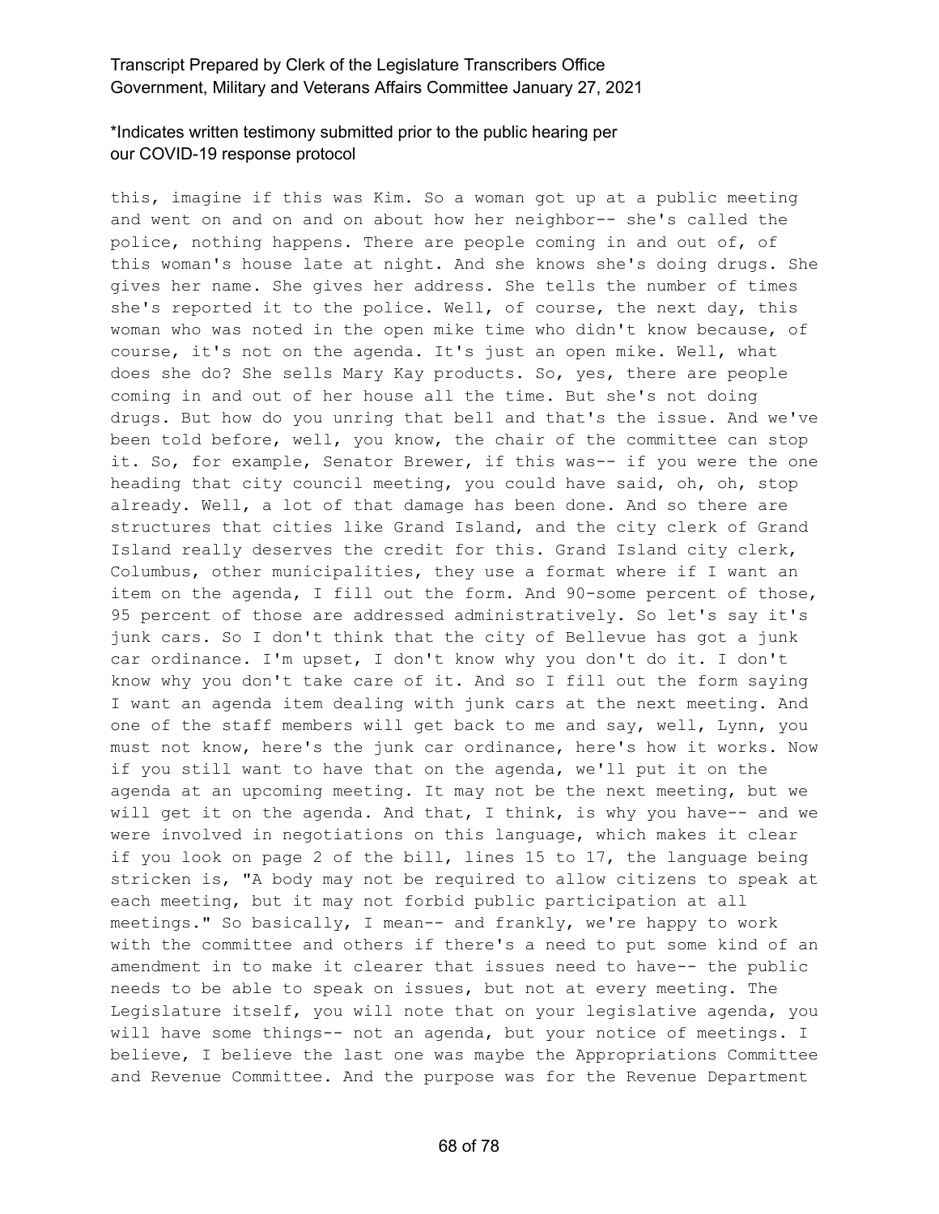this, imagine if this was Kim. So a woman got up at a public meeting and went on and on and on about how her neighbor-- she's called the police, nothing happens. There are people coming in and out of, of this woman's house late at night. And she knows she's doing drugs. She gives her name. She gives her address. She tells the number of times she's reported it to the police. Well, of course, the next day, this woman who was noted in the open mike time who didn't know because, of course, it's not on the agenda. It's just an open mike. Well, what does she do? She sells Mary Kay products. So, yes, there are people coming in and out of her house all the time. But she's not doing drugs. But how do you unring that bell and that's the issue. And we've been told before, well, you know, the chair of the committee can stop it. So, for example, Senator Brewer, if this was-- if you were the one heading that city council meeting, you could have said, oh, oh, stop already. Well, a lot of that damage has been done. And so there are structures that cities like Grand Island, and the city clerk of Grand Island really deserves the credit for this. Grand Island city clerk, Columbus, other municipalities, they use a format where if I want an item on the agenda, I fill out the form. And 90-some percent of those, 95 percent of those are addressed administratively. So let's say it's junk cars. So I don't think that the city of Bellevue has got a junk car ordinance. I'm upset, I don't know why you don't do it. I don't know why you don't take care of it. And so I fill out the form saying I want an agenda item dealing with junk cars at the next meeting. And one of the staff members will get back to me and say, well, Lynn, you must not know, here's the junk car ordinance, here's how it works. Now if you still want to have that on the agenda, we'll put it on the agenda at an upcoming meeting. It may not be the next meeting, but we will get it on the agenda. And that, I think, is why you have-- and we were involved in negotiations on this language, which makes it clear if you look on page 2 of the bill, lines 15 to 17, the language being stricken is, "A body may not be required to allow citizens to speak at each meeting, but it may not forbid public participation at all meetings." So basically, I mean-- and frankly, we're happy to work with the committee and others if there's a need to put some kind of an amendment in to make it clearer that issues need to have-- the public needs to be able to speak on issues, but not at every meeting. The Legislature itself, you will note that on your legislative agenda, you will have some things-- not an agenda, but your notice of meetings. I believe, I believe the last one was maybe the Appropriations Committee and Revenue Committee. And the purpose was for the Revenue Department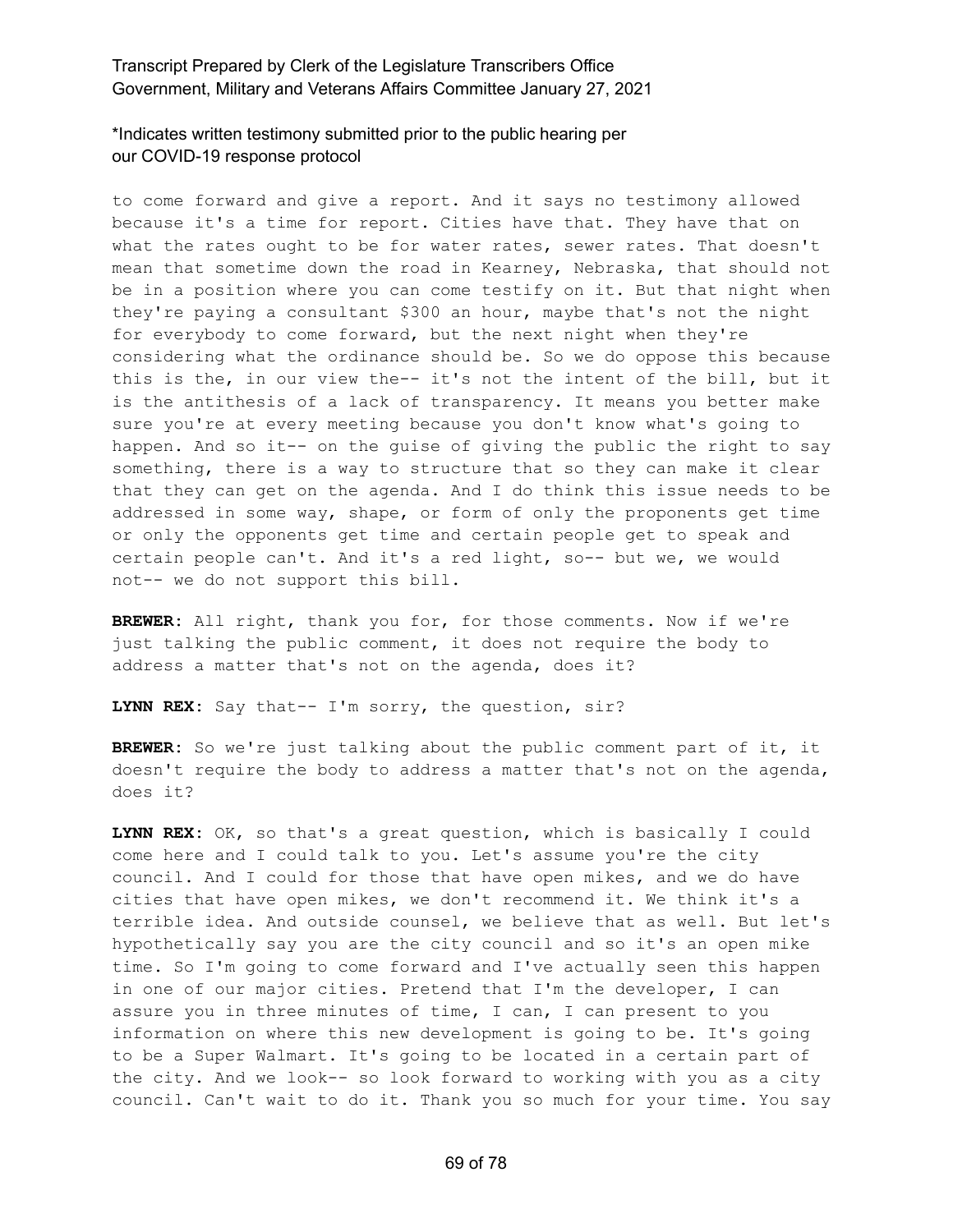to come forward and give a report. And it says no testimony allowed because it's a time for report. Cities have that. They have that on what the rates ought to be for water rates, sewer rates. That doesn't mean that sometime down the road in Kearney, Nebraska, that should not be in a position where you can come testify on it. But that night when they're paying a consultant $300 an hour, maybe that's not the night for everybody to come forward, but the next night when they're considering what the ordinance should be. So we do oppose this because this is the, in our view the-- it's not the intent of the bill, but it is the antithesis of a lack of transparency. It means you better make sure you're at every meeting because you don't know what's going to happen. And so it-- on the guise of giving the public the right to say something, there is a way to structure that so they can make it clear that they can get on the agenda. And I do think this issue needs to be addressed in some way, shape, or form of only the proponents get time or only the opponents get time and certain people get to speak and certain people can't. And it's a red light, so-- but we, we would not-- we do not support this bill.

**BREWER:** All right, thank you for, for those comments. Now if we're just talking the public comment, it does not require the body to address a matter that's not on the agenda, does it?

**LYNN REX:** Say that-- I'm sorry, the question, sir?

**BREWER:** So we're just talking about the public comment part of it, it doesn't require the body to address a matter that's not on the agenda, does it?

**LYNN REX:** OK, so that's a great question, which is basically I could come here and I could talk to you. Let's assume you're the city council. And I could for those that have open mikes, and we do have cities that have open mikes, we don't recommend it. We think it's a terrible idea. And outside counsel, we believe that as well. But let's hypothetically say you are the city council and so it's an open mike time. So I'm going to come forward and I've actually seen this happen in one of our major cities. Pretend that I'm the developer, I can assure you in three minutes of time, I can, I can present to you information on where this new development is going to be. It's going to be a Super Walmart. It's going to be located in a certain part of the city. And we look-- so look forward to working with you as a city council. Can't wait to do it. Thank you so much for your time. You say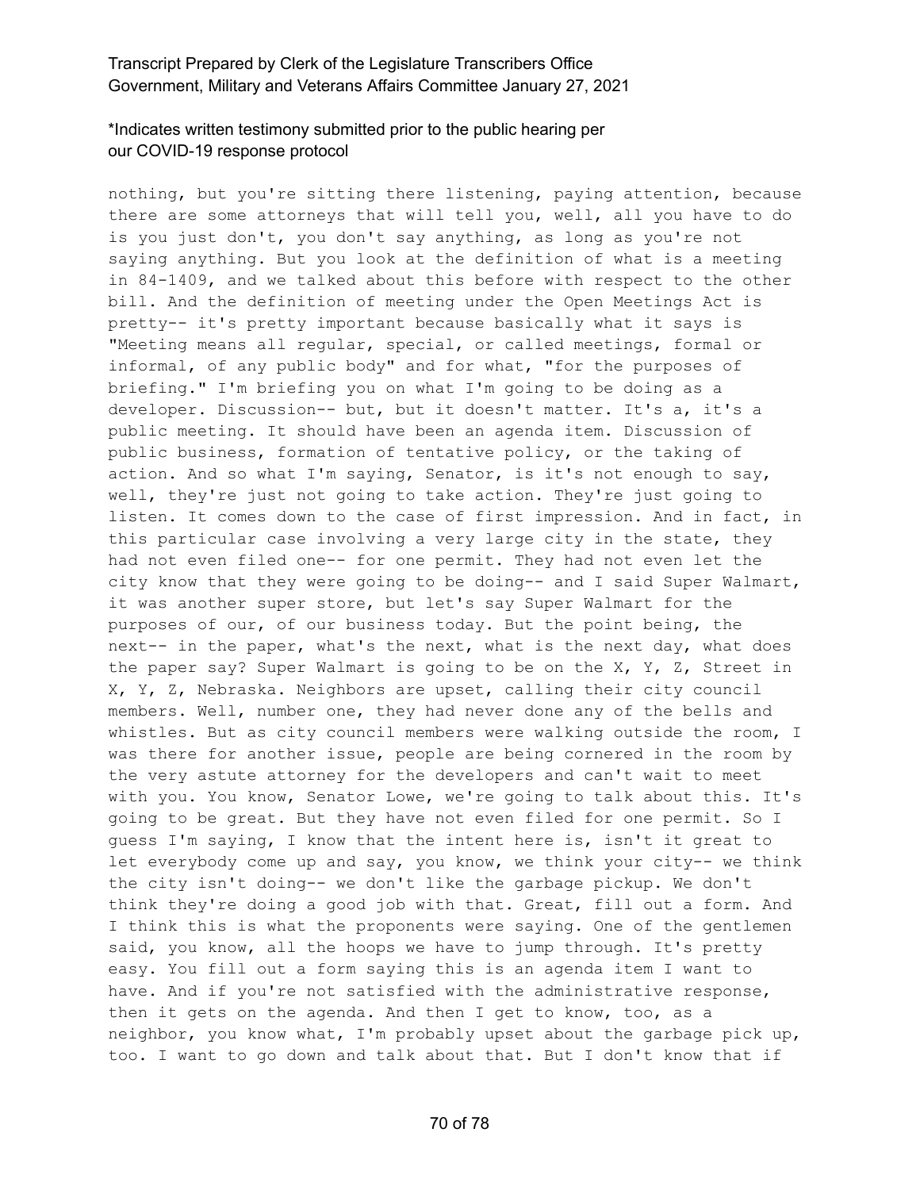nothing, but you're sitting there listening, paying attention, because there are some attorneys that will tell you, well, all you have to do is you just don't, you don't say anything, as long as you're not saying anything. But you look at the definition of what is a meeting in 84-1409, and we talked about this before with respect to the other bill. And the definition of meeting under the Open Meetings Act is pretty-- it's pretty important because basically what it says is "Meeting means all regular, special, or called meetings, formal or informal, of any public body" and for what, "for the purposes of briefing." I'm briefing you on what I'm going to be doing as a developer. Discussion-- but, but it doesn't matter. It's a, it's a public meeting. It should have been an agenda item. Discussion of public business, formation of tentative policy, or the taking of action. And so what I'm saying, Senator, is it's not enough to say, well, they're just not going to take action. They're just going to listen. It comes down to the case of first impression. And in fact, in this particular case involving a very large city in the state, they had not even filed one-- for one permit. They had not even let the city know that they were going to be doing-- and I said Super Walmart, it was another super store, but let's say Super Walmart for the purposes of our, of our business today. But the point being, the next-- in the paper, what's the next, what is the next day, what does the paper say? Super Walmart is going to be on the X, Y, Z, Street in X, Y, Z, Nebraska. Neighbors are upset, calling their city council members. Well, number one, they had never done any of the bells and whistles. But as city council members were walking outside the room, I was there for another issue, people are being cornered in the room by the very astute attorney for the developers and can't wait to meet with you. You know, Senator Lowe, we're going to talk about this. It's going to be great. But they have not even filed for one permit. So I guess I'm saying, I know that the intent here is, isn't it great to let everybody come up and say, you know, we think your city-- we think the city isn't doing-- we don't like the garbage pickup. We don't think they're doing a good job with that. Great, fill out a form. And I think this is what the proponents were saying. One of the gentlemen said, you know, all the hoops we have to jump through. It's pretty easy. You fill out a form saying this is an agenda item I want to have. And if you're not satisfied with the administrative response, then it gets on the agenda. And then I get to know, too, as a neighbor, you know what, I'm probably upset about the garbage pick up, too. I want to go down and talk about that. But I don't know that if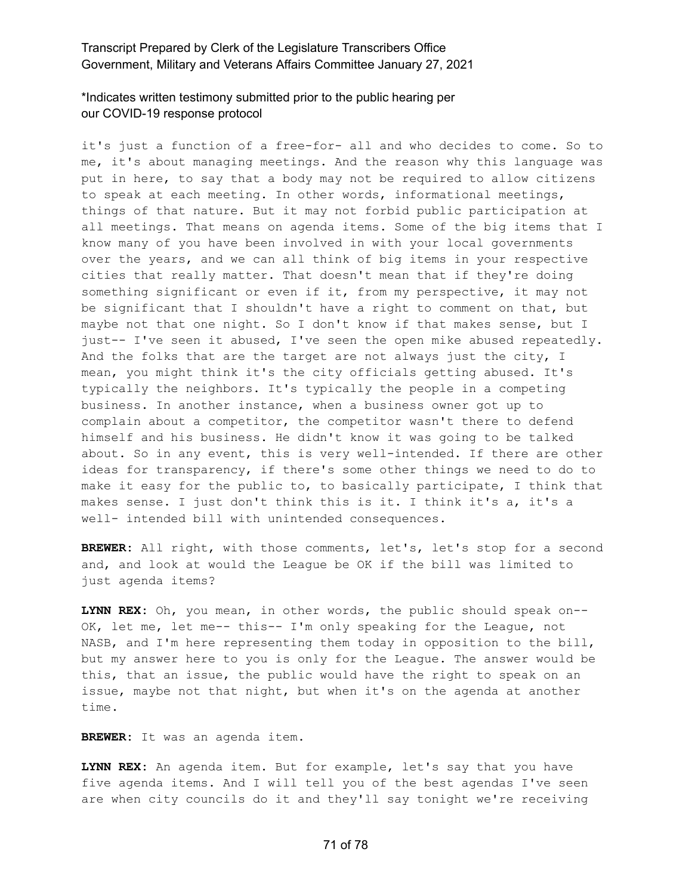it's just a function of a free-for- all and who decides to come. So to me, it's about managing meetings. And the reason why this language was put in here, to say that a body may not be required to allow citizens to speak at each meeting. In other words, informational meetings, things of that nature. But it may not forbid public participation at all meetings. That means on agenda items. Some of the big items that I know many of you have been involved in with your local governments over the years, and we can all think of big items in your respective cities that really matter. That doesn't mean that if they're doing something significant or even if it, from my perspective, it may not be significant that I shouldn't have a right to comment on that, but maybe not that one night. So I don't know if that makes sense, but I just-- I've seen it abused, I've seen the open mike abused repeatedly. And the folks that are the target are not always just the city, I mean, you might think it's the city officials getting abused. It's typically the neighbors. It's typically the people in a competing business. In another instance, when a business owner got up to complain about a competitor, the competitor wasn't there to defend himself and his business. He didn't know it was going to be talked about. So in any event, this is very well-intended. If there are other ideas for transparency, if there's some other things we need to do to make it easy for the public to, to basically participate, I think that makes sense. I just don't think this is it. I think it's a, it's a well- intended bill with unintended consequences.

**BREWER:** All right, with those comments, let's, let's stop for a second and, and look at would the League be OK if the bill was limited to just agenda items?

**LYNN REX:** Oh, you mean, in other words, the public should speak on-- OK, let me, let me-- this-- I'm only speaking for the League, not NASB, and I'm here representing them today in opposition to the bill, but my answer here to you is only for the League. The answer would be this, that an issue, the public would have the right to speak on an issue, maybe not that night, but when it's on the agenda at another time.

**BREWER:** It was an agenda item.

**LYNN REX:** An agenda item. But for example, let's say that you have five agenda items. And I will tell you of the best agendas I've seen are when city councils do it and they'll say tonight we're receiving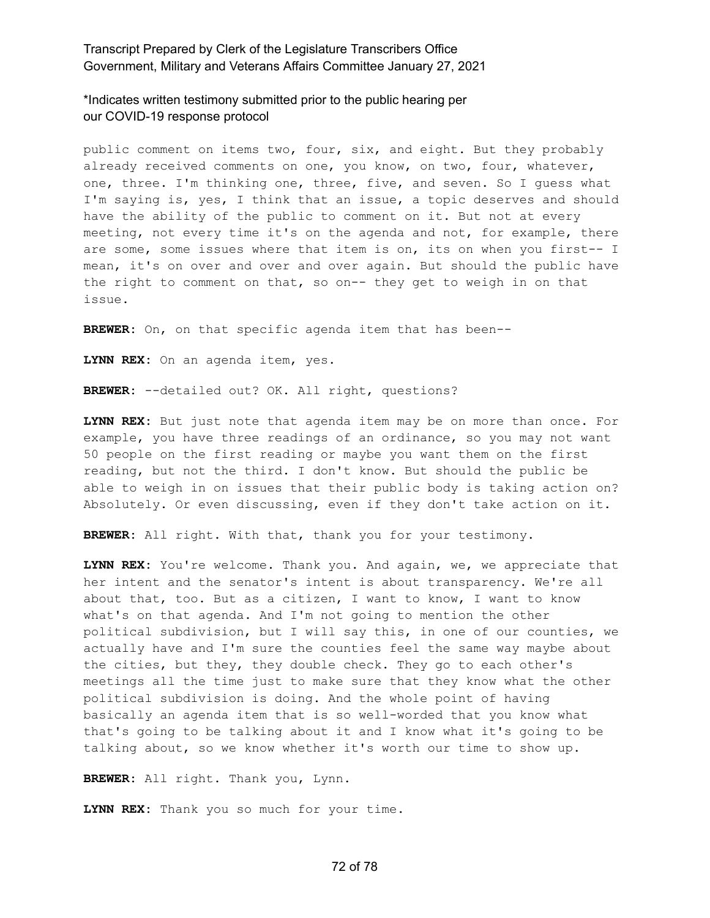public comment on items two, four, six, and eight. But they probably already received comments on one, you know, on two, four, whatever, one, three. I'm thinking one, three, five, and seven. So I guess what I'm saying is, yes, I think that an issue, a topic deserves and should have the ability of the public to comment on it. But not at every meeting, not every time it's on the agenda and not, for example, there are some, some issues where that item is on, its on when you first-- I mean, it's on over and over and over again. But should the public have the right to comment on that, so on-- they get to weigh in on that issue.

**BREWER:** On, on that specific agenda item that has been--

**LYNN REX:** On an agenda item, yes.

**BREWER:** --detailed out? OK. All right, questions?

**LYNN REX:** But just note that agenda item may be on more than once. For example, you have three readings of an ordinance, so you may not want 50 people on the first reading or maybe you want them on the first reading, but not the third. I don't know. But should the public be able to weigh in on issues that their public body is taking action on? Absolutely. Or even discussing, even if they don't take action on it.

**BREWER:** All right. With that, thank you for your testimony.

**LYNN REX:** You're welcome. Thank you. And again, we, we appreciate that her intent and the senator's intent is about transparency. We're all about that, too. But as a citizen, I want to know, I want to know what's on that agenda. And I'm not going to mention the other political subdivision, but I will say this, in one of our counties, we actually have and I'm sure the counties feel the same way maybe about the cities, but they, they double check. They go to each other's meetings all the time just to make sure that they know what the other political subdivision is doing. And the whole point of having basically an agenda item that is so well-worded that you know what that's going to be talking about it and I know what it's going to be talking about, so we know whether it's worth our time to show up.

**BREWER:** All right. Thank you, Lynn.

**LYNN REX:** Thank you so much for your time.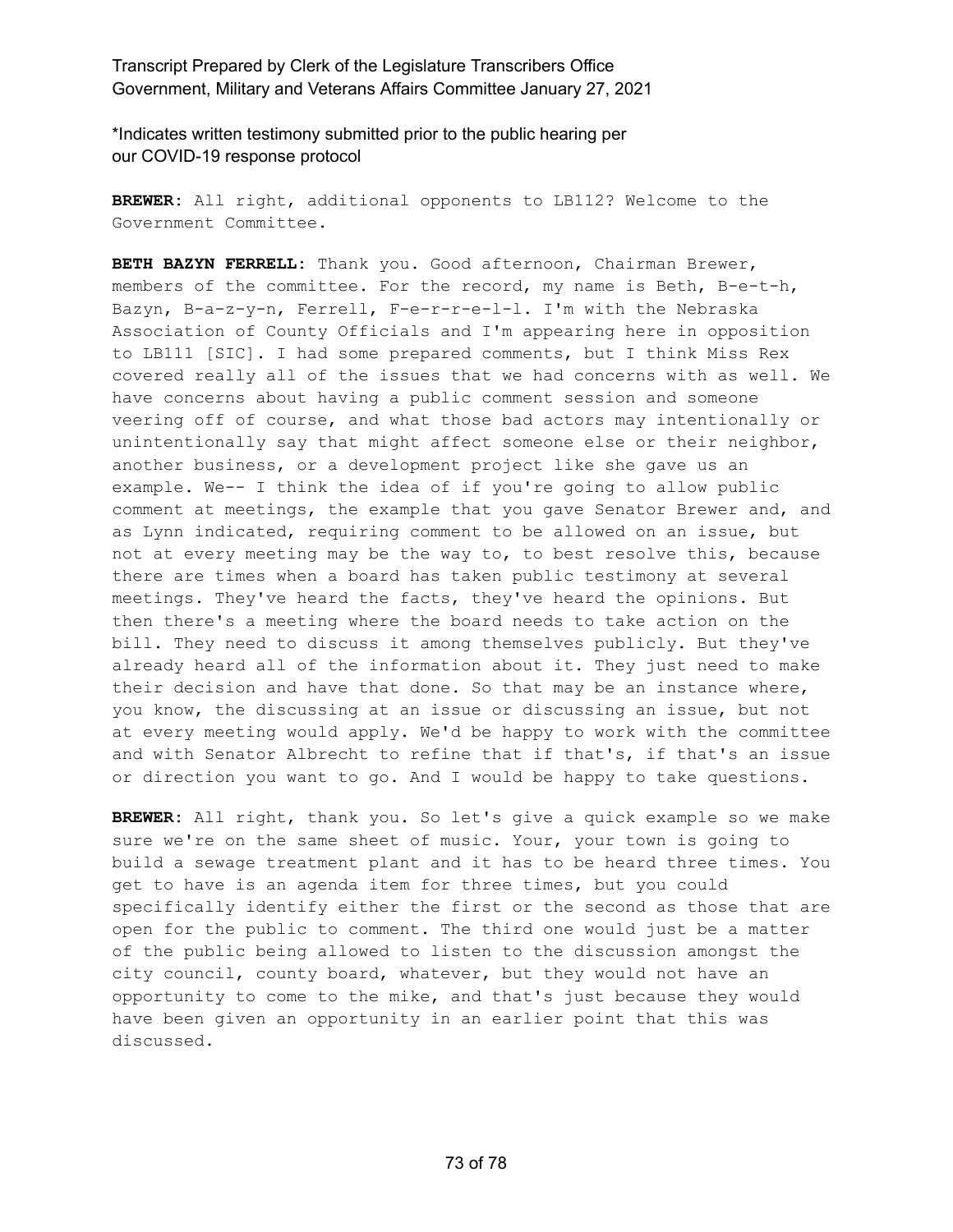*Indicates written testimony submitted prior to the public hearing per our COVID-19 response protocol

**BREWER:** All right, additional opponents to LB112? Welcome to the Government Committee.

**BETH BAZYN FERRELL:** Thank you. Good afternoon, Chairman Brewer, members of the committee. For the record, my name is Beth, B-e-t-h, Bazyn, B-a-z-y-n, Ferrell, F-e-r-r-e-l-l. I'm with the Nebraska Association of County Officials and I'm appearing here in opposition to LB111 [SIC]. I had some prepared comments, but I think Miss Rex covered really all of the issues that we had concerns with as well. We have concerns about having a public comment session and someone veering off of course, and what those bad actors may intentionally or unintentionally say that might affect someone else or their neighbor, another business, or a development project like she gave us an example. We-- I think the idea of if you're going to allow public comment at meetings, the example that you gave Senator Brewer and, and as Lynn indicated, requiring comment to be allowed on an issue, but not at every meeting may be the way to, to best resolve this, because there are times when a board has taken public testimony at several meetings. They've heard the facts, they've heard the opinions. But then there's a meeting where the board needs to take action on the bill. They need to discuss it among themselves publicly. But they've already heard all of the information about it. They just need to make their decision and have that done. So that may be an instance where, you know, the discussing at an issue or discussing an issue, but not at every meeting would apply. We'd be happy to work with the committee and with Senator Albrecht to refine that if that's, if that's an issue or direction you want to go. And I would be happy to take questions.

**BREWER:** All right, thank you. So let's give a quick example so we make sure we're on the same sheet of music. Your, your town is going to build a sewage treatment plant and it has to be heard three times. You get to have is an agenda item for three times, but you could specifically identify either the first or the second as those that are open for the public to comment. The third one would just be a matter of the public being allowed to listen to the discussion amongst the city council, county board, whatever, but they would not have an opportunity to come to the mike, and that's just because they would have been given an opportunity in an earlier point that this was discussed.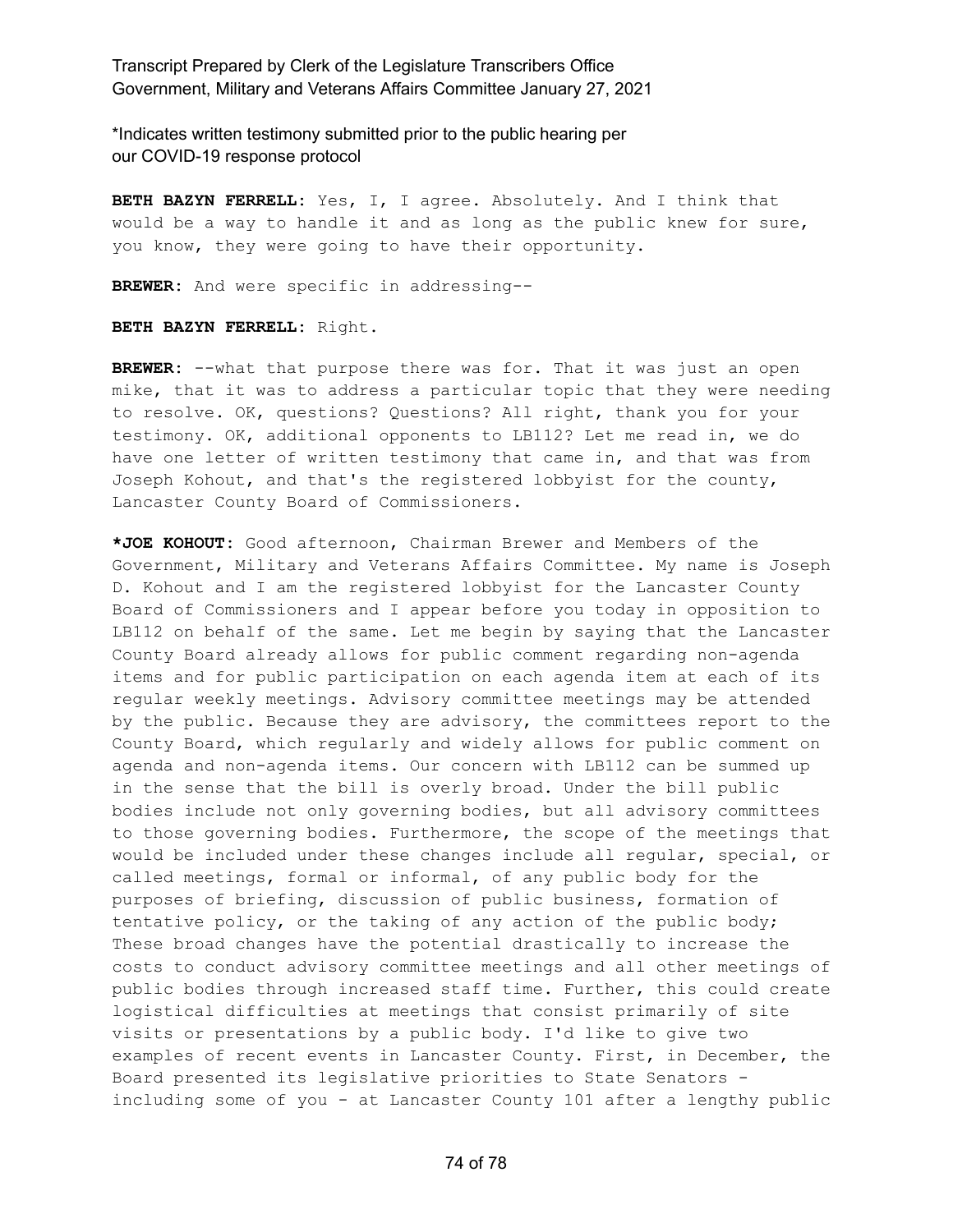*Indicates written testimony submitted prior to the public hearing per our COVID-19 response protocol

**BETH BAZYN FERRELL:** Yes, I, I agree. Absolutely. And I think that would be a way to handle it and as long as the public knew for sure, you know, they were going to have their opportunity.

**BREWER:** And were specific in addressing--

**BETH BAZYN FERRELL:** Right.

**BREWER:** --what that purpose there was for. That it was just an open mike, that it was to address a particular topic that they were needing to resolve. OK, questions? Questions? All right, thank you for your testimony. OK, additional opponents to LB112? Let me read in, we do have one letter of written testimony that came in, and that was from Joseph Kohout, and that's the registered lobbyist for the county, Lancaster County Board of Commissioners.

***JOE KOHOUT:** Good afternoon, Chairman Brewer and Members of the Government, Military and Veterans Affairs Committee. My name is Joseph D. Kohout and I am the registered lobbyist for the Lancaster County Board of Commissioners and I appear before you today in opposition to LB112 on behalf of the same. Let me begin by saying that the Lancaster County Board already allows for public comment regarding non-agenda items and for public participation on each agenda item at each of its regular weekly meetings. Advisory committee meetings may be attended by the public. Because they are advisory, the committees report to the County Board, which regularly and widely allows for public comment on agenda and non-agenda items. Our concern with LB112 can be summed up in the sense that the bill is overly broad. Under the bill public bodies include not only governing bodies, but all advisory committees to those governing bodies. Furthermore, the scope of the meetings that would be included under these changes include all regular, special, or called meetings, formal or informal, of any public body for the purposes of briefing, discussion of public business, formation of tentative policy, or the taking of any action of the public body; These broad changes have the potential drastically to increase the costs to conduct advisory committee meetings and all other meetings of public bodies through increased staff time. Further, this could create logistical difficulties at meetings that consist primarily of site visits or presentations by a public body. I'd like to give two examples of recent events in Lancaster County. First, in December, the Board presented its legislative priorities to State Senators - including some of you - at Lancaster County 101 after a lengthy public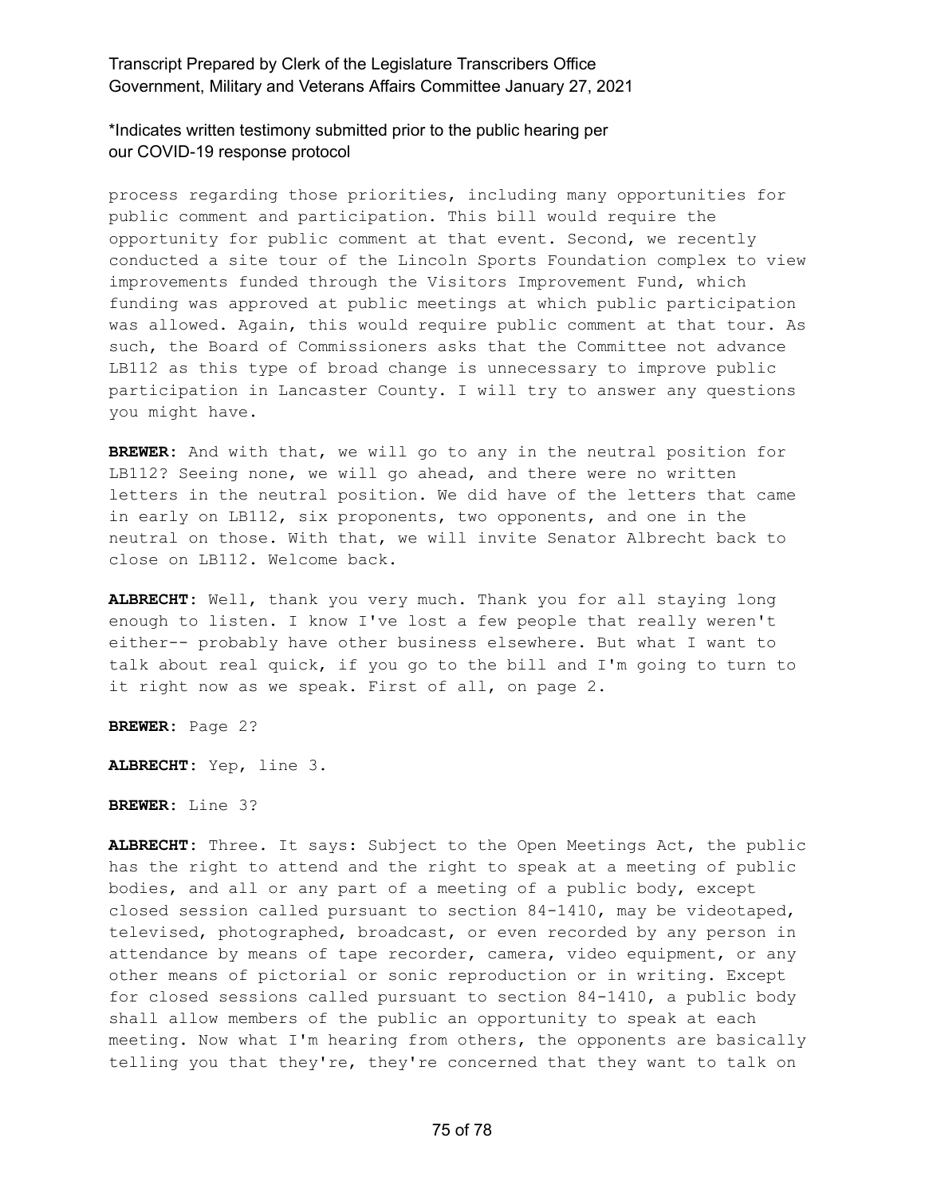process regarding those priorities, including many opportunities for public comment and participation. This bill would require the opportunity for public comment at that event. Second, we recently conducted a site tour of the Lincoln Sports Foundation complex to view improvements funded through the Visitors Improvement Fund, which funding was approved at public meetings at which public participation was allowed. Again, this would require public comment at that tour. As such, the Board of Commissioners asks that the Committee not advance LB112 as this type of broad change is unnecessary to improve public participation in Lancaster County. I will try to answer any questions you might have.

**BREWER:** And with that, we will go to any in the neutral position for LB112? Seeing none, we will go ahead, and there were no written letters in the neutral position. We did have of the letters that came in early on LB112, six proponents, two opponents, and one in the neutral on those. With that, we will invite Senator Albrecht back to close on LB112. Welcome back.

**ALBRECHT:** Well, thank you very much. Thank you for all staying long enough to listen. I know I've lost a few people that really weren't either-- probably have other business elsewhere. But what I want to talk about real quick, if you go to the bill and I'm going to turn to it right now as we speak. First of all, on page 2.

**BREWER:** Page 2?

**ALBRECHT:** Yep, line 3.

**BREWER:** Line 3?

**ALBRECHT:** Three. It says: Subject to the Open Meetings Act, the public has the right to attend and the right to speak at a meeting of public bodies, and all or any part of a meeting of a public body, except closed session called pursuant to section 84-1410, may be videotaped, televised, photographed, broadcast, or even recorded by any person in attendance by means of tape recorder, camera, video equipment, or any other means of pictorial or sonic reproduction or in writing. Except for closed sessions called pursuant to section 84-1410, a public body shall allow members of the public an opportunity to speak at each meeting. Now what I'm hearing from others, the opponents are basically telling you that they're, they're concerned that they want to talk on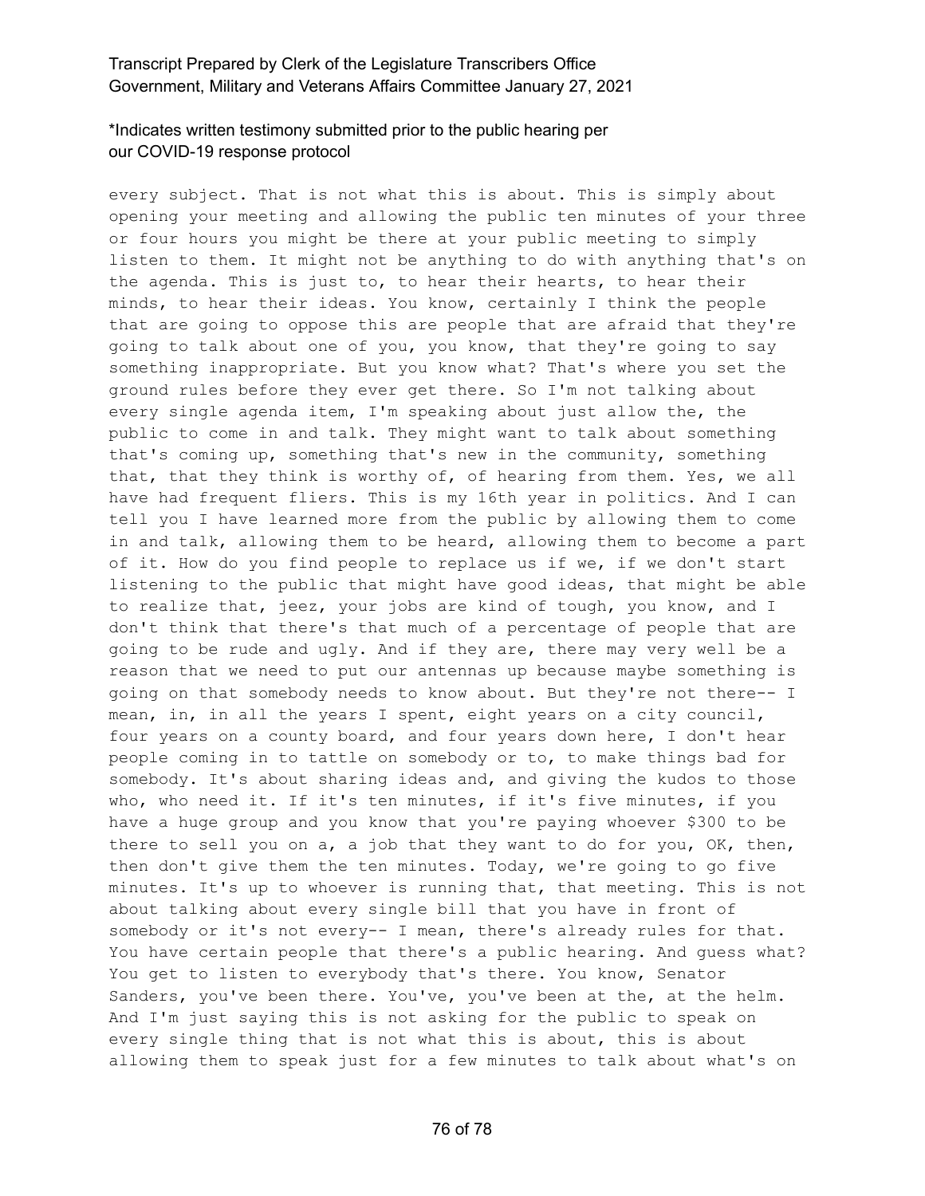every subject. That is not what this is about. This is simply about opening your meeting and allowing the public ten minutes of your three or four hours you might be there at your public meeting to simply listen to them. It might not be anything to do with anything that's on the agenda. This is just to, to hear their hearts, to hear their minds, to hear their ideas. You know, certainly I think the people that are going to oppose this are people that are afraid that they're going to talk about one of you, you know, that they're going to say something inappropriate. But you know what? That's where you set the ground rules before they ever get there. So I'm not talking about every single agenda item, I'm speaking about just allow the, the public to come in and talk. They might want to talk about something that's coming up, something that's new in the community, something that, that they think is worthy of, of hearing from them. Yes, we all have had frequent fliers. This is my 16th year in politics. And I can tell you I have learned more from the public by allowing them to come in and talk, allowing them to be heard, allowing them to become a part of it. How do you find people to replace us if we, if we don't start listening to the public that might have good ideas, that might be able to realize that, jeez, your jobs are kind of tough, you know, and I don't think that there's that much of a percentage of people that are going to be rude and ugly. And if they are, there may very well be a reason that we need to put our antennas up because maybe something is going on that somebody needs to know about. But they're not there-- I mean, in, in all the years I spent, eight years on a city council, four years on a county board, and four years down here, I don't hear people coming in to tattle on somebody or to, to make things bad for somebody. It's about sharing ideas and, and giving the kudos to those who, who need it. If it's ten minutes, if it's five minutes, if you have a huge group and you know that you're paying whoever $300 to be there to sell you on a, a job that they want to do for you, OK, then, then don't give them the ten minutes. Today, we're going to go five minutes. It's up to whoever is running that, that meeting. This is not about talking about every single bill that you have in front of somebody or it's not every-- I mean, there's already rules for that. You have certain people that there's a public hearing. And guess what? You get to listen to everybody that's there. You know, Senator Sanders, you've been there. You've, you've been at the, at the helm. And I'm just saying this is not asking for the public to speak on every single thing that is not what this is about, this is about allowing them to speak just for a few minutes to talk about what's on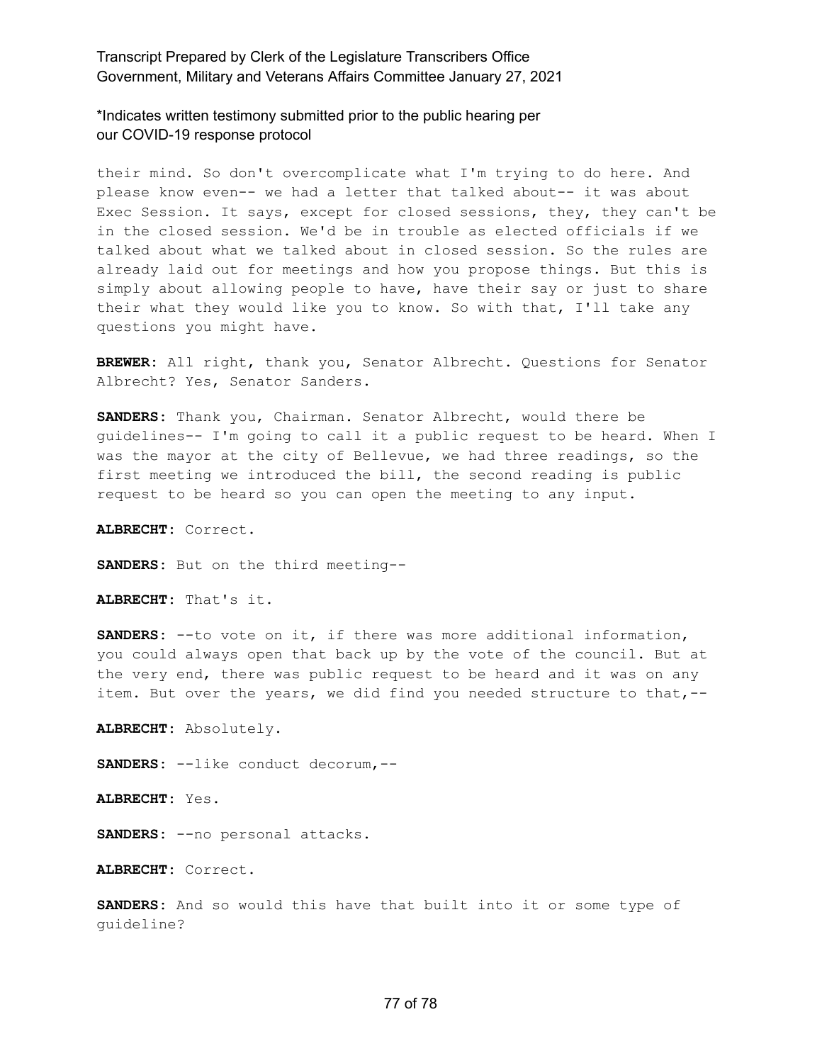their mind. So don't overcomplicate what I'm trying to do here. And please know even-- we had a letter that talked about-- it was about Exec Session. It says, except for closed sessions, they, they can't be in the closed session. We'd be in trouble as elected officials if we talked about what we talked about in closed session. So the rules are already laid out for meetings and how you propose things. But this is simply about allowing people to have, have their say or just to share their what they would like you to know. So with that, I'll take any questions you might have.

**BREWER:** All right, thank you, Senator Albrecht. Questions for Senator Albrecht? Yes, Senator Sanders.

**SANDERS:** Thank you, Chairman. Senator Albrecht, would there be guidelines-- I'm going to call it a public request to be heard. When I was the mayor at the city of Bellevue, we had three readings, so the first meeting we introduced the bill, the second reading is public request to be heard so you can open the meeting to any input.

**ALBRECHT:** Correct.

**SANDERS:** But on the third meeting--

**ALBRECHT:** That's it.

**SANDERS:** --to vote on it, if there was more additional information, you could always open that back up by the vote of the council. But at the very end, there was public request to be heard and it was on any item. But over the years, we did find you needed structure to that,--

**ALBRECHT:** Absolutely.

**SANDERS:** --like conduct decorum,--

**ALBRECHT:** Yes.

**SANDERS:** --no personal attacks.

**ALBRECHT:** Correct.

**SANDERS:** And so would this have that built into it or some type of guideline?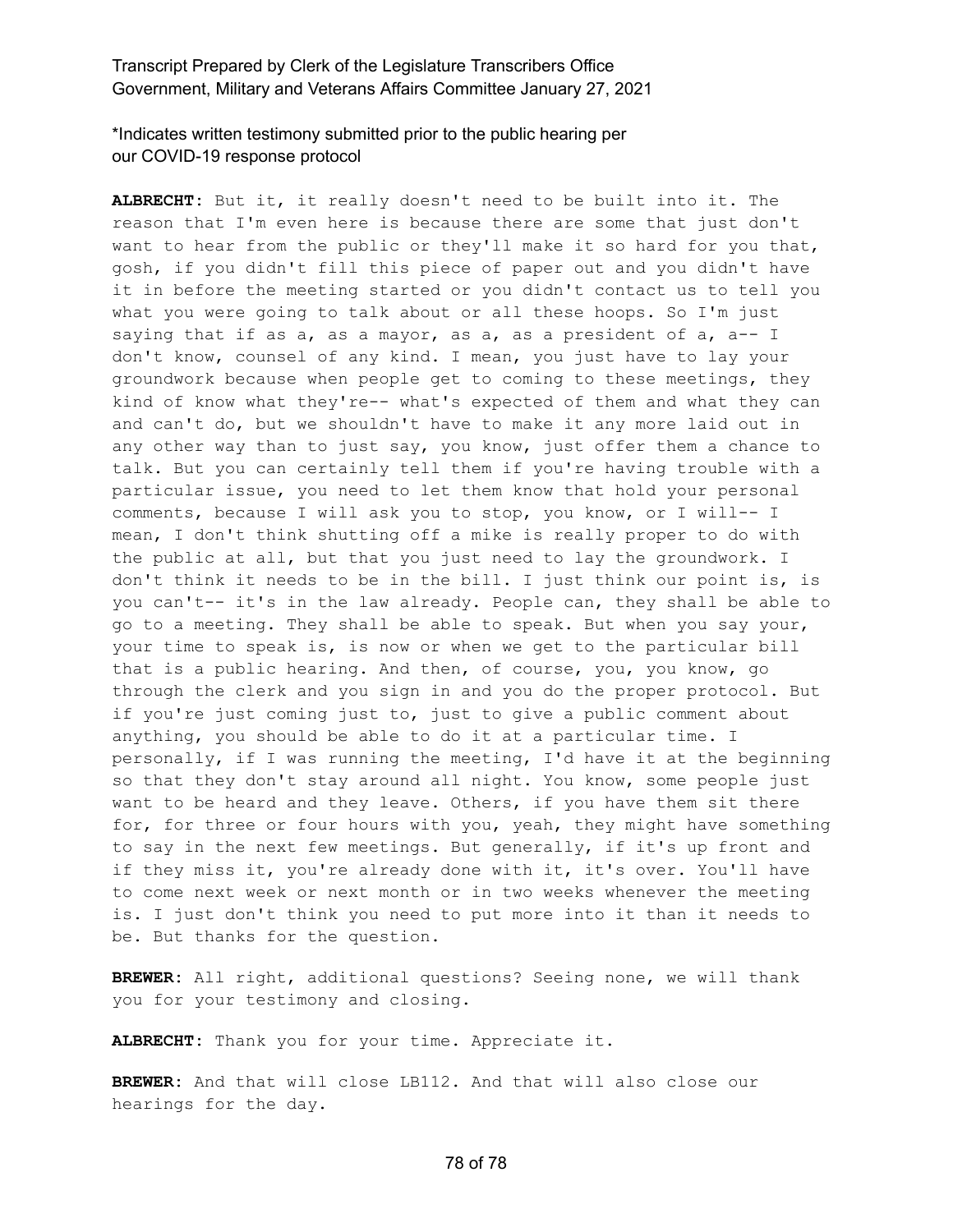\*Indicates written testimony submitted prior to the public hearing per our COVID-19 response protocol

**ALBRECHT:** But it, it really doesn't need to be built into it. The reason that I'm even here is because there are some that just don't want to hear from the public or they'll make it so hard for you that, gosh, if you didn't fill this piece of paper out and you didn't have it in before the meeting started or you didn't contact us to tell you what you were going to talk about or all these hoops. So I'm just saying that if as a, as a mayor, as a, as a president of a, a-- I don't know, counsel of any kind. I mean, you just have to lay your groundwork because when people get to coming to these meetings, they kind of know what they're-- what's expected of them and what they can and can't do, but we shouldn't have to make it any more laid out in any other way than to just say, you know, just offer them a chance to talk. But you can certainly tell them if you're having trouble with a particular issue, you need to let them know that hold your personal comments, because I will ask you to stop, you know, or I will-- I mean, I don't think shutting off a mike is really proper to do with the public at all, but that you just need to lay the groundwork. I don't think it needs to be in the bill. I just think our point is, is you can't-- it's in the law already. People can, they shall be able to go to a meeting. They shall be able to speak. But when you say your, your time to speak is, is now or when we get to the particular bill that is a public hearing. And then, of course, you, you know, go through the clerk and you sign in and you do the proper protocol. But if you're just coming just to, just to give a public comment about anything, you should be able to do it at a particular time. I personally, if I was running the meeting, I'd have it at the beginning so that they don't stay around all night. You know, some people just want to be heard and they leave. Others, if you have them sit there for, for three or four hours with you, yeah, they might have something to say in the next few meetings. But generally, if it's up front and if they miss it, you're already done with it, it's over. You'll have to come next week or next month or in two weeks whenever the meeting is. I just don't think you need to put more into it than it needs to be. But thanks for the question.

**BREWER:** All right, additional questions? Seeing none, we will thank you for your testimony and closing.

**ALBRECHT:** Thank you for your time. Appreciate it.

**BREWER:** And that will close LB112. And that will also close our hearings for the day.